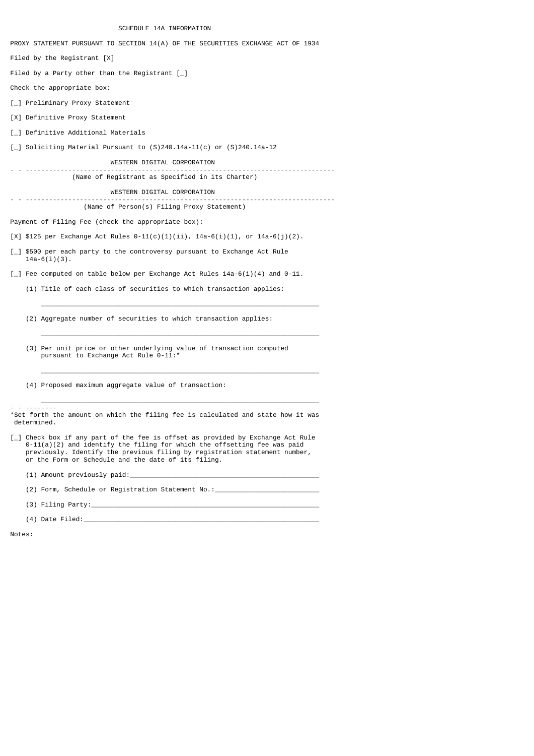SCHEDULE 14A INFORMATION

PROXY STATEMENT PURSUANT TO SECTION 14(A) OF THE SECURITIES EXCHANGE ACT OF 1934

Filed by the Registrant [X]

Filed by a Party other than the Registrant [_]

Check the appropriate box:

[_] Preliminary Proxy Statement

[X] Definitive Proxy Statement

[_] Definitive Additional Materials

[_] Soliciting Material Pursuant to (S)240.14a-11(c) or (S)240.14a-12

WESTERN DIGITAL CORPORATION

---

(Name of Registrant as Specified in its Charter)

WESTERN DIGITAL CORPORATION

---

(Name of Person(s) Filing Proxy Statement)

Payment of Filing Fee (check the appropriate box):

[X] $125 per Exchange Act Rules 0-11(c)(1)(ii), 14a-6(i)(1), or 14a-6(j)(2).

[_] $500 per each party to the controversy pursuant to Exchange Act Rule 14a-6(i)(3).

[_] Fee computed on table below per Exchange Act Rules 14a-6(i)(4) and 0-11.

(1) Title of each class of securities to which transaction applies:

_______________________________________________________________________

(2) Aggregate number of securities to which transaction applies:

_______________________________________________________________________

(3) Per unit price or other underlying value of transaction computed pursuant to Exchange Act Rule 0-11:*

_______________________________________________________________________

(4) Proposed maximum aggregate value of transaction:

_______________________________________________________________________

---

*Set forth the amount on which the filing fee is calculated and state how it was determined.

[_] Check box if any part of the fee is offset as provided by Exchange Act Rule 0-11(a)(2) and identify the filing for which the offsetting fee was paid previously. Identify the previous filing by registration statement number, or the Form or Schedule and the date of its filing.

(1) Amount previously paid:_______________________________________________

(2) Form, Schedule or Registration Statement No.:__________________________

(3) Filing Party:_________________________________________________________

(4) Date Filed:___________________________________________________________

Notes: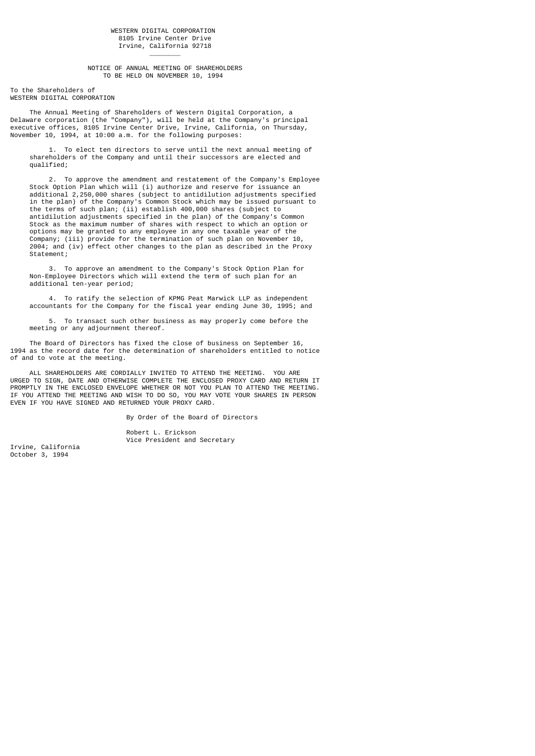WESTERN DIGITAL CORPORATION
8105 Irvine Center Drive
Irvine, California 92718

---

## NOTICE OF ANNUAL MEETING OF SHAREHOLDERS
## TO BE HELD ON NOVEMBER 10, 1994

To the Shareholders of
WESTERN DIGITAL CORPORATION

The Annual Meeting of Shareholders of Western Digital Corporation, a Delaware corporation (the "Company"), will be held at the Company's principal executive offices, 8105 Irvine Center Drive, Irvine, California, on Thursday, November 10, 1994, at 10:00 a.m. for the following purposes:

1. To elect ten directors to serve until the next annual meeting of shareholders of the Company and until their successors are elected and qualified;

2. To approve the amendment and restatement of the Company's Employee Stock Option Plan which will (i) authorize and reserve for issuance an additional 2,250,000 shares (subject to antidilution adjustments specified in the plan) of the Company's Common Stock which may be issued pursuant to the terms of such plan; (ii) establish 400,000 shares (subject to antidilution adjustments specified in the plan) of the Company's Common Stock as the maximum number of shares with respect to which an option or options may be granted to any employee in any one taxable year of the Company; (iii) provide for the termination of such plan on November 10, 2004; and (iv) effect other changes to the plan as described in the Proxy Statement;

3. To approve an amendment to the Company's Stock Option Plan for Non-Employee Directors which will extend the term of such plan for an additional ten-year period;

4. To ratify the selection of KPMG Peat Marwick LLP as independent accountants for the Company for the fiscal year ending June 30, 1995; and

5. To transact such other business as may properly come before the meeting or any adjournment thereof.

The Board of Directors has fixed the close of business on September 16, 1994 as the record date for the determination of shareholders entitled to notice of and to vote at the meeting.

ALL SHAREHOLDERS ARE CORDIALLY INVITED TO ATTEND THE MEETING. YOU ARE URGED TO SIGN, DATE AND OTHERWISE COMPLETE THE ENCLOSED PROXY CARD AND RETURN IT PROMPTLY IN THE ENCLOSED ENVELOPE WHETHER OR NOT YOU PLAN TO ATTEND THE MEETING. IF YOU ATTEND THE MEETING AND WISH TO DO SO, YOU MAY VOTE YOUR SHARES IN PERSON EVEN IF YOU HAVE SIGNED AND RETURNED YOUR PROXY CARD.

By Order of the Board of Directors

Robert L. Erickson
Vice President and Secretary

Irvine, California
October 3, 1994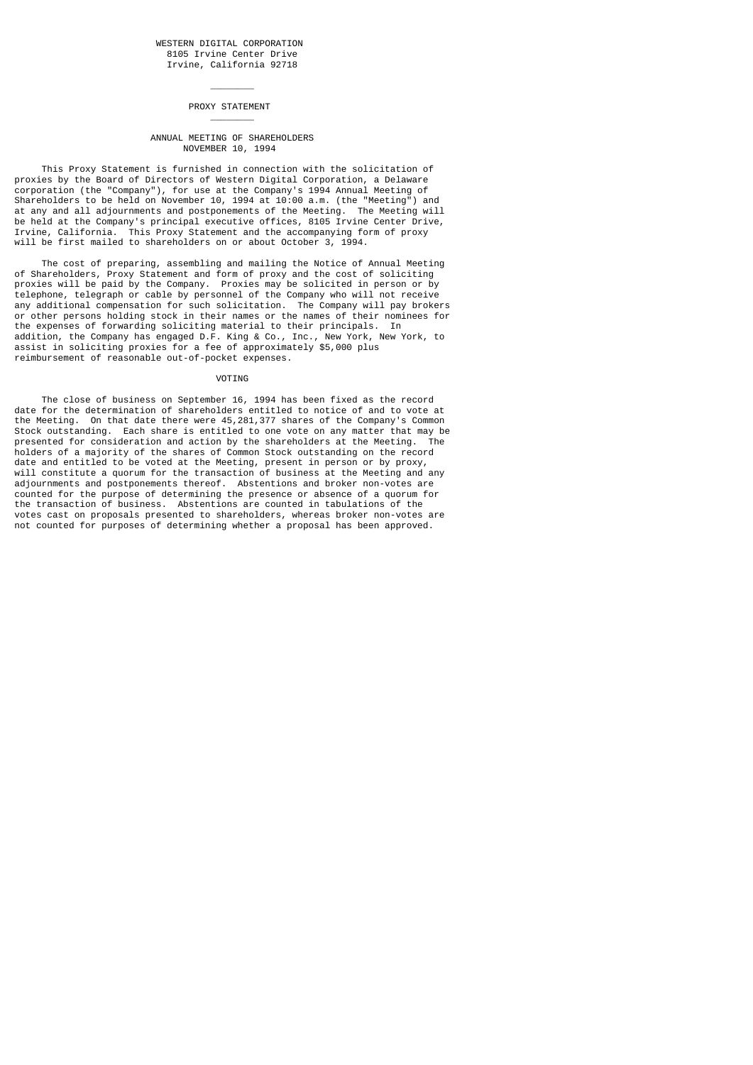WESTERN DIGITAL CORPORATION
8105 Irvine Center Drive
Irvine, California 92718

---

# PROXY STATEMENT

---

## ANNUAL MEETING OF SHAREHOLDERS
## NOVEMBER 10, 1994

This Proxy Statement is furnished in connection with the solicitation of proxies by the Board of Directors of Western Digital Corporation, a Delaware corporation (the "Company"), for use at the Company's 1994 Annual Meeting of Shareholders to be held on November 10, 1994 at 10:00 a.m. (the "Meeting") and at any and all adjournments and postponements of the Meeting. The Meeting will be held at the Company's principal executive offices, 8105 Irvine Center Drive, Irvine, California. This Proxy Statement and the accompanying form of proxy will be first mailed to shareholders on or about October 3, 1994.

The cost of preparing, assembling and mailing the Notice of Annual Meeting of Shareholders, Proxy Statement and form of proxy and the cost of soliciting proxies will be paid by the Company. Proxies may be solicited in person or by telephone, telegraph or cable by personnel of the Company who will not receive any additional compensation for such solicitation. The Company will pay brokers or other persons holding stock in their names or the names of their nominees for the expenses of forwarding soliciting material to their principals. In addition, the Company has engaged D.F. King & Co., Inc., New York, New York, to assist in soliciting proxies for a fee of approximately $5,000 plus reimbursement of reasonable out-of-pocket expenses.

## VOTING

The close of business on September 16, 1994 has been fixed as the record date for the determination of shareholders entitled to notice of and to vote at the Meeting. On that date there were 45,281,377 shares of the Company's Common Stock outstanding. Each share is entitled to one vote on any matter that may be presented for consideration and action by the shareholders at the Meeting. The holders of a majority of the shares of Common Stock outstanding on the record date and entitled to be voted at the Meeting, present in person or by proxy, will constitute a quorum for the transaction of business at the Meeting and any adjournments and postponements thereof. Abstentions and broker non-votes are counted for the purpose of determining the presence or absence of a quorum for the transaction of business. Abstentions are counted in tabulations of the votes cast on proposals presented to shareholders, whereas broker non-votes are not counted for purposes of determining whether a proposal has been approved.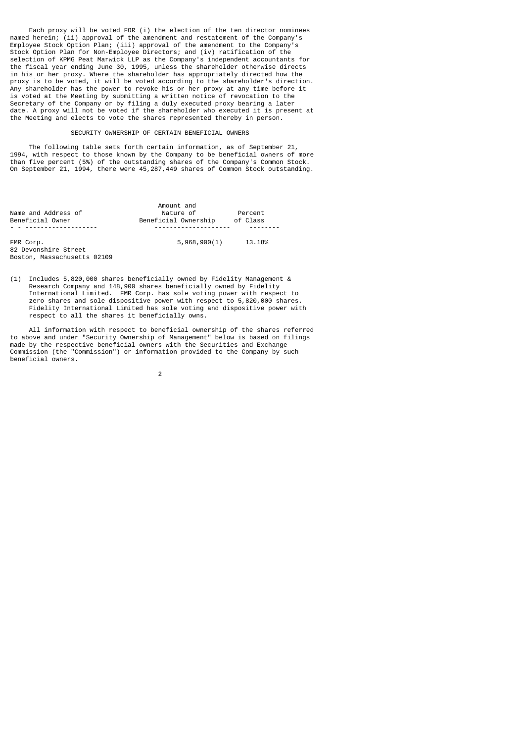Each proxy will be voted FOR (i) the election of the ten director nominees named herein; (ii) approval of the amendment and restatement of the Company's Employee Stock Option Plan; (iii) approval of the amendment to the Company's Stock Option Plan for Non-Employee Directors; and (iv) ratification of the selection of KPMG Peat Marwick LLP as the Company's independent accountants for the fiscal year ending June 30, 1995, unless the shareholder otherwise directs in his or her proxy. Where the shareholder has appropriately directed how the proxy is to be voted, it will be voted according to the shareholder's direction. Any shareholder has the power to revoke his or her proxy at any time before it is voted at the Meeting by submitting a written notice of revocation to the Secretary of the Company or by filing a duly executed proxy bearing a later date. A proxy will not be voted if the shareholder who executed it is present at the Meeting and elects to vote the shares represented thereby in person.

## SECURITY OWNERSHIP OF CERTAIN BENEFICIAL OWNERS

The following table sets forth certain information, as of September 21, 1994, with respect to those known by the Company to be beneficial owners of more than five percent (5%) of the outstanding shares of the Company's Common Stock. On September 21, 1994, there were 45,287,449 shares of Common Stock outstanding.

| Name and Address of Beneficial Owner | Amount and Nature of Beneficial Ownership | Percent of Class |
|---|---|---|
| FMR Corp.<br>82 Devonshire Street<br>Boston, Massachusetts 02109 | 5,968,900(1) | 13.18% |

(1) Includes 5,820,000 shares beneficially owned by Fidelity Management & Research Company and 148,900 shares beneficially owned by Fidelity International Limited. FMR Corp. has sole voting power with respect to zero shares and sole dispositive power with respect to 5,820,000 shares. Fidelity International Limited has sole voting and dispositive power with respect to all the shares it beneficially owns.

All information with respect to beneficial ownership of the shares referred to above and under "Security Ownership of Management" below is based on filings made by the respective beneficial owners with the Securities and Exchange Commission (the "Commission") or information provided to the Company by such beneficial owners.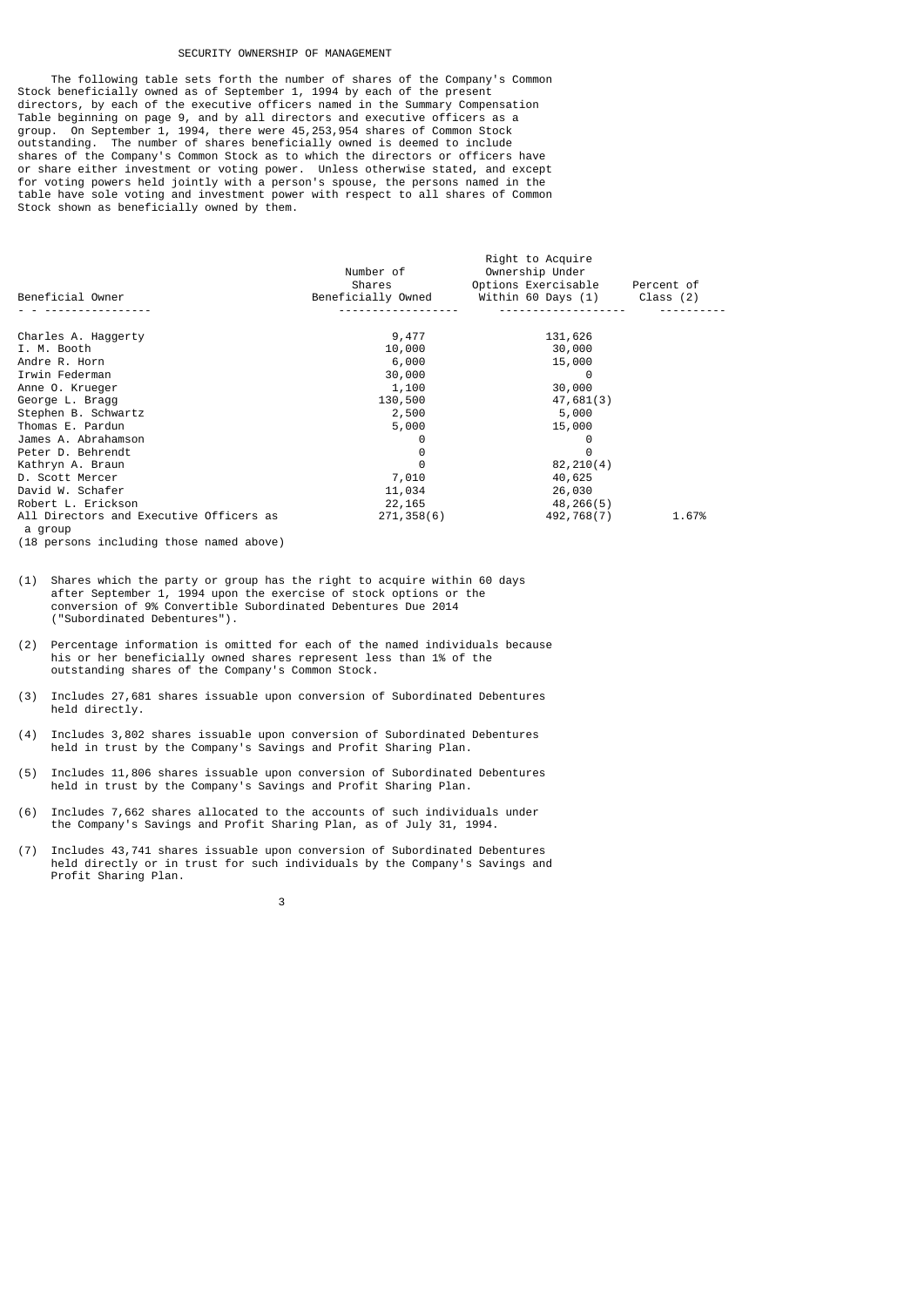## SECURITY OWNERSHIP OF MANAGEMENT

The following table sets forth the number of shares of the Company's Common Stock beneficially owned as of September 1, 1994 by each of the present directors, by each of the executive officers named in the Summary Compensation Table beginning on page 9, and by all directors and executive officers as a group. On September 1, 1994, there were 45,253,954 shares of Common Stock outstanding. The number of shares beneficially owned is deemed to include shares of the Company's Common Stock as to which the directors or officers have or share either investment or voting power. Unless otherwise stated, and except for voting powers held jointly with a person's spouse, the persons named in the table have sole voting and investment power with respect to all shares of Common Stock shown as beneficially owned by them.

| Beneficial Owner | Number of Shares Beneficially Owned | Right to Acquire Ownership Under Options Exercisable Within 60 Days (1) | Percent of Class (2) |
|---|---|---|---|
| Charles A. Haggerty | 9,477 | 131,626 | |
| I. M. Booth | 10,000 | 30,000 | |
| Andre R. Horn | 6,000 | 15,000 | |
| Irwin Federman | 30,000 | 0 | |
| Anne O. Krueger | 1,100 | 30,000 | |
| George L. Bragg | 130,500 | 47,681(3) | |
| Stephen B. Schwartz | 2,500 | 5,000 | |
| Thomas E. Pardun | 5,000 | 15,000 | |
| James A. Abrahamson | 0 | 0 | |
| Peter D. Behrendt | 0 | 0 | |
| Kathryn A. Braun | 0 | 82,210(4) | |
| D. Scott Mercer | 7,010 | 40,625 | |
| David W. Schafer | 11,034 | 26,030 | |
| Robert L. Erickson | 22,165 | 48,266(5) | |
| All Directors and Executive Officers as a group (18 persons including those named above) | 271,358(6) | 492,768(7) | 1.67% |

(1) Shares which the party or group has the right to acquire within 60 days after September 1, 1994 upon the exercise of stock options or the conversion of 9% Convertible Subordinated Debentures Due 2014 ("Subordinated Debentures").

(2) Percentage information is omitted for each of the named individuals because his or her beneficially owned shares represent less than 1% of the outstanding shares of the Company's Common Stock.

(3) Includes 27,681 shares issuable upon conversion of Subordinated Debentures held directly.

(4) Includes 3,802 shares issuable upon conversion of Subordinated Debentures held in trust by the Company's Savings and Profit Sharing Plan.

(5) Includes 11,806 shares issuable upon conversion of Subordinated Debentures held in trust by the Company's Savings and Profit Sharing Plan.

(6) Includes 7,662 shares allocated to the accounts of such individuals under the Company's Savings and Profit Sharing Plan, as of July 31, 1994.

(7) Includes 43,741 shares issuable upon conversion of Subordinated Debentures held directly or in trust for such individuals by the Company's Savings and Profit Sharing Plan.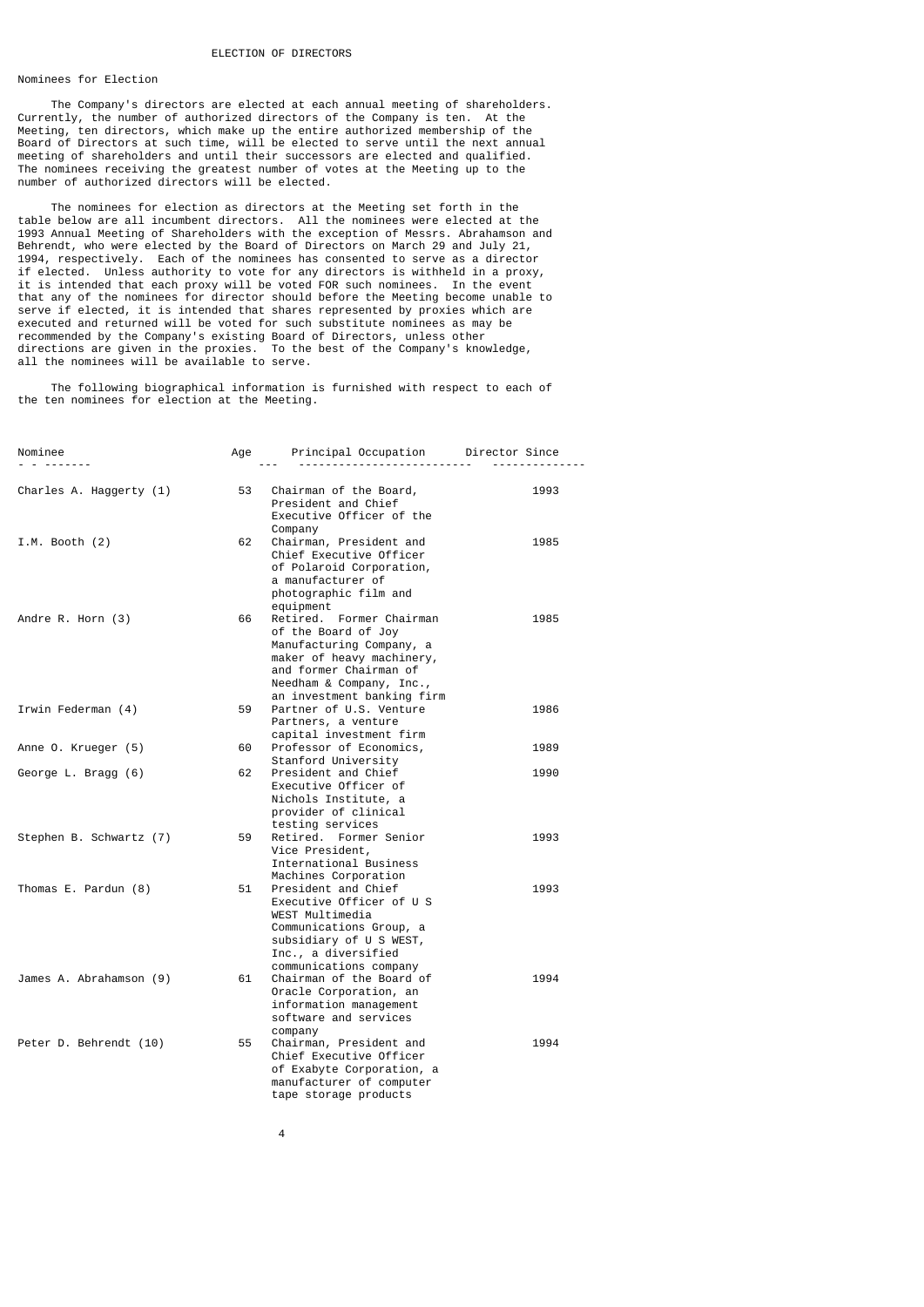# ELECTION OF DIRECTORS

## Nominees for Election

The Company's directors are elected at each annual meeting of shareholders. Currently, the number of authorized directors of the Company is ten. At the Meeting, ten directors, which make up the entire authorized membership of the Board of Directors at such time, will be elected to serve until the next annual meeting of shareholders and until their successors are elected and qualified. The nominees receiving the greatest number of votes at the Meeting up to the number of authorized directors will be elected.

The nominees for election as directors at the Meeting set forth in the table below are all incumbent directors. All the nominees were elected at the 1993 Annual Meeting of Shareholders with the exception of Messrs. Abrahamson and Behrendt, who were elected by the Board of Directors on March 29 and July 21, 1994, respectively. Each of the nominees has consented to serve as a director if elected. Unless authority to vote for any directors is withheld in a proxy, it is intended that each proxy will be voted FOR such nominees. In the event that any of the nominees for director should before the Meeting become unable to serve if elected, it is intended that shares represented by proxies which are executed and returned will be voted for such substitute nominees as may be recommended by the Company's existing Board of Directors, unless other directions are given in the proxies. To the best of the Company's knowledge, all the nominees will be available to serve.

The following biographical information is furnished with respect to each of the ten nominees for election at the Meeting.

| Nominee | Age | Principal Occupation | Director Since |
|---|---|---|---|
| Charles A. Haggerty (1) | 53 | Chairman of the Board, President and Chief Executive Officer of the Company | 1993 |
| I.M. Booth (2) | 62 | Chairman, President and Chief Executive Officer of Polaroid Corporation, a manufacturer of photographic film and equipment | 1985 |
| Andre R. Horn (3) | 66 | Retired. Former Chairman of the Board of Joy Manufacturing Company, a maker of heavy machinery, and former Chairman of Needham & Company, Inc., an investment banking firm | 1985 |
| Irwin Federman (4) | 59 | Partner of U.S. Venture Partners, a venture capital investment firm | 1986 |
| Anne O. Krueger (5) | 60 | Professor of Economics, Stanford University | 1989 |
| George L. Bragg (6) | 62 | President and Chief Executive Officer of Nichols Institute, a provider of clinical testing services | 1990 |
| Stephen B. Schwartz (7) | 59 | Retired. Former Senior Vice President, International Business Machines Corporation | 1993 |
| Thomas E. Pardun (8) | 51 | President and Chief Executive Officer of U S WEST Multimedia Communications Group, a subsidiary of U S WEST, Inc., a diversified communications company | 1993 |
| James A. Abrahamson (9) | 61 | Chairman of the Board of Oracle Corporation, an information management software and services company | 1994 |
| Peter D. Behrendt (10) | 55 | Chairman, President and Chief Executive Officer of Exabyte Corporation, a manufacturer of computer tape storage products | 1994 |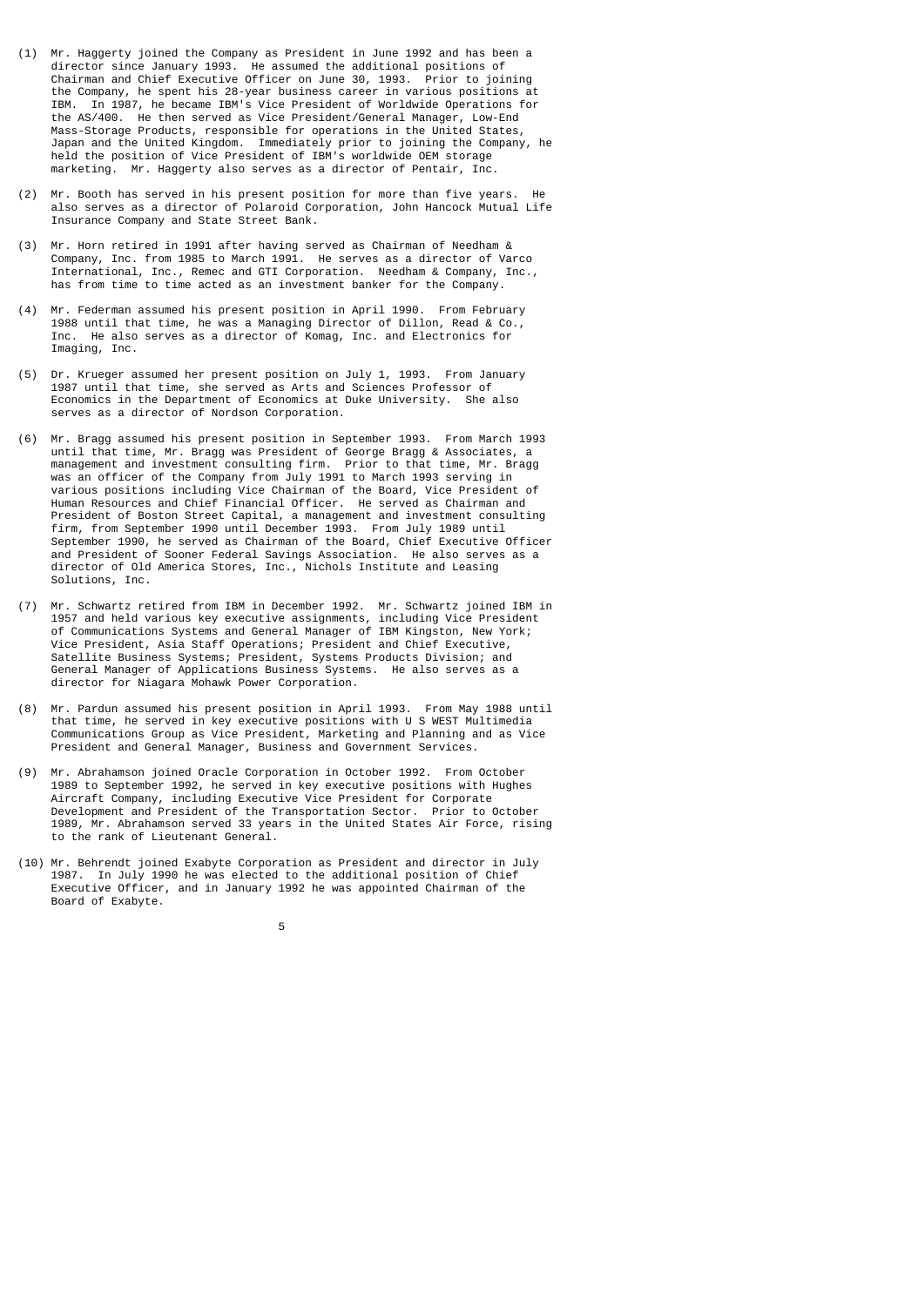(1) Mr. Haggerty joined the Company as President in June 1992 and has been a director since January 1993. He assumed the additional positions of Chairman and Chief Executive Officer on June 30, 1993. Prior to joining the Company, he spent his 28-year business career in various positions at IBM. In 1987, he became IBM's Vice President of Worldwide Operations for the AS/400. He then served as Vice President/General Manager, Low-End Mass-Storage Products, responsible for operations in the United States, Japan and the United Kingdom. Immediately prior to joining the Company, he held the position of Vice President of IBM's worldwide OEM storage marketing. Mr. Haggerty also serves as a director of Pentair, Inc.

(2) Mr. Booth has served in his present position for more than five years. He also serves as a director of Polaroid Corporation, John Hancock Mutual Life Insurance Company and State Street Bank.

(3) Mr. Horn retired in 1991 after having served as Chairman of Needham & Company, Inc. from 1985 to March 1991. He serves as a director of Varco International, Inc., Remec and GTI Corporation. Needham & Company, Inc., has from time to time acted as an investment banker for the Company.

(4) Mr. Federman assumed his present position in April 1990. From February 1988 until that time, he was a Managing Director of Dillon, Read & Co., Inc. He also serves as a director of Komag, Inc. and Electronics for Imaging, Inc.

(5) Dr. Krueger assumed her present position on July 1, 1993. From January 1987 until that time, she served as Arts and Sciences Professor of Economics in the Department of Economics at Duke University. She also serves as a director of Nordson Corporation.

(6) Mr. Bragg assumed his present position in September 1993. From March 1993 until that time, Mr. Bragg was President of George Bragg & Associates, a management and investment consulting firm. Prior to that time, Mr. Bragg was an officer of the Company from July 1991 to March 1993 serving in various positions including Vice Chairman of the Board, Vice President of Human Resources and Chief Financial Officer. He served as Chairman and President of Boston Street Capital, a management and investment consulting firm, from September 1990 until December 1993. From July 1989 until September 1990, he served as Chairman of the Board, Chief Executive Officer and President of Sooner Federal Savings Association. He also serves as a director of Old America Stores, Inc., Nichols Institute and Leasing Solutions, Inc.

(7) Mr. Schwartz retired from IBM in December 1992. Mr. Schwartz joined IBM in 1957 and held various key executive assignments, including Vice President of Communications Systems and General Manager of IBM Kingston, New York; Vice President, Asia Staff Operations; President and Chief Executive, Satellite Business Systems; President, Systems Products Division; and General Manager of Applications Business Systems. He also serves as a director for Niagara Mohawk Power Corporation.

(8) Mr. Pardun assumed his present position in April 1993. From May 1988 until that time, he served in key executive positions with U S WEST Multimedia Communications Group as Vice President, Marketing and Planning and as Vice President and General Manager, Business and Government Services.

(9) Mr. Abrahamson joined Oracle Corporation in October 1992. From October 1989 to September 1992, he served in key executive positions with Hughes Aircraft Company, including Executive Vice President for Corporate Development and President of the Transportation Sector. Prior to October 1989, Mr. Abrahamson served 33 years in the United States Air Force, rising to the rank of Lieutenant General.

(10) Mr. Behrendt joined Exabyte Corporation as President and director in July 1987. In July 1990 he was elected to the additional position of Chief Executive Officer, and in January 1992 he was appointed Chairman of the Board of Exabyte.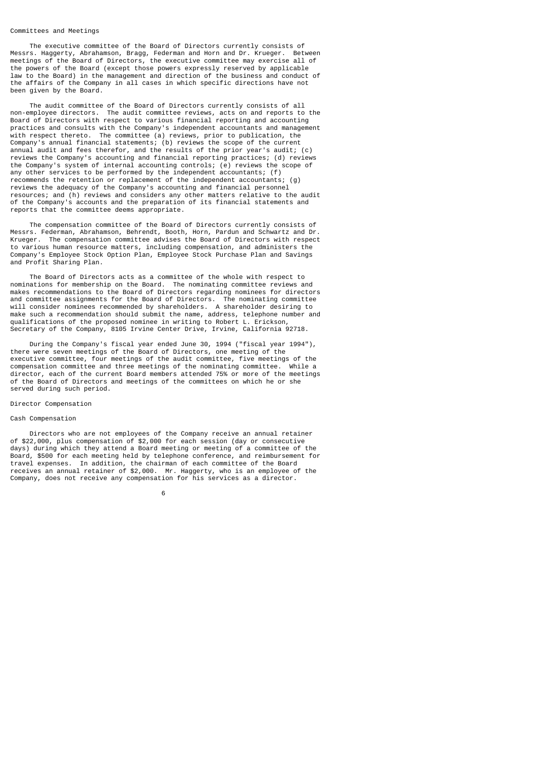## Committees and Meetings

The executive committee of the Board of Directors currently consists of Messrs. Haggerty, Abrahamson, Bragg, Federman and Horn and Dr. Krueger. Between meetings of the Board of Directors, the executive committee may exercise all of the powers of the Board (except those powers expressly reserved by applicable law to the Board) in the management and direction of the business and conduct of the affairs of the Company in all cases in which specific directions have not been given by the Board.

The audit committee of the Board of Directors currently consists of all non-employee directors. The audit committee reviews, acts on and reports to the Board of Directors with respect to various financial reporting and accounting practices and consults with the Company's independent accountants and management with respect thereto. The committee (a) reviews, prior to publication, the Company's annual financial statements; (b) reviews the scope of the current annual audit and fees therefor, and the results of the prior year's audit; (c) reviews the Company's accounting and financial reporting practices; (d) reviews the Company's system of internal accounting controls; (e) reviews the scope of any other services to be performed by the independent accountants; (f) recommends the retention or replacement of the independent accountants; (g) reviews the adequacy of the Company's accounting and financial personnel resources; and (h) reviews and considers any other matters relative to the audit of the Company's accounts and the preparation of its financial statements and reports that the committee deems appropriate.

The compensation committee of the Board of Directors currently consists of Messrs. Federman, Abrahamson, Behrendt, Booth, Horn, Pardun and Schwartz and Dr. Krueger. The compensation committee advises the Board of Directors with respect to various human resource matters, including compensation, and administers the Company's Employee Stock Option Plan, Employee Stock Purchase Plan and Savings and Profit Sharing Plan.

The Board of Directors acts as a committee of the whole with respect to nominations for membership on the Board. The nominating committee reviews and makes recommendations to the Board of Directors regarding nominees for directors and committee assignments for the Board of Directors. The nominating committee will consider nominees recommended by shareholders. A shareholder desiring to make such a recommendation should submit the name, address, telephone number and qualifications of the proposed nominee in writing to Robert L. Erickson, Secretary of the Company, 8105 Irvine Center Drive, Irvine, California 92718.

During the Company's fiscal year ended June 30, 1994 ("fiscal year 1994"), there were seven meetings of the Board of Directors, one meeting of the executive committee, four meetings of the audit committee, five meetings of the compensation committee and three meetings of the nominating committee. While a director, each of the current Board members attended 75% or more of the meetings of the Board of Directors and meetings of the committees on which he or she served during such period.

## Director Compensation

### Cash Compensation

Directors who are not employees of the Company receive an annual retainer of $22,000, plus compensation of $2,000 for each session (day or consecutive days) during which they attend a Board meeting or meeting of a committee of the Board, $500 for each meeting held by telephone conference, and reimbursement for travel expenses. In addition, the chairman of each committee of the Board receives an annual retainer of $2,000. Mr. Haggerty, who is an employee of the Company, does not receive any compensation for his services as a director.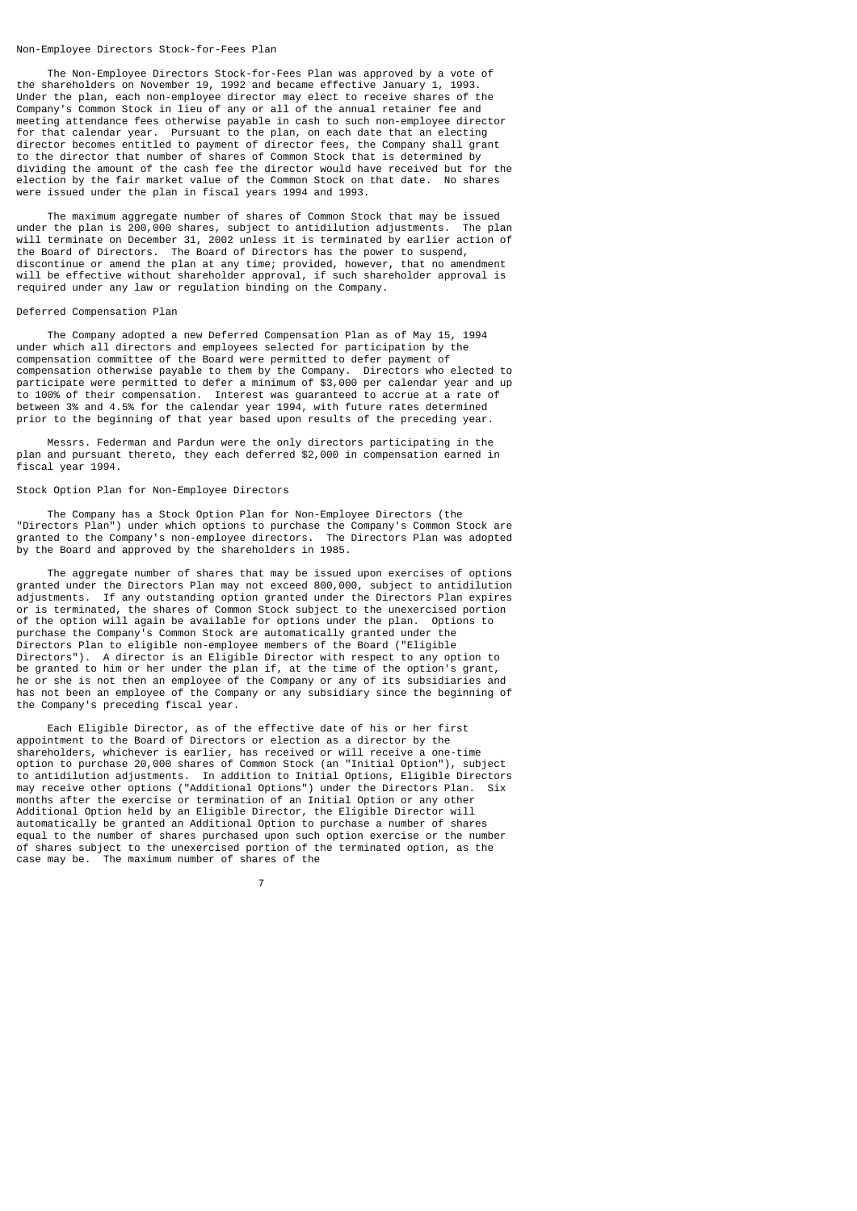## Non-Employee Directors Stock-for-Fees Plan

The Non-Employee Directors Stock-for-Fees Plan was approved by a vote of the shareholders on November 19, 1992 and became effective January 1, 1993. Under the plan, each non-employee director may elect to receive shares of the Company's Common Stock in lieu of any or all of the annual retainer fee and meeting attendance fees otherwise payable in cash to such non-employee director for that calendar year. Pursuant to the plan, on each date that an electing director becomes entitled to payment of director fees, the Company shall grant to the director that number of shares of Common Stock that is determined by dividing the amount of the cash fee the director would have received but for the election by the fair market value of the Common Stock on that date. No shares were issued under the plan in fiscal years 1994 and 1993.

The maximum aggregate number of shares of Common Stock that may be issued under the plan is 200,000 shares, subject to antidilution adjustments. The plan will terminate on December 31, 2002 unless it is terminated by earlier action of the Board of Directors. The Board of Directors has the power to suspend, discontinue or amend the plan at any time; provided, however, that no amendment will be effective without shareholder approval, if such shareholder approval is required under any law or regulation binding on the Company.

## Deferred Compensation Plan

The Company adopted a new Deferred Compensation Plan as of May 15, 1994 under which all directors and employees selected for participation by the compensation committee of the Board were permitted to defer payment of compensation otherwise payable to them by the Company. Directors who elected to participate were permitted to defer a minimum of $3,000 per calendar year and up to 100% of their compensation. Interest was guaranteed to accrue at a rate of between 3% and 4.5% for the calendar year 1994, with future rates determined prior to the beginning of that year based upon results of the preceding year.

Messrs. Federman and Pardun were the only directors participating in the plan and pursuant thereto, they each deferred $2,000 in compensation earned in fiscal year 1994.

## Stock Option Plan for Non-Employee Directors

The Company has a Stock Option Plan for Non-Employee Directors (the "Directors Plan") under which options to purchase the Company's Common Stock are granted to the Company's non-employee directors. The Directors Plan was adopted by the Board and approved by the shareholders in 1985.

The aggregate number of shares that may be issued upon exercises of options granted under the Directors Plan may not exceed 800,000, subject to antidilution adjustments. If any outstanding option granted under the Directors Plan expires or is terminated, the shares of Common Stock subject to the unexercised portion of the option will again be available for options under the plan. Options to purchase the Company's Common Stock are automatically granted under the Directors Plan to eligible non-employee members of the Board ("Eligible Directors"). A director is an Eligible Director with respect to any option to be granted to him or her under the plan if, at the time of the option's grant, he or she is not then an employee of the Company or any of its subsidiaries and has not been an employee of the Company or any subsidiary since the beginning of the Company's preceding fiscal year.

Each Eligible Director, as of the effective date of his or her first appointment to the Board of Directors or election as a director by the shareholders, whichever is earlier, has received or will receive a one-time option to purchase 20,000 shares of Common Stock (an "Initial Option"), subject to antidilution adjustments. In addition to Initial Options, Eligible Directors may receive other options ("Additional Options") under the Directors Plan. Six months after the exercise or termination of an Initial Option or any other Additional Option held by an Eligible Director, the Eligible Director will automatically be granted an Additional Option to purchase a number of shares equal to the number of shares purchased upon such option exercise or the number of shares subject to the unexercised portion of the terminated option, as the case may be. The maximum number of shares of the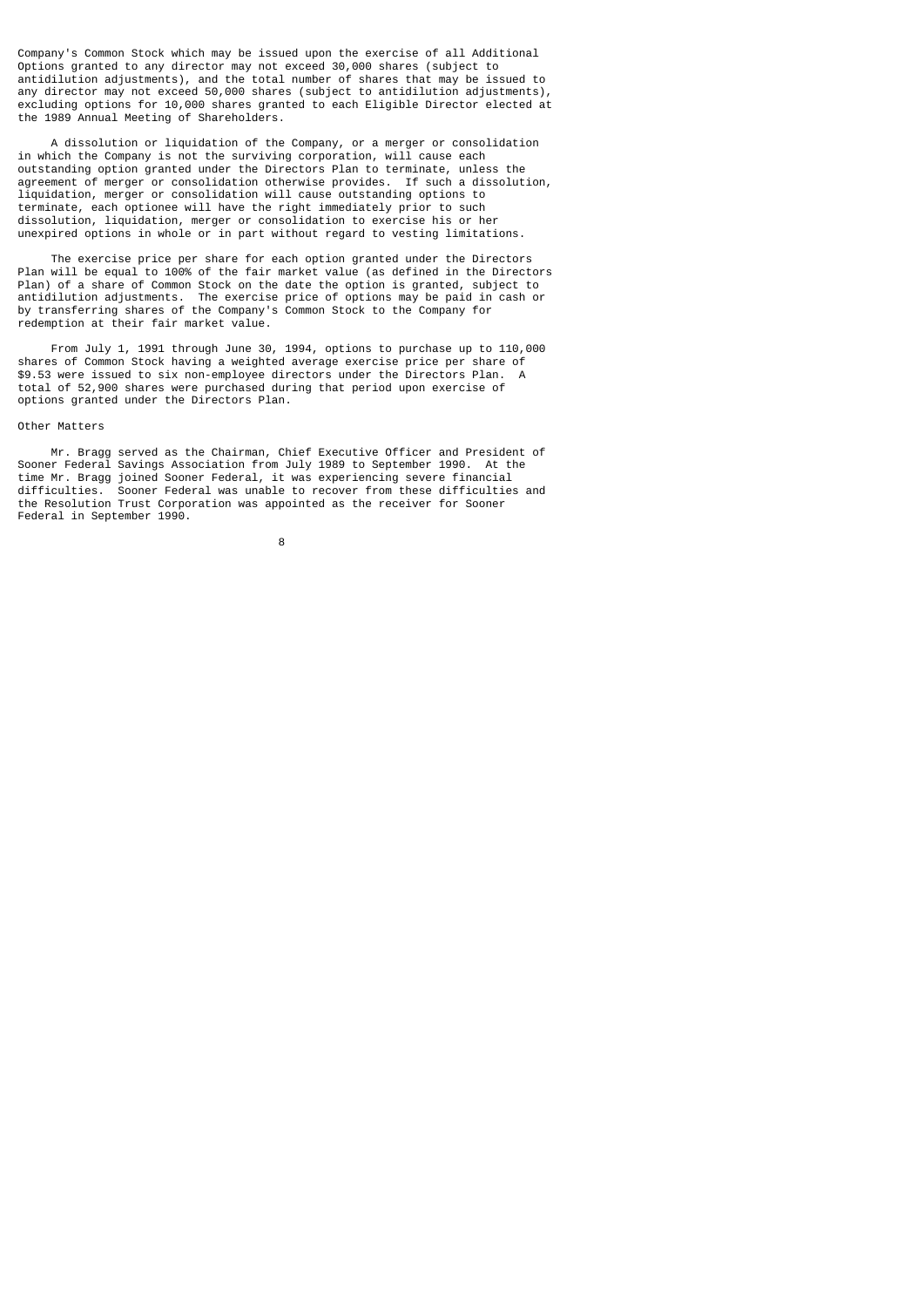Company's Common Stock which may be issued upon the exercise of all Additional Options granted to any director may not exceed 30,000 shares (subject to antidilution adjustments), and the total number of shares that may be issued to any director may not exceed 50,000 shares (subject to antidilution adjustments), excluding options for 10,000 shares granted to each Eligible Director elected at the 1989 Annual Meeting of Shareholders.

A dissolution or liquidation of the Company, or a merger or consolidation in which the Company is not the surviving corporation, will cause each outstanding option granted under the Directors Plan to terminate, unless the agreement of merger or consolidation otherwise provides. If such a dissolution, liquidation, merger or consolidation will cause outstanding options to terminate, each optionee will have the right immediately prior to such dissolution, liquidation, merger or consolidation to exercise his or her unexpired options in whole or in part without regard to vesting limitations.

The exercise price per share for each option granted under the Directors Plan will be equal to 100% of the fair market value (as defined in the Directors Plan) of a share of Common Stock on the date the option is granted, subject to antidilution adjustments. The exercise price of options may be paid in cash or by transferring shares of the Company's Common Stock to the Company for redemption at their fair market value.

From July 1, 1991 through June 30, 1994, options to purchase up to 110,000 shares of Common Stock having a weighted average exercise price per share of $9.53 were issued to six non-employee directors under the Directors Plan. A total of 52,900 shares were purchased during that period upon exercise of options granted under the Directors Plan.

Other Matters

Mr. Bragg served as the Chairman, Chief Executive Officer and President of Sooner Federal Savings Association from July 1989 to September 1990. At the time Mr. Bragg joined Sooner Federal, it was experiencing severe financial difficulties. Sooner Federal was unable to recover from these difficulties and the Resolution Trust Corporation was appointed as the receiver for Sooner Federal in September 1990.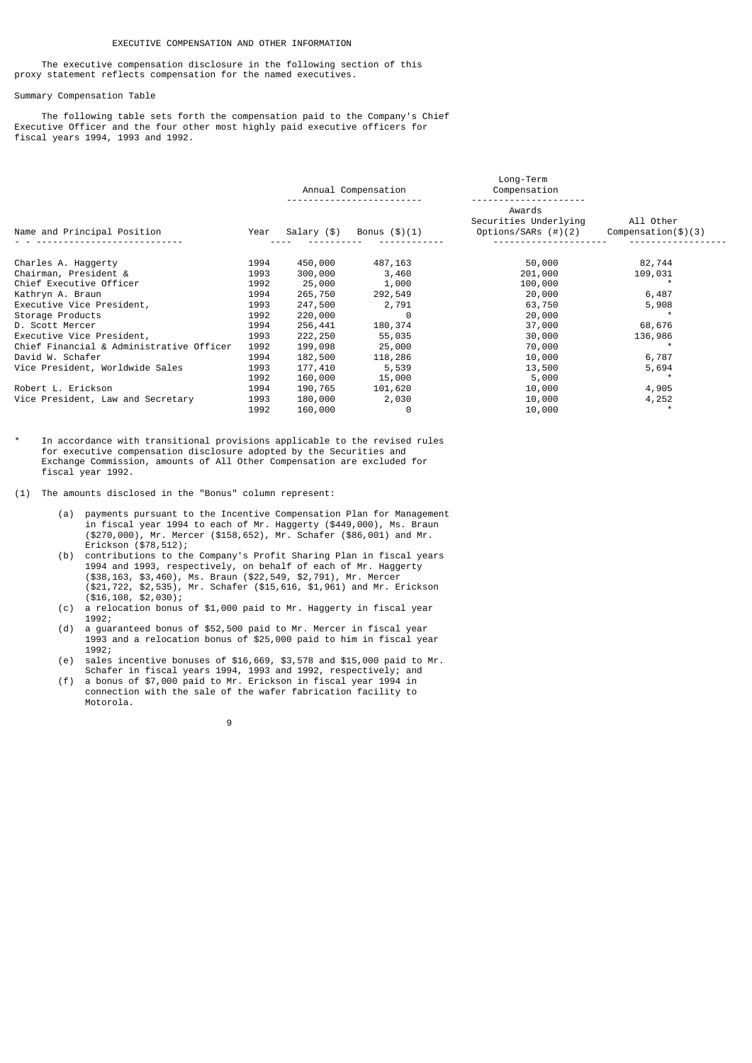EXECUTIVE COMPENSATION AND OTHER INFORMATION

The executive compensation disclosure in the following section of this proxy statement reflects compensation for the named executives.

Summary Compensation Table

The following table sets forth the compensation paid to the Company's Chief Executive Officer and the four other most highly paid executive officers for fiscal years 1994, 1993 and 1992.

| | | Annual Compensation | | Long-Term Compensation | |
|---|---|---|---|---|---|
| | | | | Awards | |
| Name and Principal Position | Year | Salary ($) | Bonus ($)(1) | Securities Underlying Options/SARs (#)(2) | All Other Compensation($)(3) |
| Charles A. Haggerty | 1994 | 450,000 | 487,163 | 50,000 | 82,744 |
| Chairman, President & | 1993 | 300,000 | 3,460 | 201,000 | 109,031 |
| Chief Executive Officer | 1992 | 25,000 | 1,000 | 100,000 | * |
| Kathryn A. Braun | 1994 | 265,750 | 292,549 | 20,000 | 6,487 |
| Executive Vice President, | 1993 | 247,500 | 2,791 | 63,750 | 5,908 |
| Storage Products | 1992 | 220,000 | 0 | 20,000 | * |
| D. Scott Mercer | 1994 | 256,441 | 180,374 | 37,000 | 68,676 |
| Executive Vice President, | 1993 | 222,250 | 55,035 | 30,000 | 136,986 |
| Chief Financial & Administrative Officer | 1992 | 199,098 | 25,000 | 70,000 | * |
| David W. Schafer | 1994 | 182,500 | 118,286 | 10,000 | 6,787 |
| Vice President, Worldwide Sales | 1993 | 177,410 | 5,539 | 13,500 | 5,694 |
| | 1992 | 160,000 | 15,000 | 5,000 | * |
| Robert L. Erickson | 1994 | 190,765 | 101,620 | 10,000 | 4,905 |
| Vice President, Law and Secretary | 1993 | 180,000 | 2,030 | 10,000 | 4,252 |
| | 1992 | 160,000 | 0 | 10,000 | * |

\* In accordance with transitional provisions applicable to the revised rules for executive compensation disclosure adopted by the Securities and Exchange Commission, amounts of All Other Compensation are excluded for fiscal year 1992.

(1) The amounts disclosed in the "Bonus" column represent:

(a) payments pursuant to the Incentive Compensation Plan for Management in fiscal year 1994 to each of Mr. Haggerty ($449,000), Ms. Braun ($270,000), Mr. Mercer ($158,652), Mr. Schafer ($86,001) and Mr. Erickson ($78,512);

(b) contributions to the Company's Profit Sharing Plan in fiscal years 1994 and 1993, respectively, on behalf of each of Mr. Haggerty ($38,163, $3,460), Ms. Braun ($22,549, $2,791), Mr. Mercer ($21,722, $2,535), Mr. Schafer ($15,616, $1,961) and Mr. Erickson ($16,108, $2,030);

(c) a relocation bonus of $1,000 paid to Mr. Haggerty in fiscal year 1992;

(d) a guaranteed bonus of $52,500 paid to Mr. Mercer in fiscal year 1993 and a relocation bonus of $25,000 paid to him in fiscal year 1992;

(e) sales incentive bonuses of $16,669, $3,578 and $15,000 paid to Mr. Schafer in fiscal years 1994, 1993 and 1992, respectively; and

(f) a bonus of $7,000 paid to Mr. Erickson in fiscal year 1994 in connection with the sale of the wafer fabrication facility to Motorola.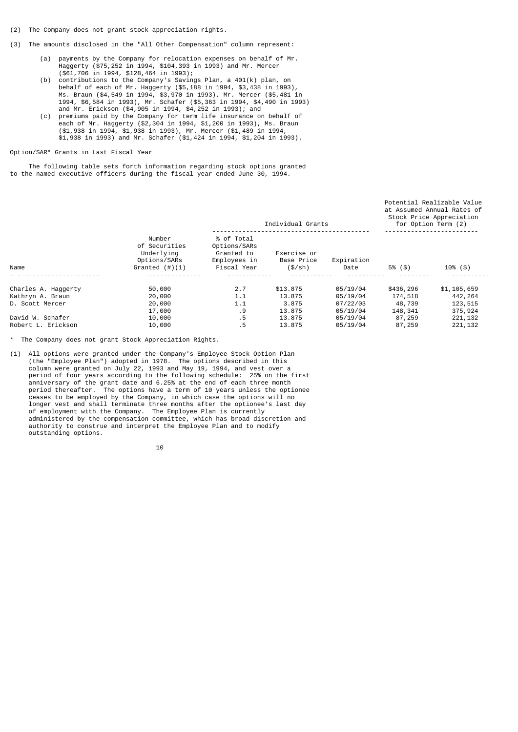(2) The Company does not grant stock appreciation rights.

(3) The amounts disclosed in the "All Other Compensation" column represent:

   (a) payments by the Company for relocation expenses on behalf of Mr. Haggerty ($75,252 in 1994, $104,393 in 1993) and Mr. Mercer ($61,706 in 1994, $128,464 in 1993);
   (b) contributions to the Company's Savings Plan, a 401(k) plan, on behalf of each of Mr. Haggerty ($5,188 in 1994, $3,438 in 1993), Ms. Braun ($4,549 in 1994, $3,970 in 1993), Mr. Mercer ($5,481 in 1994, $6,584 in 1993), Mr. Schafer ($5,363 in 1994, $4,490 in 1993) and Mr. Erickson ($4,905 in 1994, $4,252 in 1993); and
   (c) premiums paid by the Company for term life insurance on behalf of each of Mr. Haggerty ($2,304 in 1994, $1,200 in 1993), Ms. Braun ($1,938 in 1994, $1,938 in 1993), Mr. Mercer ($1,489 in 1994, $1,938 in 1993) and Mr. Schafer ($1,424 in 1994, $1,204 in 1993).

Option/SAR* Grants in Last Fiscal Year

The following table sets forth information regarding stock options granted to the named executive officers during the fiscal year ended June 30, 1994.

| | Individual Grants | | | | Potential Realizable Value at Assumed Annual Rates of Stock Price Appreciation for Option Term (2) | |
|---|---|---|---|---|---|---|
| Name | Number of Securities Underlying Options/SARs Granted (#)(1) | % of Total Options/SARs Granted to Employees in Fiscal Year | Exercise or Base Price ($/sh) | Expiration Date | 5% ($) | 10% ($) |
| Charles A. Haggerty | 50,000 | 2.7 | $13.875 | 05/19/04 | $436,296 | $1,105,659 |
| Kathryn A. Braun | 20,000 | 1.1 | 13.875 | 05/19/04 | 174,518 | 442,264 |
| D. Scott Mercer | 20,000 | 1.1 | 3.875 | 07/22/03 | 48,739 | 123,515 |
| | 17,000 | .9 | 13.875 | 05/19/04 | 148,341 | 375,924 |
| David W. Schafer | 10,000 | .5 | 13.875 | 05/19/04 | 87,259 | 221,132 |
| Robert L. Erickson | 10,000 | .5 | 13.875 | 05/19/04 | 87,259 | 221,132 |

\* The Company does not grant Stock Appreciation Rights.

(1) All options were granted under the Company's Employee Stock Option Plan (the "Employee Plan") adopted in 1978. The options described in this column were granted on July 22, 1993 and May 19, 1994, and vest over a period of four years according to the following schedule: 25% on the first anniversary of the grant date and 6.25% at the end of each three month period thereafter. The options have a term of 10 years unless the optionee ceases to be employed by the Company, in which case the options will no longer vest and shall terminate three months after the optionee's last day of employment with the Company. The Employee Plan is currently administered by the compensation committee, which has broad discretion and authority to construe and interpret the Employee Plan and to modify outstanding options.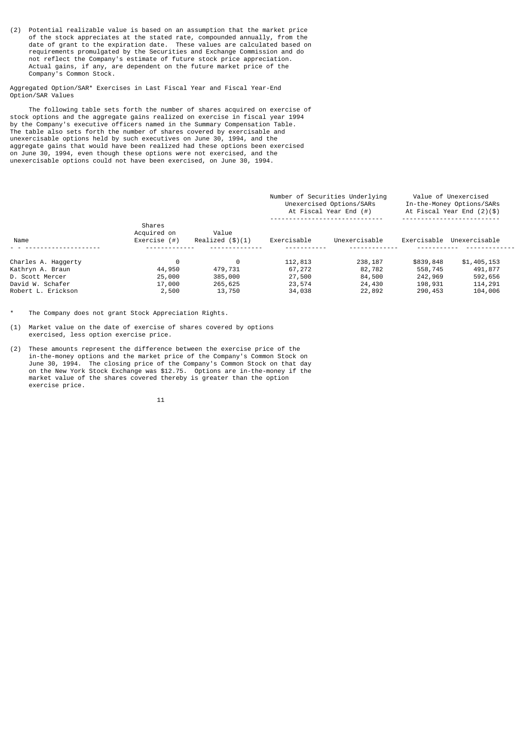(2) Potential realizable value is based on an assumption that the market price of the stock appreciates at the stated rate, compounded annually, from the date of grant to the expiration date. These values are calculated based on requirements promulgated by the Securities and Exchange Commission and do not reflect the Company's estimate of future stock price appreciation. Actual gains, if any, are dependent on the future market price of the Company's Common Stock.

Aggregated Option/SAR* Exercises in Last Fiscal Year and Fiscal Year-End Option/SAR Values

The following table sets forth the number of shares acquired on exercise of stock options and the aggregate gains realized on exercise in fiscal year 1994 by the Company's executive officers named in the Summary Compensation Table. The table also sets forth the number of shares covered by exercisable and unexercisable options held by such executives on June 30, 1994, and the aggregate gains that would have been realized had these options been exercised on June 30, 1994, even though these options were not exercised, and the unexercisable options could not have been exercised, on June 30, 1994.

| Name | Shares Acquired on Exercise (#) | Value Realized ($)(1) | Number of Securities Underlying Unexercised Options/SARs At Fiscal Year End (#) | | Value of Unexercised In-the-Money Options/SARs At Fiscal Year End (2)($) | |
|---|---|---|---|---|---|---|
| | | | Exercisable | Unexercisable | Exercisable | Unexercisable |
| Charles A. Haggerty | 0 | 0 | 112,813 | 238,187 | $839,848 | $1,405,153 |
| Kathryn A. Braun | 44,950 | 479,731 | 67,272 | 82,782 | 558,745 | 491,877 |
| D. Scott Mercer | 25,000 | 385,000 | 27,500 | 84,500 | 242,969 | 592,656 |
| David W. Schafer | 17,000 | 265,625 | 23,574 | 24,430 | 198,931 | 114,291 |
| Robert L. Erickson | 2,500 | 13,750 | 34,038 | 22,892 | 290,453 | 104,006 |

\* The Company does not grant Stock Appreciation Rights.

(1) Market value on the date of exercise of shares covered by options exercised, less option exercise price.

(2) These amounts represent the difference between the exercise price of the in-the-money options and the market price of the Company's Common Stock on June 30, 1994. The closing price of the Company's Common Stock on that day on the New York Stock Exchange was $12.75. Options are in-the-money if the market value of the shares covered thereby is greater than the option exercise price.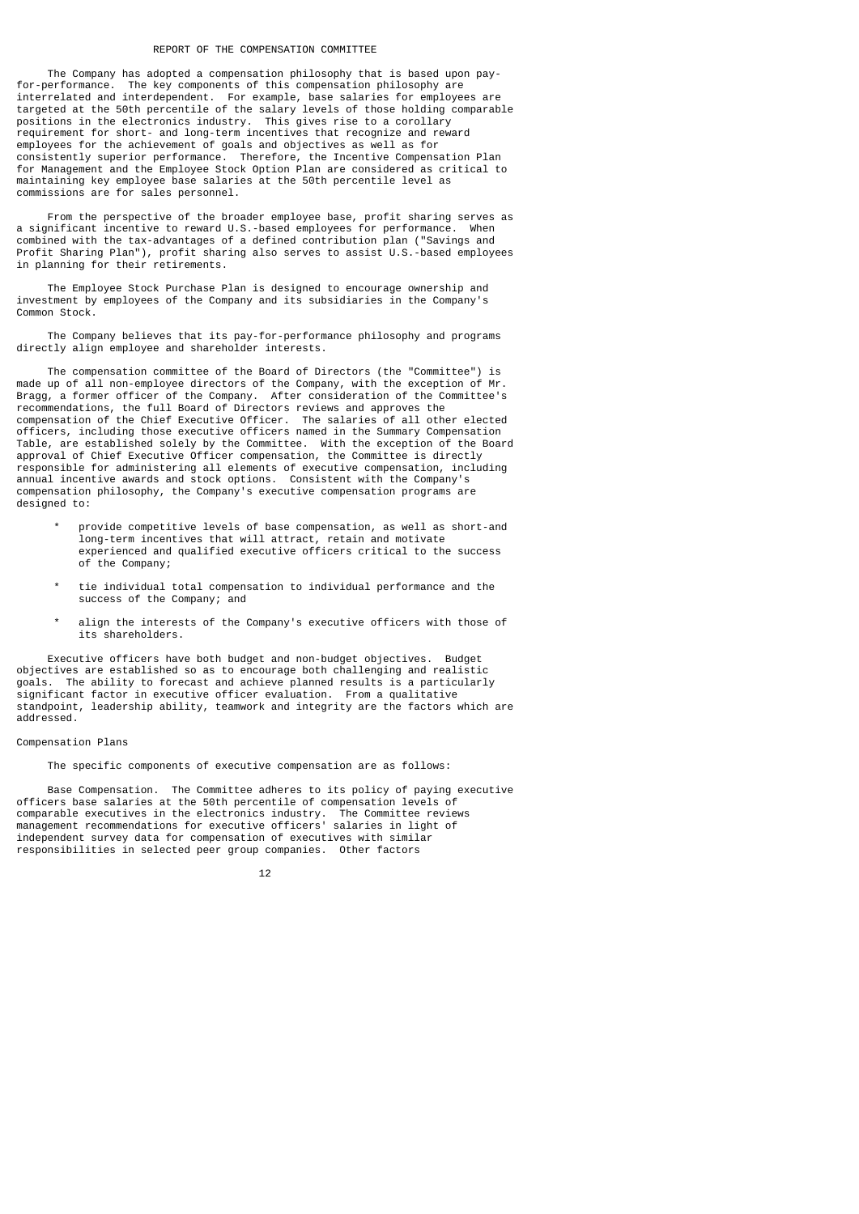## REPORT OF THE COMPENSATION COMMITTEE

The Company has adopted a compensation philosophy that is based upon pay-for-performance. The key components of this compensation philosophy are interrelated and interdependent. For example, base salaries for employees are targeted at the 50th percentile of the salary levels of those holding comparable positions in the electronics industry. This gives rise to a corollary requirement for short- and long-term incentives that recognize and reward employees for the achievement of goals and objectives as well as for consistently superior performance. Therefore, the Incentive Compensation Plan for Management and the Employee Stock Option Plan are considered as critical to maintaining key employee base salaries at the 50th percentile level as commissions are for sales personnel.

From the perspective of the broader employee base, profit sharing serves as a significant incentive to reward U.S.-based employees for performance. When combined with the tax-advantages of a defined contribution plan ("Savings and Profit Sharing Plan"), profit sharing also serves to assist U.S.-based employees in planning for their retirements.

The Employee Stock Purchase Plan is designed to encourage ownership and investment by employees of the Company and its subsidiaries in the Company's Common Stock.

The Company believes that its pay-for-performance philosophy and programs directly align employee and shareholder interests.

The compensation committee of the Board of Directors (the "Committee") is made up of all non-employee directors of the Company, with the exception of Mr. Bragg, a former officer of the Company. After consideration of the Committee's recommendations, the full Board of Directors reviews and approves the compensation of the Chief Executive Officer. The salaries of all other elected officers, including those executive officers named in the Summary Compensation Table, are established solely by the Committee. With the exception of the Board approval of Chief Executive Officer compensation, the Committee is directly responsible for administering all elements of executive compensation, including annual incentive awards and stock options. Consistent with the Company's compensation philosophy, the Company's executive compensation programs are designed to:

* provide competitive levels of base compensation, as well as short-and long-term incentives that will attract, retain and motivate experienced and qualified executive officers critical to the success of the Company;
* tie individual total compensation to individual performance and the success of the Company; and
* align the interests of the Company's executive officers with those of its shareholders.

Executive officers have both budget and non-budget objectives. Budget objectives are established so as to encourage both challenging and realistic goals. The ability to forecast and achieve planned results is a particularly significant factor in executive officer evaluation. From a qualitative standpoint, leadership ability, teamwork and integrity are the factors which are addressed.

### Compensation Plans

The specific components of executive compensation are as follows:

Base Compensation. The Committee adheres to its policy of paying executive officers base salaries at the 50th percentile of compensation levels of comparable executives in the electronics industry. The Committee reviews management recommendations for executive officers' salaries in light of independent survey data for compensation of executives with similar responsibilities in selected peer group companies. Other factors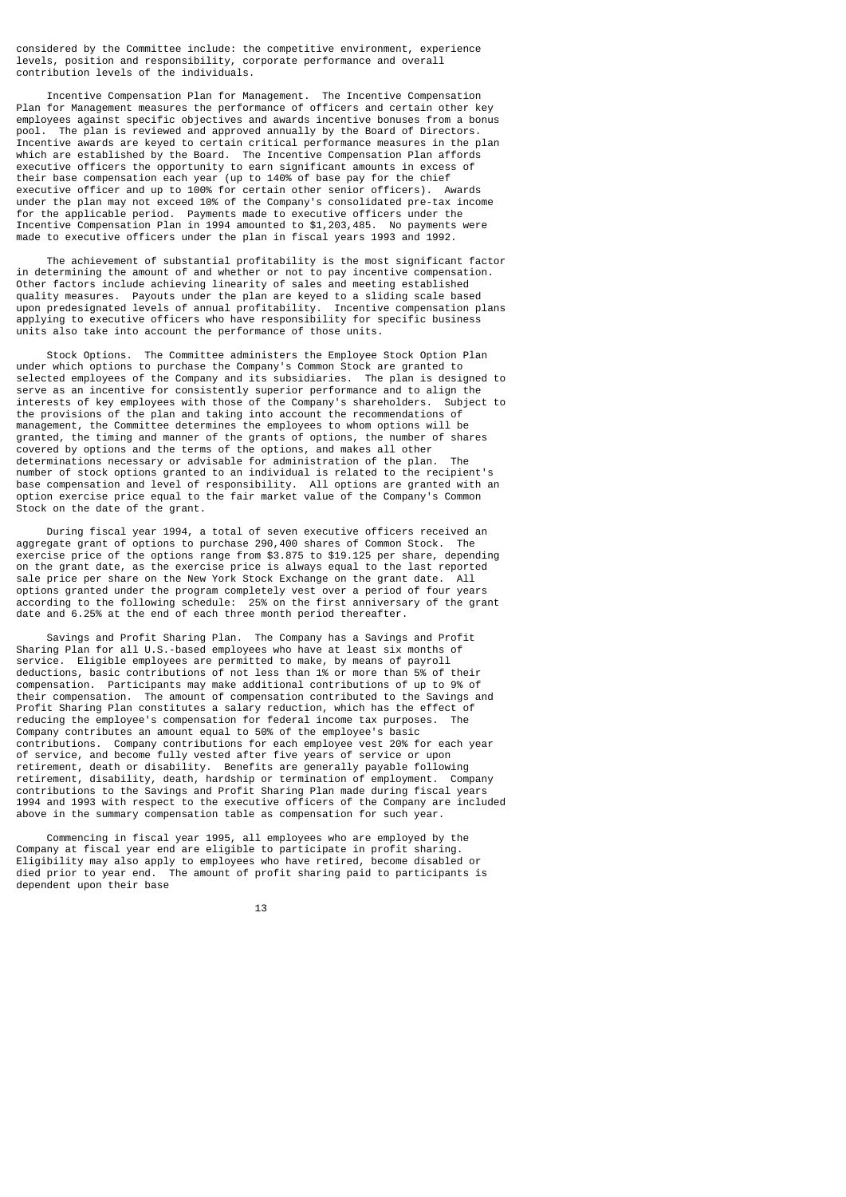considered by the Committee include: the competitive environment, experience levels, position and responsibility, corporate performance and overall contribution levels of the individuals.

Incentive Compensation Plan for Management. The Incentive Compensation Plan for Management measures the performance of officers and certain other key employees against specific objectives and awards incentive bonuses from a bonus pool. The plan is reviewed and approved annually by the Board of Directors. Incentive awards are keyed to certain critical performance measures in the plan which are established by the Board. The Incentive Compensation Plan affords executive officers the opportunity to earn significant amounts in excess of their base compensation each year (up to 140% of base pay for the chief executive officer and up to 100% for certain other senior officers). Awards under the plan may not exceed 10% of the Company's consolidated pre-tax income for the applicable period. Payments made to executive officers under the Incentive Compensation Plan in 1994 amounted to $1,203,485. No payments were made to executive officers under the plan in fiscal years 1993 and 1992.

The achievement of substantial profitability is the most significant factor in determining the amount of and whether or not to pay incentive compensation. Other factors include achieving linearity of sales and meeting established quality measures. Payouts under the plan are keyed to a sliding scale based upon predesignated levels of annual profitability. Incentive compensation plans applying to executive officers who have responsibility for specific business units also take into account the performance of those units.

Stock Options. The Committee administers the Employee Stock Option Plan under which options to purchase the Company's Common Stock are granted to selected employees of the Company and its subsidiaries. The plan is designed to serve as an incentive for consistently superior performance and to align the interests of key employees with those of the Company's shareholders. Subject to the provisions of the plan and taking into account the recommendations of management, the Committee determines the employees to whom options will be granted, the timing and manner of the grants of options, the number of shares covered by options and the terms of the options, and makes all other determinations necessary or advisable for administration of the plan. The number of stock options granted to an individual is related to the recipient's base compensation and level of responsibility. All options are granted with an option exercise price equal to the fair market value of the Company's Common Stock on the date of the grant.

During fiscal year 1994, a total of seven executive officers received an aggregate grant of options to purchase 290,400 shares of Common Stock. The exercise price of the options range from $3.875 to $19.125 per share, depending on the grant date, as the exercise price is always equal to the last reported sale price per share on the New York Stock Exchange on the grant date. All options granted under the program completely vest over a period of four years according to the following schedule: 25% on the first anniversary of the grant date and 6.25% at the end of each three month period thereafter.

Savings and Profit Sharing Plan. The Company has a Savings and Profit Sharing Plan for all U.S.-based employees who have at least six months of service. Eligible employees are permitted to make, by means of payroll deductions, basic contributions of not less than 1% or more than 5% of their compensation. Participants may make additional contributions of up to 9% of their compensation. The amount of compensation contributed to the Savings and Profit Sharing Plan constitutes a salary reduction, which has the effect of reducing the employee's compensation for federal income tax purposes. The Company contributes an amount equal to 50% of the employee's basic contributions. Company contributions for each employee vest 20% for each year of service, and become fully vested after five years of service or upon retirement, death or disability. Benefits are generally payable following retirement, disability, death, hardship or termination of employment. Company contributions to the Savings and Profit Sharing Plan made during fiscal years 1994 and 1993 with respect to the executive officers of the Company are included above in the summary compensation table as compensation for such year.

Commencing in fiscal year 1995, all employees who are employed by the Company at fiscal year end are eligible to participate in profit sharing. Eligibility may also apply to employees who have retired, become disabled or died prior to year end. The amount of profit sharing paid to participants is dependent upon their base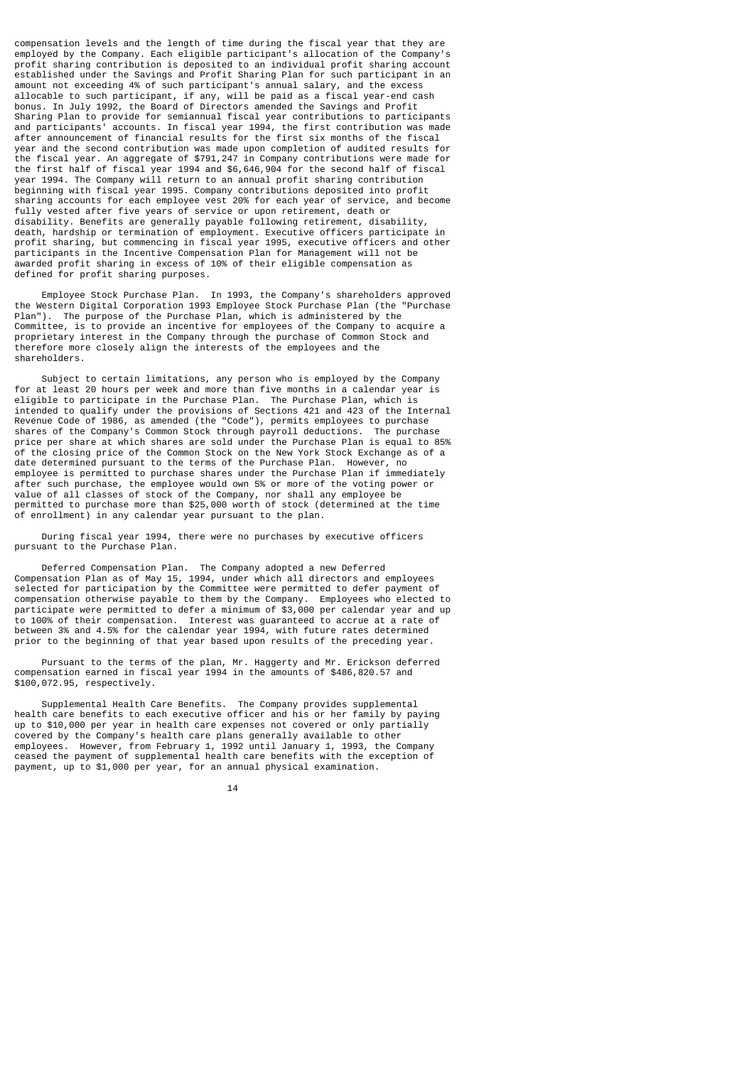compensation levels and the length of time during the fiscal year that they are employed by the Company. Each eligible participant's allocation of the Company's profit sharing contribution is deposited to an individual profit sharing account established under the Savings and Profit Sharing Plan for such participant in an amount not exceeding 4% of such participant's annual salary, and the excess allocable to such participant, if any, will be paid as a fiscal year-end cash bonus. In July 1992, the Board of Directors amended the Savings and Profit Sharing Plan to provide for semiannual fiscal year contributions to participants and participants' accounts. In fiscal year 1994, the first contribution was made after announcement of financial results for the first six months of the fiscal year and the second contribution was made upon completion of audited results for the fiscal year. An aggregate of $791,247 in Company contributions were made for the first half of fiscal year 1994 and $6,646,904 for the second half of fiscal year 1994. The Company will return to an annual profit sharing contribution beginning with fiscal year 1995. Company contributions deposited into profit sharing accounts for each employee vest 20% for each year of service, and become fully vested after five years of service or upon retirement, death or disability. Benefits are generally payable following retirement, disability, death, hardship or termination of employment. Executive officers participate in profit sharing, but commencing in fiscal year 1995, executive officers and other participants in the Incentive Compensation Plan for Management will not be awarded profit sharing in excess of 10% of their eligible compensation as defined for profit sharing purposes.

Employee Stock Purchase Plan. In 1993, the Company's shareholders approved the Western Digital Corporation 1993 Employee Stock Purchase Plan (the "Purchase Plan"). The purpose of the Purchase Plan, which is administered by the Committee, is to provide an incentive for employees of the Company to acquire a proprietary interest in the Company through the purchase of Common Stock and therefore more closely align the interests of the employees and the shareholders.

Subject to certain limitations, any person who is employed by the Company for at least 20 hours per week and more than five months in a calendar year is eligible to participate in the Purchase Plan. The Purchase Plan, which is intended to qualify under the provisions of Sections 421 and 423 of the Internal Revenue Code of 1986, as amended (the "Code"), permits employees to purchase shares of the Company's Common Stock through payroll deductions. The purchase price per share at which shares are sold under the Purchase Plan is equal to 85% of the closing price of the Common Stock on the New York Stock Exchange as of a date determined pursuant to the terms of the Purchase Plan. However, no employee is permitted to purchase shares under the Purchase Plan if immediately after such purchase, the employee would own 5% or more of the voting power or value of all classes of stock of the Company, nor shall any employee be permitted to purchase more than $25,000 worth of stock (determined at the time of enrollment) in any calendar year pursuant to the plan.

During fiscal year 1994, there were no purchases by executive officers pursuant to the Purchase Plan.

Deferred Compensation Plan. The Company adopted a new Deferred Compensation Plan as of May 15, 1994, under which all directors and employees selected for participation by the Committee were permitted to defer payment of compensation otherwise payable to them by the Company. Employees who elected to participate were permitted to defer a minimum of $3,000 per calendar year and up to 100% of their compensation. Interest was guaranteed to accrue at a rate of between 3% and 4.5% for the calendar year 1994, with future rates determined prior to the beginning of that year based upon results of the preceding year.

Pursuant to the terms of the plan, Mr. Haggerty and Mr. Erickson deferred compensation earned in fiscal year 1994 in the amounts of $486,820.57 and $100,072.95, respectively.

Supplemental Health Care Benefits. The Company provides supplemental health care benefits to each executive officer and his or her family by paying up to $10,000 per year in health care expenses not covered or only partially covered by the Company's health care plans generally available to other employees. However, from February 1, 1992 until January 1, 1993, the Company ceased the payment of supplemental health care benefits with the exception of payment, up to $1,000 per year, for an annual physical examination.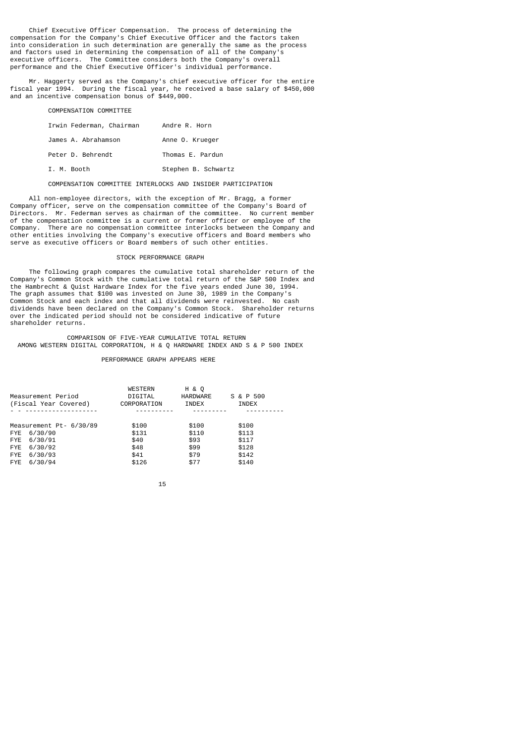**Chief Executive Officer Compensation.** The process of determining the compensation for the Company's Chief Executive Officer and the factors taken into consideration in such determination are generally the same as the process and factors used in determining the compensation of all of the Company's executive officers. The Committee considers both the Company's overall performance and the Chief Executive Officer's individual performance.

Mr. Haggerty served as the Company's chief executive officer for the entire fiscal year 1994. During the fiscal year, he received a base salary of $450,000 and an incentive compensation bonus of $449,000.

COMPENSATION COMMITTEE

| | |
|---|---|
| Irwin Federman, Chairman | Andre R. Horn |
| James A. Abrahamson | Anne O. Krueger |
| Peter D. Behrendt | Thomas E. Pardun |
| I. M. Booth | Stephen B. Schwartz |

## COMPENSATION COMMITTEE INTERLOCKS AND INSIDER PARTICIPATION

All non-employee directors, with the exception of Mr. Bragg, a former Company officer, serve on the compensation committee of the Company's Board of Directors. Mr. Federman serves as chairman of the committee. No current member of the compensation committee is a current or former officer or employee of the Company. There are no compensation committee interlocks between the Company and other entities involving the Company's executive officers and Board members who serve as executive officers or Board members of such other entities.

## STOCK PERFORMANCE GRAPH

The following graph compares the cumulative total shareholder return of the Company's Common Stock with the cumulative total return of the S&P 500 Index and the Hambrecht & Quist Hardware Index for the five years ended June 30, 1994. The graph assumes that $100 was invested on June 30, 1989 in the Company's Common Stock and each index and that all dividends were reinvested. No cash dividends have been declared on the Company's Common Stock. Shareholder returns over the indicated period should not be considered indicative of future shareholder returns.

COMPARISON OF FIVE-YEAR CUMULATIVE TOTAL RETURN
AMONG WESTERN DIGITAL CORPORATION, H & Q HARDWARE INDEX AND S & P 500 INDEX

PERFORMANCE GRAPH APPEARS HERE

| Measurement Period (Fiscal Year Covered) | WESTERN DIGITAL CORPORATION | H & Q HARDWARE INDEX | S & P 500 INDEX |
|---|---|---|---|
| Measurement Pt- 6/30/89 | $100 | $100 | $100 |
| FYE 6/30/90 | $131 | $110 | $113 |
| FYE 6/30/91 | $40 | $93 | $117 |
| FYE 6/30/92 | $48 | $99 | $128 |
| FYE 6/30/93 | $41 | $79 | $142 |
| FYE 6/30/94 | $126 | $77 | $140 |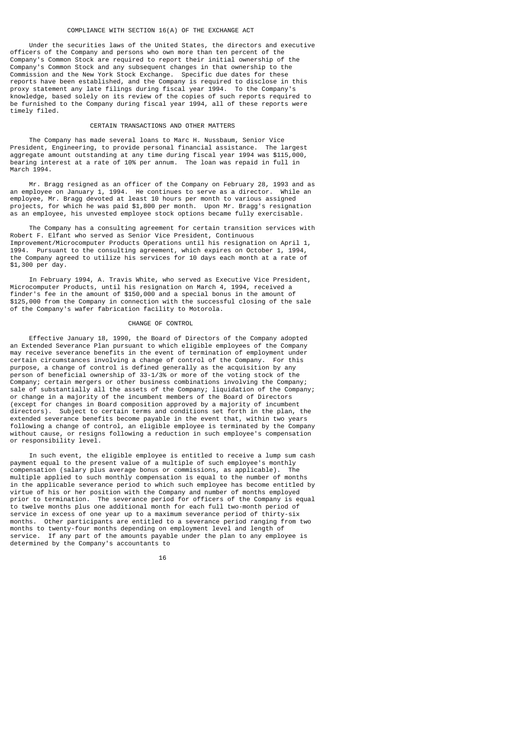## COMPLIANCE WITH SECTION 16(A) OF THE EXCHANGE ACT

Under the securities laws of the United States, the directors and executive officers of the Company and persons who own more than ten percent of the Company's Common Stock are required to report their initial ownership of the Company's Common Stock and any subsequent changes in that ownership to the Commission and the New York Stock Exchange. Specific due dates for these reports have been established, and the Company is required to disclose in this proxy statement any late filings during fiscal year 1994. To the Company's knowledge, based solely on its review of the copies of such reports required to be furnished to the Company during fiscal year 1994, all of these reports were timely filed.

## CERTAIN TRANSACTIONS AND OTHER MATTERS

The Company has made several loans to Marc H. Nussbaum, Senior Vice President, Engineering, to provide personal financial assistance. The largest aggregate amount outstanding at any time during fiscal year 1994 was $115,000, bearing interest at a rate of 10% per annum. The loan was repaid in full in March 1994.

Mr. Bragg resigned as an officer of the Company on February 28, 1993 and as an employee on January 1, 1994. He continues to serve as a director. While an employee, Mr. Bragg devoted at least 10 hours per month to various assigned projects, for which he was paid $1,800 per month. Upon Mr. Bragg's resignation as an employee, his unvested employee stock options became fully exercisable.

The Company has a consulting agreement for certain transition services with Robert F. Elfant who served as Senior Vice President, Continuous Improvement/Microcomputer Products Operations until his resignation on April 1, 1994. Pursuant to the consulting agreement, which expires on October 1, 1994, the Company agreed to utilize his services for 10 days each month at a rate of $1,300 per day.

In February 1994, A. Travis White, who served as Executive Vice President, Microcomputer Products, until his resignation on March 4, 1994, received a finder's fee in the amount of $150,000 and a special bonus in the amount of $125,000 from the Company in connection with the successful closing of the sale of the Company's wafer fabrication facility to Motorola.

## CHANGE OF CONTROL

Effective January 18, 1990, the Board of Directors of the Company adopted an Extended Severance Plan pursuant to which eligible employees of the Company may receive severance benefits in the event of termination of employment under certain circumstances involving a change of control of the Company. For this purpose, a change of control is defined generally as the acquisition by any person of beneficial ownership of 33-1/3% or more of the voting stock of the Company; certain mergers or other business combinations involving the Company; sale of substantially all the assets of the Company; liquidation of the Company; or change in a majority of the incumbent members of the Board of Directors (except for changes in Board composition approved by a majority of incumbent directors). Subject to certain terms and conditions set forth in the plan, the extended severance benefits become payable in the event that, within two years following a change of control, an eligible employee is terminated by the Company without cause, or resigns following a reduction in such employee's compensation or responsibility level.

In such event, the eligible employee is entitled to receive a lump sum cash payment equal to the present value of a multiple of such employee's monthly compensation (salary plus average bonus or commissions, as applicable). The multiple applied to such monthly compensation is equal to the number of months in the applicable severance period to which such employee has become entitled by virtue of his or her position with the Company and number of months employed prior to termination. The severance period for officers of the Company is equal to twelve months plus one additional month for each full two-month period of service in excess of one year up to a maximum severance period of thirty-six months. Other participants are entitled to a severance period ranging from two months to twenty-four months depending on employment level and length of service. If any part of the amounts payable under the plan to any employee is determined by the Company's accountants to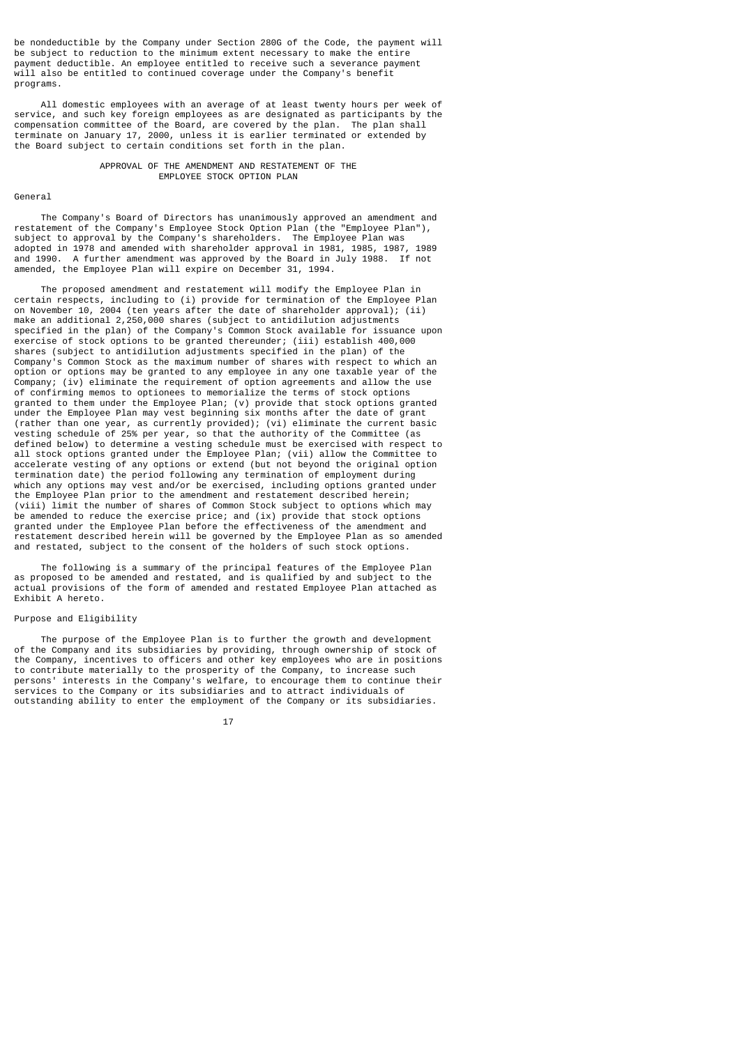be nondeductible by the Company under Section 280G of the Code, the payment will be subject to reduction to the minimum extent necessary to make the entire payment deductible. An employee entitled to receive such a severance payment will also be entitled to continued coverage under the Company's benefit programs.

All domestic employees with an average of at least twenty hours per week of service, and such key foreign employees as are designated as participants by the compensation committee of the Board, are covered by the plan. The plan shall terminate on January 17, 2000, unless it is earlier terminated or extended by the Board subject to certain conditions set forth in the plan.

## APPROVAL OF THE AMENDMENT AND RESTATEMENT OF THE EMPLOYEE STOCK OPTION PLAN

### General

The Company's Board of Directors has unanimously approved an amendment and restatement of the Company's Employee Stock Option Plan (the "Employee Plan"), subject to approval by the Company's shareholders. The Employee Plan was adopted in 1978 and amended with shareholder approval in 1981, 1985, 1987, 1989 and 1990. A further amendment was approved by the Board in July 1988. If not amended, the Employee Plan will expire on December 31, 1994.

The proposed amendment and restatement will modify the Employee Plan in certain respects, including to (i) provide for termination of the Employee Plan on November 10, 2004 (ten years after the date of shareholder approval); (ii) make an additional 2,250,000 shares (subject to antidilution adjustments specified in the plan) of the Company's Common Stock available for issuance upon exercise of stock options to be granted thereunder; (iii) establish 400,000 shares (subject to antidilution adjustments specified in the plan) of the Company's Common Stock as the maximum number of shares with respect to which an option or options may be granted to any employee in any one taxable year of the Company; (iv) eliminate the requirement of option agreements and allow the use of confirming memos to optionees to memorialize the terms of stock options granted to them under the Employee Plan; (v) provide that stock options granted under the Employee Plan may vest beginning six months after the date of grant (rather than one year, as currently provided); (vi) eliminate the current basic vesting schedule of 25% per year, so that the authority of the Committee (as defined below) to determine a vesting schedule must be exercised with respect to all stock options granted under the Employee Plan; (vii) allow the Committee to accelerate vesting of any options or extend (but not beyond the original option termination date) the period following any termination of employment during which any options may vest and/or be exercised, including options granted under the Employee Plan prior to the amendment and restatement described herein; (viii) limit the number of shares of Common Stock subject to options which may be amended to reduce the exercise price; and (ix) provide that stock options granted under the Employee Plan before the effectiveness of the amendment and restatement described herein will be governed by the Employee Plan as so amended and restated, subject to the consent of the holders of such stock options.

The following is a summary of the principal features of the Employee Plan as proposed to be amended and restated, and is qualified by and subject to the actual provisions of the form of amended and restated Employee Plan attached as Exhibit A hereto.

### Purpose and Eligibility

The purpose of the Employee Plan is to further the growth and development of the Company and its subsidiaries by providing, through ownership of stock of the Company, incentives to officers and other key employees who are in positions to contribute materially to the prosperity of the Company, to increase such persons' interests in the Company's welfare, to encourage them to continue their services to the Company or its subsidiaries and to attract individuals of outstanding ability to enter the employment of the Company or its subsidiaries.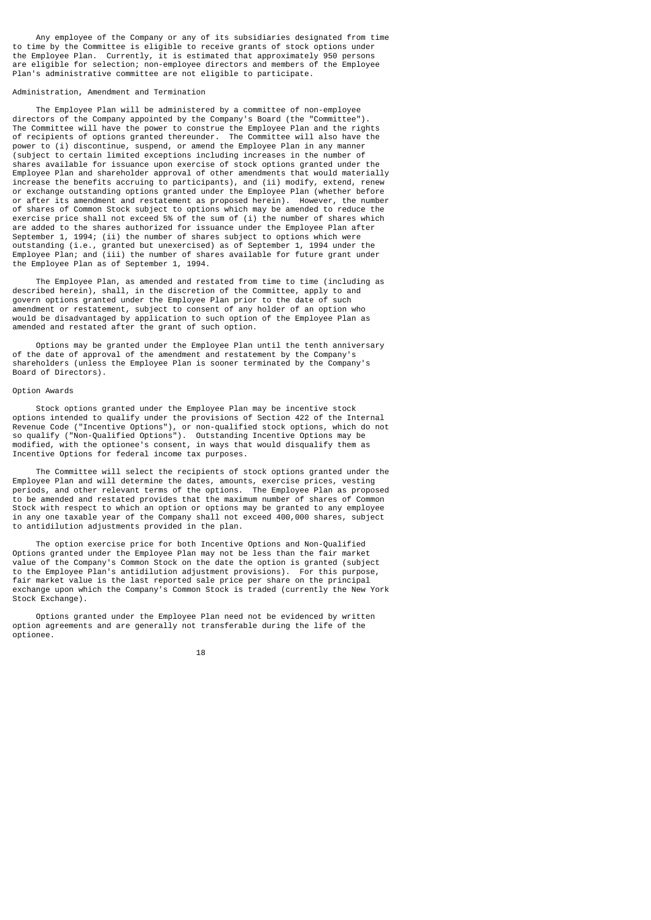Any employee of the Company or any of its subsidiaries designated from time to time by the Committee is eligible to receive grants of stock options under the Employee Plan. Currently, it is estimated that approximately 950 persons are eligible for selection; non-employee directors and members of the Employee Plan's administrative committee are not eligible to participate.

### Administration, Amendment and Termination

The Employee Plan will be administered by a committee of non-employee directors of the Company appointed by the Company's Board (the "Committee"). The Committee will have the power to construe the Employee Plan and the rights of recipients of options granted thereunder. The Committee will also have the power to (i) discontinue, suspend, or amend the Employee Plan in any manner (subject to certain limited exceptions including increases in the number of shares available for issuance upon exercise of stock options granted under the Employee Plan and shareholder approval of other amendments that would materially increase the benefits accruing to participants), and (ii) modify, extend, renew or exchange outstanding options granted under the Employee Plan (whether before or after its amendment and restatement as proposed herein). However, the number of shares of Common Stock subject to options which may be amended to reduce the exercise price shall not exceed 5% of the sum of (i) the number of shares which are added to the shares authorized for issuance under the Employee Plan after September 1, 1994; (ii) the number of shares subject to options which were outstanding (i.e., granted but unexercised) as of September 1, 1994 under the Employee Plan; and (iii) the number of shares available for future grant under the Employee Plan as of September 1, 1994.

The Employee Plan, as amended and restated from time to time (including as described herein), shall, in the discretion of the Committee, apply to and govern options granted under the Employee Plan prior to the date of such amendment or restatement, subject to consent of any holder of an option who would be disadvantaged by application to such option of the Employee Plan as amended and restated after the grant of such option.

Options may be granted under the Employee Plan until the tenth anniversary of the date of approval of the amendment and restatement by the Company's shareholders (unless the Employee Plan is sooner terminated by the Company's Board of Directors).

### Option Awards

Stock options granted under the Employee Plan may be incentive stock options intended to qualify under the provisions of Section 422 of the Internal Revenue Code ("Incentive Options"), or non-qualified stock options, which do not so qualify ("Non-Qualified Options"). Outstanding Incentive Options may be modified, with the optionee's consent, in ways that would disqualify them as Incentive Options for federal income tax purposes.

The Committee will select the recipients of stock options granted under the Employee Plan and will determine the dates, amounts, exercise prices, vesting periods, and other relevant terms of the options. The Employee Plan as proposed to be amended and restated provides that the maximum number of shares of Common Stock with respect to which an option or options may be granted to any employee in any one taxable year of the Company shall not exceed 400,000 shares, subject to antidilution adjustments provided in the plan.

The option exercise price for both Incentive Options and Non-Qualified Options granted under the Employee Plan may not be less than the fair market value of the Company's Common Stock on the date the option is granted (subject to the Employee Plan's antidilution adjustment provisions). For this purpose, fair market value is the last reported sale price per share on the principal exchange upon which the Company's Common Stock is traded (currently the New York Stock Exchange).

Options granted under the Employee Plan need not be evidenced by written option agreements and are generally not transferable during the life of the optionee.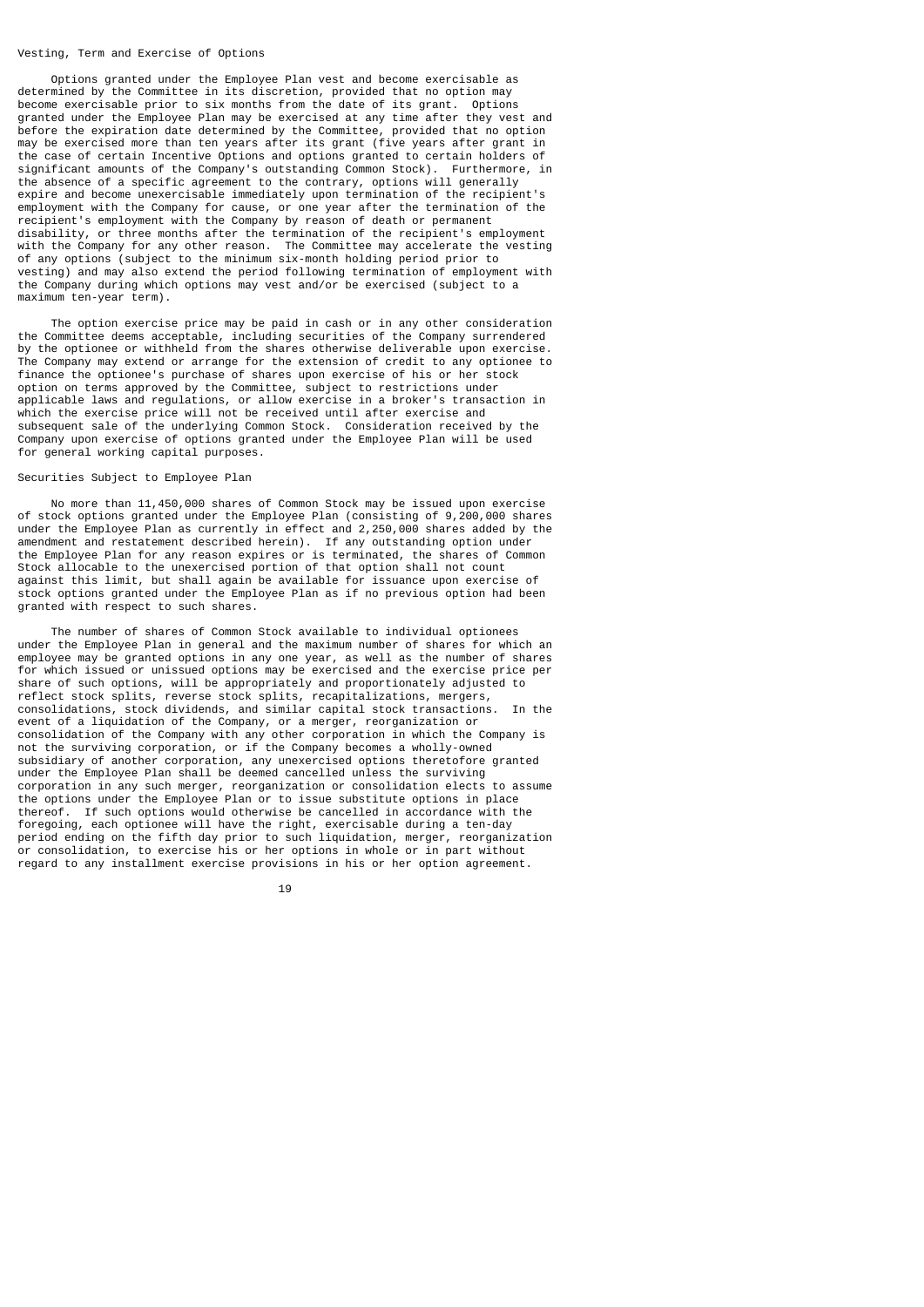### Vesting, Term and Exercise of Options

Options granted under the Employee Plan vest and become exercisable as determined by the Committee in its discretion, provided that no option may become exercisable prior to six months from the date of its grant. Options granted under the Employee Plan may be exercised at any time after they vest and before the expiration date determined by the Committee, provided that no option may be exercised more than ten years after its grant (five years after grant in the case of certain Incentive Options and options granted to certain holders of significant amounts of the Company's outstanding Common Stock). Furthermore, in the absence of a specific agreement to the contrary, options will generally expire and become unexercisable immediately upon termination of the recipient's employment with the Company for cause, or one year after the termination of the recipient's employment with the Company by reason of death or permanent disability, or three months after the termination of the recipient's employment with the Company for any other reason. The Committee may accelerate the vesting of any options (subject to the minimum six-month holding period prior to vesting) and may also extend the period following termination of employment with the Company during which options may vest and/or be exercised (subject to a maximum ten-year term).

The option exercise price may be paid in cash or in any other consideration the Committee deems acceptable, including securities of the Company surrendered by the optionee or withheld from the shares otherwise deliverable upon exercise. The Company may extend or arrange for the extension of credit to any optionee to finance the optionee's purchase of shares upon exercise of his or her stock option on terms approved by the Committee, subject to restrictions under applicable laws and regulations, or allow exercise in a broker's transaction in which the exercise price will not be received until after exercise and subsequent sale of the underlying Common Stock. Consideration received by the Company upon exercise of options granted under the Employee Plan will be used for general working capital purposes.

### Securities Subject to Employee Plan

No more than 11,450,000 shares of Common Stock may be issued upon exercise of stock options granted under the Employee Plan (consisting of 9,200,000 shares under the Employee Plan as currently in effect and 2,250,000 shares added by the amendment and restatement described herein). If any outstanding option under the Employee Plan for any reason expires or is terminated, the shares of Common Stock allocable to the unexercised portion of that option shall not count against this limit, but shall again be available for issuance upon exercise of stock options granted under the Employee Plan as if no previous option had been granted with respect to such shares.

The number of shares of Common Stock available to individual optionees under the Employee Plan in general and the maximum number of shares for which an employee may be granted options in any one year, as well as the number of shares for which issued or unissued options may be exercised and the exercise price per share of such options, will be appropriately and proportionately adjusted to reflect stock splits, reverse stock splits, recapitalizations, mergers, consolidations, stock dividends, and similar capital stock transactions. In the event of a liquidation of the Company, or a merger, reorganization or consolidation of the Company with any other corporation in which the Company is not the surviving corporation, or if the Company becomes a wholly-owned subsidiary of another corporation, any unexercised options theretofore granted under the Employee Plan shall be deemed cancelled unless the surviving corporation in any such merger, reorganization or consolidation elects to assume the options under the Employee Plan or to issue substitute options in place thereof. If such options would otherwise be cancelled in accordance with the foregoing, each optionee will have the right, exercisable during a ten-day period ending on the fifth day prior to such liquidation, merger, reorganization or consolidation, to exercise his or her options in whole or in part without regard to any installment exercise provisions in his or her option agreement.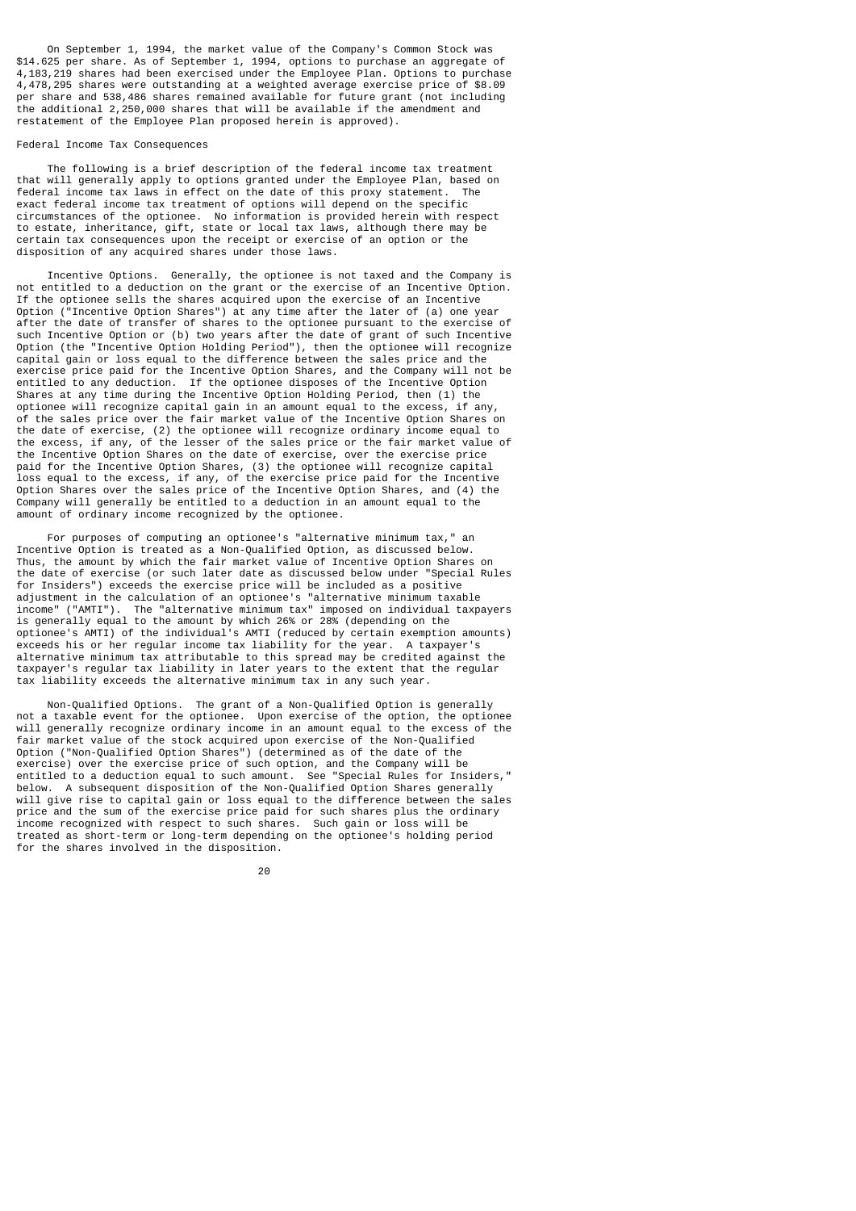On September 1, 1994, the market value of the Company's Common Stock was $14.625 per share. As of September 1, 1994, options to purchase an aggregate of 4,183,219 shares had been exercised under the Employee Plan. Options to purchase 4,478,295 shares were outstanding at a weighted average exercise price of $8.09 per share and 538,486 shares remained available for future grant (not including the additional 2,250,000 shares that will be available if the amendment and restatement of the Employee Plan proposed herein is approved).

## Federal Income Tax Consequences

The following is a brief description of the federal income tax treatment that will generally apply to options granted under the Employee Plan, based on federal income tax laws in effect on the date of this proxy statement. The exact federal income tax treatment of options will depend on the specific circumstances of the optionee. No information is provided herein with respect to estate, inheritance, gift, state or local tax laws, although there may be certain tax consequences upon the receipt or exercise of an option or the disposition of any acquired shares under those laws.

Incentive Options. Generally, the optionee is not taxed and the Company is not entitled to a deduction on the grant or the exercise of an Incentive Option. If the optionee sells the shares acquired upon the exercise of an Incentive Option ("Incentive Option Shares") at any time after the later of (a) one year after the date of transfer of shares to the optionee pursuant to the exercise of such Incentive Option or (b) two years after the date of grant of such Incentive Option (the "Incentive Option Holding Period"), then the optionee will recognize capital gain or loss equal to the difference between the sales price and the exercise price paid for the Incentive Option Shares, and the Company will not be entitled to any deduction. If the optionee disposes of the Incentive Option Shares at any time during the Incentive Option Holding Period, then (1) the optionee will recognize capital gain in an amount equal to the excess, if any, of the sales price over the fair market value of the Incentive Option Shares on the date of exercise, (2) the optionee will recognize ordinary income equal to the excess, if any, of the lesser of the sales price or the fair market value of the Incentive Option Shares on the date of exercise, over the exercise price paid for the Incentive Option Shares, (3) the optionee will recognize capital loss equal to the excess, if any, of the exercise price paid for the Incentive Option Shares over the sales price of the Incentive Option Shares, and (4) the Company will generally be entitled to a deduction in an amount equal to the amount of ordinary income recognized by the optionee.

For purposes of computing an optionee's "alternative minimum tax," an Incentive Option is treated as a Non-Qualified Option, as discussed below. Thus, the amount by which the fair market value of Incentive Option Shares on the date of exercise (or such later date as discussed below under "Special Rules for Insiders") exceeds the exercise price will be included as a positive adjustment in the calculation of an optionee's "alternative minimum taxable income" ("AMTI"). The "alternative minimum tax" imposed on individual taxpayers is generally equal to the amount by which 26% or 28% (depending on the optionee's AMTI) of the individual's AMTI (reduced by certain exemption amounts) exceeds his or her regular income tax liability for the year. A taxpayer's alternative minimum tax attributable to this spread may be credited against the taxpayer's regular tax liability in later years to the extent that the regular tax liability exceeds the alternative minimum tax in any such year.

Non-Qualified Options. The grant of a Non-Qualified Option is generally not a taxable event for the optionee. Upon exercise of the option, the optionee will generally recognize ordinary income in an amount equal to the excess of the fair market value of the stock acquired upon exercise of the Non-Qualified Option ("Non-Qualified Option Shares") (determined as of the date of the exercise) over the exercise price of such option, and the Company will be entitled to a deduction equal to such amount. See "Special Rules for Insiders," below. A subsequent disposition of the Non-Qualified Option Shares generally will give rise to capital gain or loss equal to the difference between the sales price and the sum of the exercise price paid for such shares plus the ordinary income recognized with respect to such shares. Such gain or loss will be treated as short-term or long-term depending on the optionee's holding period for the shares involved in the disposition.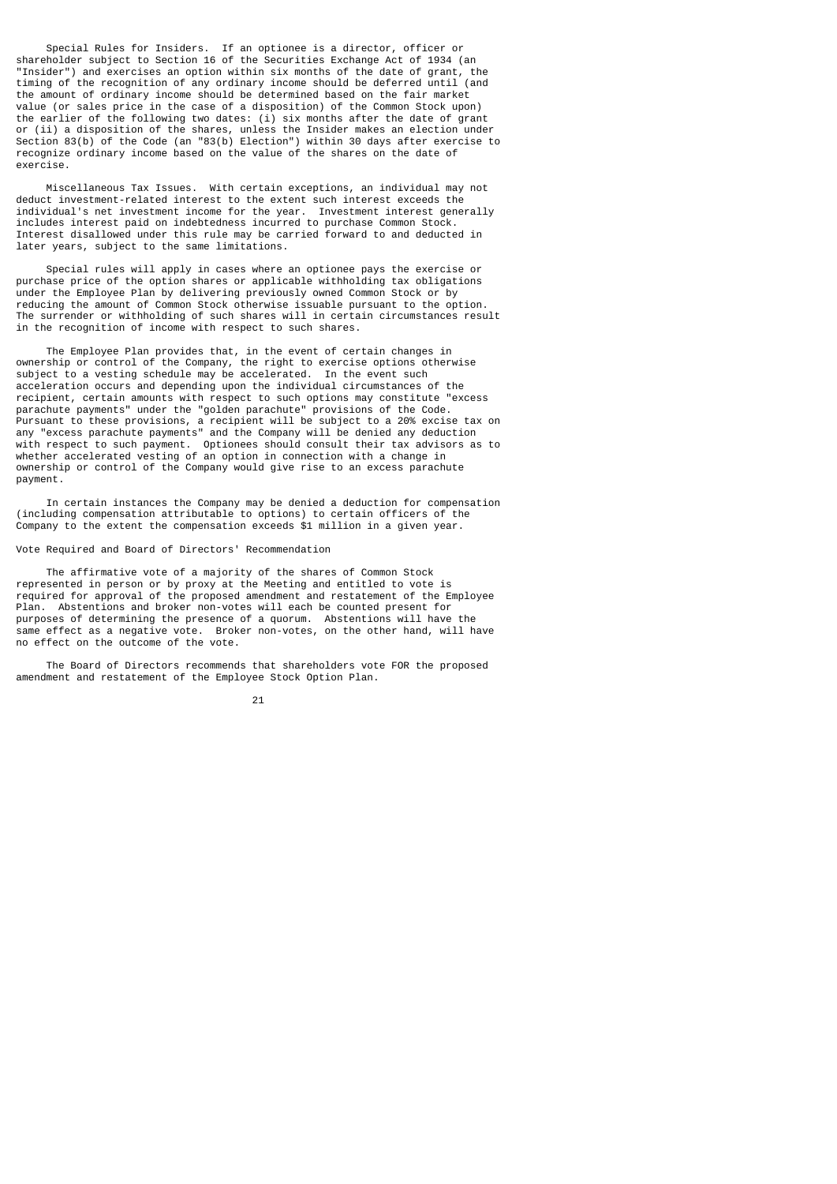Special Rules for Insiders. If an optionee is a director, officer or shareholder subject to Section 16 of the Securities Exchange Act of 1934 (an "Insider") and exercises an option within six months of the date of grant, the timing of the recognition of any ordinary income should be deferred until (and the amount of ordinary income should be determined based on the fair market value (or sales price in the case of a disposition) of the Common Stock upon) the earlier of the following two dates: (i) six months after the date of grant or (ii) a disposition of the shares, unless the Insider makes an election under Section 83(b) of the Code (an "83(b) Election") within 30 days after exercise to recognize ordinary income based on the value of the shares on the date of exercise.

Miscellaneous Tax Issues. With certain exceptions, an individual may not deduct investment-related interest to the extent such interest exceeds the individual's net investment income for the year. Investment interest generally includes interest paid on indebtedness incurred to purchase Common Stock. Interest disallowed under this rule may be carried forward to and deducted in later years, subject to the same limitations.

Special rules will apply in cases where an optionee pays the exercise or purchase price of the option shares or applicable withholding tax obligations under the Employee Plan by delivering previously owned Common Stock or by reducing the amount of Common Stock otherwise issuable pursuant to the option. The surrender or withholding of such shares will in certain circumstances result in the recognition of income with respect to such shares.

The Employee Plan provides that, in the event of certain changes in ownership or control of the Company, the right to exercise options otherwise subject to a vesting schedule may be accelerated. In the event such acceleration occurs and depending upon the individual circumstances of the recipient, certain amounts with respect to such options may constitute "excess parachute payments" under the "golden parachute" provisions of the Code. Pursuant to these provisions, a recipient will be subject to a 20% excise tax on any "excess parachute payments" and the Company will be denied any deduction with respect to such payment. Optionees should consult their tax advisors as to whether accelerated vesting of an option in connection with a change in ownership or control of the Company would give rise to an excess parachute payment.

In certain instances the Company may be denied a deduction for compensation (including compensation attributable to options) to certain officers of the Company to the extent the compensation exceeds $1 million in a given year.

## Vote Required and Board of Directors' Recommendation

The affirmative vote of a majority of the shares of Common Stock represented in person or by proxy at the Meeting and entitled to vote is required for approval of the proposed amendment and restatement of the Employee Plan. Abstentions and broker non-votes will each be counted present for purposes of determining the presence of a quorum. Abstentions will have the same effect as a negative vote. Broker non-votes, on the other hand, will have no effect on the outcome of the vote.

The Board of Directors recommends that shareholders vote FOR the proposed amendment and restatement of the Employee Stock Option Plan.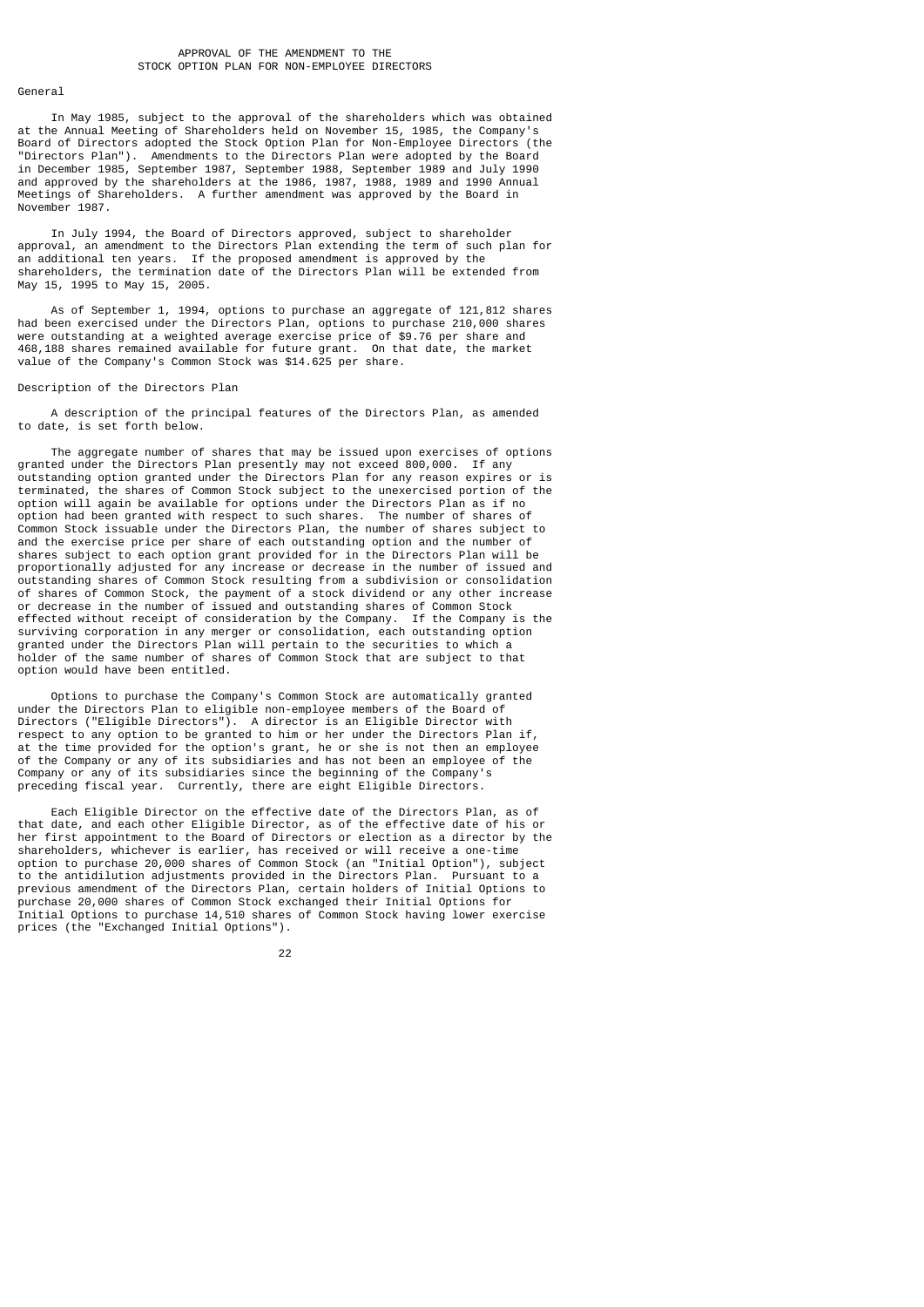## APPROVAL OF THE AMENDMENT TO THE STOCK OPTION PLAN FOR NON-EMPLOYEE DIRECTORS

### General

In May 1985, subject to the approval of the shareholders which was obtained at the Annual Meeting of Shareholders held on November 15, 1985, the Company's Board of Directors adopted the Stock Option Plan for Non-Employee Directors (the "Directors Plan"). Amendments to the Directors Plan were adopted by the Board in December 1985, September 1987, September 1988, September 1989 and July 1990 and approved by the shareholders at the 1986, 1987, 1988, 1989 and 1990 Annual Meetings of Shareholders. A further amendment was approved by the Board in November 1987.

In July 1994, the Board of Directors approved, subject to shareholder approval, an amendment to the Directors Plan extending the term of such plan for an additional ten years. If the proposed amendment is approved by the shareholders, the termination date of the Directors Plan will be extended from May 15, 1995 to May 15, 2005.

As of September 1, 1994, options to purchase an aggregate of 121,812 shares had been exercised under the Directors Plan, options to purchase 210,000 shares were outstanding at a weighted average exercise price of $9.76 per share and 468,188 shares remained available for future grant. On that date, the market value of the Company's Common Stock was $14.625 per share.

### Description of the Directors Plan

A description of the principal features of the Directors Plan, as amended to date, is set forth below.

The aggregate number of shares that may be issued upon exercises of options granted under the Directors Plan presently may not exceed 800,000. If any outstanding option granted under the Directors Plan for any reason expires or is terminated, the shares of Common Stock subject to the unexercised portion of the option will again be available for options under the Directors Plan as if no option had been granted with respect to such shares. The number of shares of Common Stock issuable under the Directors Plan, the number of shares subject to and the exercise price per share of each outstanding option and the number of shares subject to each option grant provided for in the Directors Plan will be proportionally adjusted for any increase or decrease in the number of issued and outstanding shares of Common Stock resulting from a subdivision or consolidation of shares of Common Stock, the payment of a stock dividend or any other increase or decrease in the number of issued and outstanding shares of Common Stock effected without receipt of consideration by the Company. If the Company is the surviving corporation in any merger or consolidation, each outstanding option granted under the Directors Plan will pertain to the securities to which a holder of the same number of shares of Common Stock that are subject to that option would have been entitled.

Options to purchase the Company's Common Stock are automatically granted under the Directors Plan to eligible non-employee members of the Board of Directors ("Eligible Directors"). A director is an Eligible Director with respect to any option to be granted to him or her under the Directors Plan if, at the time provided for the option's grant, he or she is not then an employee of the Company or any of its subsidiaries and has not been an employee of the Company or any of its subsidiaries since the beginning of the Company's preceding fiscal year. Currently, there are eight Eligible Directors.

Each Eligible Director on the effective date of the Directors Plan, as of that date, and each other Eligible Director, as of the effective date of his or her first appointment to the Board of Directors or election as a director by the shareholders, whichever is earlier, has received or will receive a one-time option to purchase 20,000 shares of Common Stock (an "Initial Option"), subject to the antidilution adjustments provided in the Directors Plan. Pursuant to a previous amendment of the Directors Plan, certain holders of Initial Options to purchase 20,000 shares of Common Stock exchanged their Initial Options for Initial Options to purchase 14,510 shares of Common Stock having lower exercise prices (the "Exchanged Initial Options").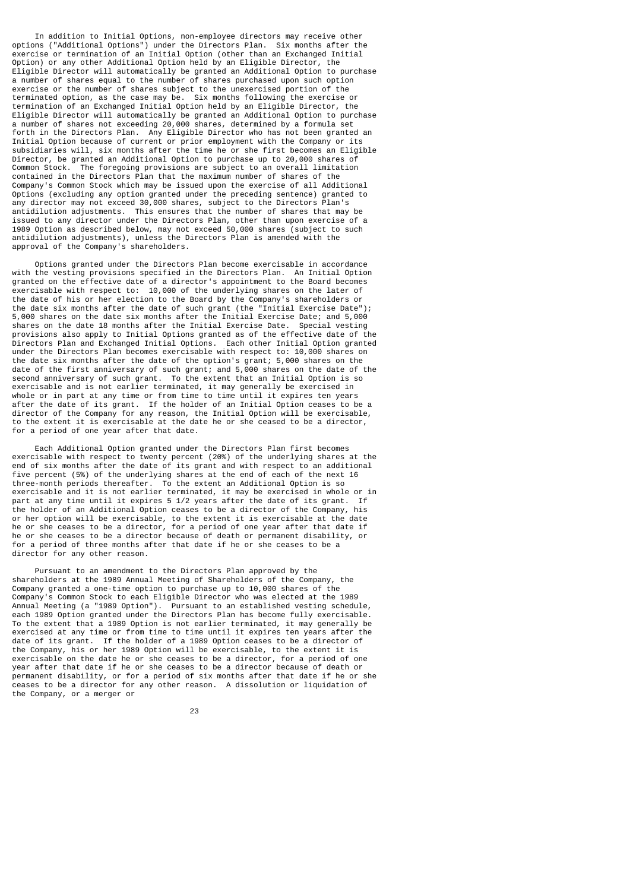In addition to Initial Options, non-employee directors may receive other options ("Additional Options") under the Directors Plan. Six months after the exercise or termination of an Initial Option (other than an Exchanged Initial Option) or any other Additional Option held by an Eligible Director, the Eligible Director will automatically be granted an Additional Option to purchase a number of shares equal to the number of shares purchased upon such option exercise or the number of shares subject to the unexercised portion of the terminated option, as the case may be. Six months following the exercise or termination of an Exchanged Initial Option held by an Eligible Director, the Eligible Director will automatically be granted an Additional Option to purchase a number of shares not exceeding 20,000 shares, determined by a formula set forth in the Directors Plan. Any Eligible Director who has not been granted an Initial Option because of current or prior employment with the Company or its subsidiaries will, six months after the time he or she first becomes an Eligible Director, be granted an Additional Option to purchase up to 20,000 shares of Common Stock. The foregoing provisions are subject to an overall limitation contained in the Directors Plan that the maximum number of shares of the Company's Common Stock which may be issued upon the exercise of all Additional Options (excluding any option granted under the preceding sentence) granted to any director may not exceed 30,000 shares, subject to the Directors Plan's antidilution adjustments. This ensures that the number of shares that may be issued to any director under the Directors Plan, other than upon exercise of a 1989 Option as described below, may not exceed 50,000 shares (subject to such antidilution adjustments), unless the Directors Plan is amended with the approval of the Company's shareholders.

Options granted under the Directors Plan become exercisable in accordance with the vesting provisions specified in the Directors Plan. An Initial Option granted on the effective date of a director's appointment to the Board becomes exercisable with respect to: 10,000 of the underlying shares on the later of the date of his or her election to the Board by the Company's shareholders or the date six months after the date of such grant (the "Initial Exercise Date"); 5,000 shares on the date six months after the Initial Exercise Date; and 5,000 shares on the date 18 months after the Initial Exercise Date. Special vesting provisions also apply to Initial Options granted as of the effective date of the Directors Plan and Exchanged Initial Options. Each other Initial Option granted under the Directors Plan becomes exercisable with respect to: 10,000 shares on the date six months after the date of the option's grant; 5,000 shares on the date of the first anniversary of such grant; and 5,000 shares on the date of the second anniversary of such grant. To the extent that an Initial Option is so exercisable and is not earlier terminated, it may generally be exercised in whole or in part at any time or from time to time until it expires ten years after the date of its grant. If the holder of an Initial Option ceases to be a director of the Company for any reason, the Initial Option will be exercisable, to the extent it is exercisable at the date he or she ceased to be a director, for a period of one year after that date.

Each Additional Option granted under the Directors Plan first becomes exercisable with respect to twenty percent (20%) of the underlying shares at the end of six months after the date of its grant and with respect to an additional five percent (5%) of the underlying shares at the end of each of the next 16 three-month periods thereafter. To the extent an Additional Option is so exercisable and it is not earlier terminated, it may be exercised in whole or in part at any time until it expires 5 1/2 years after the date of its grant. If the holder of an Additional Option ceases to be a director of the Company, his or her option will be exercisable, to the extent it is exercisable at the date he or she ceases to be a director, for a period of one year after that date if he or she ceases to be a director because of death or permanent disability, or for a period of three months after that date if he or she ceases to be a director for any other reason.

Pursuant to an amendment to the Directors Plan approved by the shareholders at the 1989 Annual Meeting of Shareholders of the Company, the Company granted a one-time option to purchase up to 10,000 shares of the Company's Common Stock to each Eligible Director who was elected at the 1989 Annual Meeting (a "1989 Option"). Pursuant to an established vesting schedule, each 1989 Option granted under the Directors Plan has become fully exercisable. To the extent that a 1989 Option is not earlier terminated, it may generally be exercised at any time or from time to time until it expires ten years after the date of its grant. If the holder of a 1989 Option ceases to be a director of the Company, his or her 1989 Option will be exercisable, to the extent it is exercisable on the date he or she ceases to be a director, for a period of one year after that date if he or she ceases to be a director because of death or permanent disability, or for a period of six months after that date if he or she ceases to be a director for any other reason. A dissolution or liquidation of the Company, or a merger or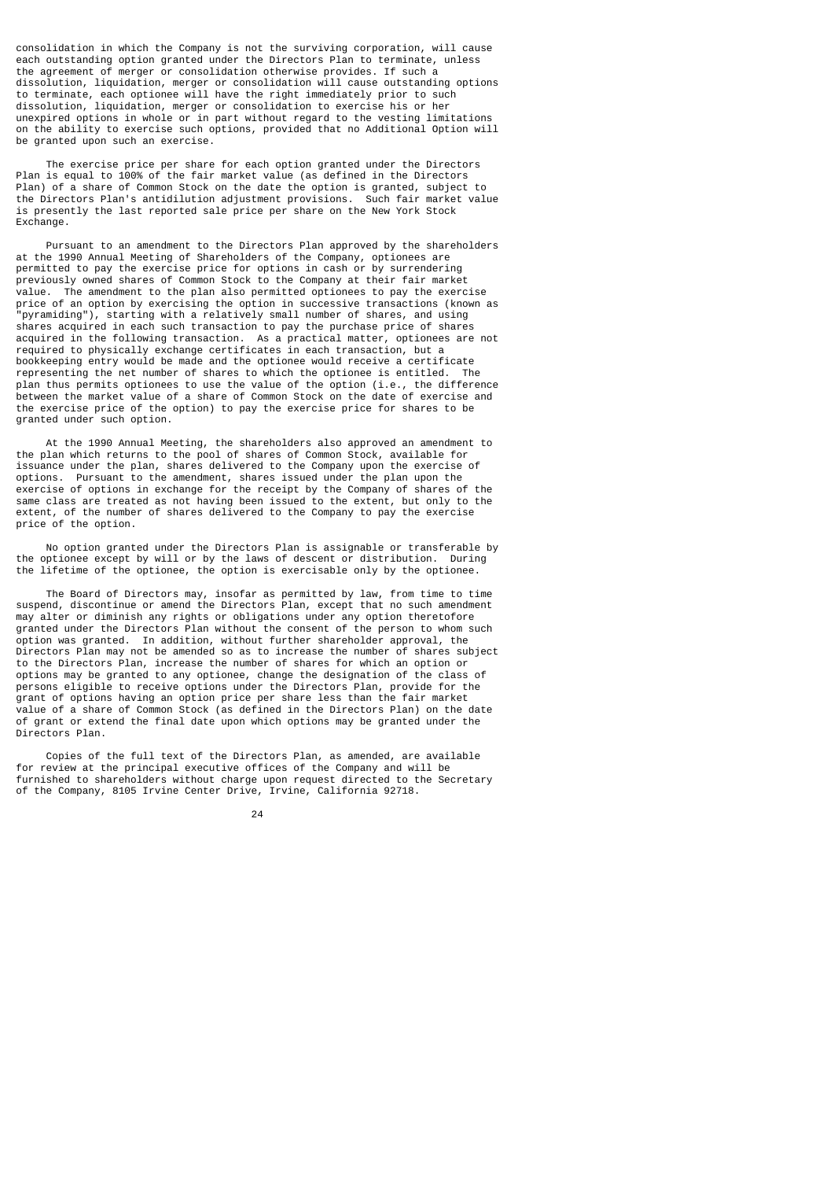consolidation in which the Company is not the surviving corporation, will cause each outstanding option granted under the Directors Plan to terminate, unless the agreement of merger or consolidation otherwise provides. If such a dissolution, liquidation, merger or consolidation will cause outstanding options to terminate, each optionee will have the right immediately prior to such dissolution, liquidation, merger or consolidation to exercise his or her unexpired options in whole or in part without regard to the vesting limitations on the ability to exercise such options, provided that no Additional Option will be granted upon such an exercise.

The exercise price per share for each option granted under the Directors Plan is equal to 100% of the fair market value (as defined in the Directors Plan) of a share of Common Stock on the date the option is granted, subject to the Directors Plan's antidilution adjustment provisions. Such fair market value is presently the last reported sale price per share on the New York Stock Exchange.

Pursuant to an amendment to the Directors Plan approved by the shareholders at the 1990 Annual Meeting of Shareholders of the Company, optionees are permitted to pay the exercise price for options in cash or by surrendering previously owned shares of Common Stock to the Company at their fair market value. The amendment to the plan also permitted optionees to pay the exercise price of an option by exercising the option in successive transactions (known as "pyramiding"), starting with a relatively small number of shares, and using shares acquired in each such transaction to pay the purchase price of shares acquired in the following transaction. As a practical matter, optionees are not required to physically exchange certificates in each transaction, but a bookkeeping entry would be made and the optionee would receive a certificate representing the net number of shares to which the optionee is entitled. The plan thus permits optionees to use the value of the option (i.e., the difference between the market value of a share of Common Stock on the date of exercise and the exercise price of the option) to pay the exercise price for shares to be granted under such option.

At the 1990 Annual Meeting, the shareholders also approved an amendment to the plan which returns to the pool of shares of Common Stock, available for issuance under the plan, shares delivered to the Company upon the exercise of options. Pursuant to the amendment, shares issued under the plan upon the exercise of options in exchange for the receipt by the Company of shares of the same class are treated as not having been issued to the extent, but only to the extent, of the number of shares delivered to the Company to pay the exercise price of the option.

No option granted under the Directors Plan is assignable or transferable by the optionee except by will or by the laws of descent or distribution. During the lifetime of the optionee, the option is exercisable only by the optionee.

The Board of Directors may, insofar as permitted by law, from time to time suspend, discontinue or amend the Directors Plan, except that no such amendment may alter or diminish any rights or obligations under any option theretofore granted under the Directors Plan without the consent of the person to whom such option was granted. In addition, without further shareholder approval, the Directors Plan may not be amended so as to increase the number of shares subject to the Directors Plan, increase the number of shares for which an option or options may be granted to any optionee, change the designation of the class of persons eligible to receive options under the Directors Plan, provide for the grant of options having an option price per share less than the fair market value of a share of Common Stock (as defined in the Directors Plan) on the date of grant or extend the final date upon which options may be granted under the Directors Plan.

Copies of the full text of the Directors Plan, as amended, are available for review at the principal executive offices of the Company and will be furnished to shareholders without charge upon request directed to the Secretary of the Company, 8105 Irvine Center Drive, Irvine, California 92718.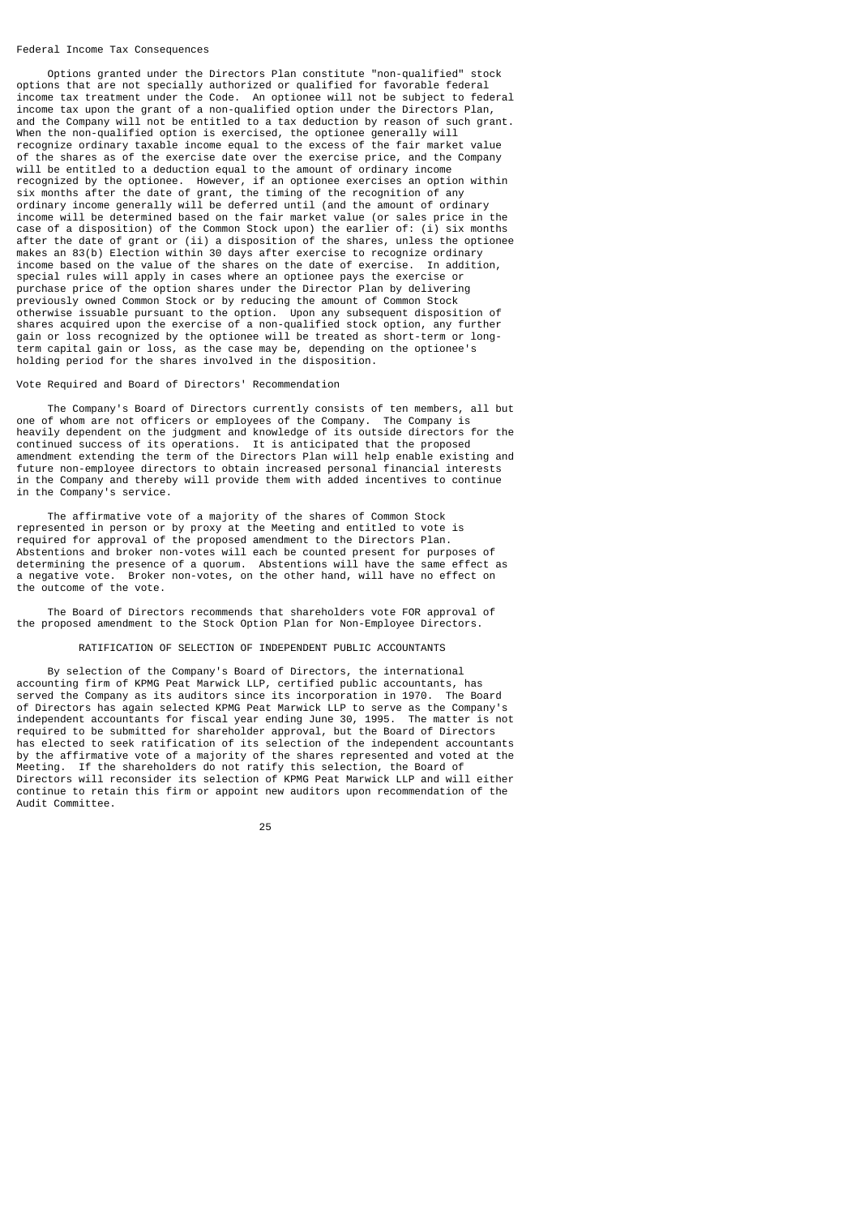### Federal Income Tax Consequences

Options granted under the Directors Plan constitute "non-qualified" stock options that are not specially authorized or qualified for favorable federal income tax treatment under the Code. An optionee will not be subject to federal income tax upon the grant of a non-qualified option under the Directors Plan, and the Company will not be entitled to a tax deduction by reason of such grant. When the non-qualified option is exercised, the optionee generally will recognize ordinary taxable income equal to the excess of the fair market value of the shares as of the exercise date over the exercise price, and the Company will be entitled to a deduction equal to the amount of ordinary income recognized by the optionee. However, if an optionee exercises an option within six months after the date of grant, the timing of the recognition of any ordinary income generally will be deferred until (and the amount of ordinary income will be determined based on the fair market value (or sales price in the case of a disposition) of the Common Stock upon) the earlier of: (i) six months after the date of grant or (ii) a disposition of the shares, unless the optionee makes an 83(b) Election within 30 days after exercise to recognize ordinary income based on the value of the shares on the date of exercise. In addition, special rules will apply in cases where an optionee pays the exercise or purchase price of the option shares under the Director Plan by delivering previously owned Common Stock or by reducing the amount of Common Stock otherwise issuable pursuant to the option. Upon any subsequent disposition of shares acquired upon the exercise of a non-qualified stock option, any further gain or loss recognized by the optionee will be treated as short-term or long-term capital gain or loss, as the case may be, depending on the optionee's holding period for the shares involved in the disposition.

### Vote Required and Board of Directors' Recommendation

The Company's Board of Directors currently consists of ten members, all but one of whom are not officers or employees of the Company. The Company is heavily dependent on the judgment and knowledge of its outside directors for the continued success of its operations. It is anticipated that the proposed amendment extending the term of the Directors Plan will help enable existing and future non-employee directors to obtain increased personal financial interests in the Company and thereby will provide them with added incentives to continue in the Company's service.

The affirmative vote of a majority of the shares of Common Stock represented in person or by proxy at the Meeting and entitled to vote is required for approval of the proposed amendment to the Directors Plan. Abstentions and broker non-votes will each be counted present for purposes of determining the presence of a quorum. Abstentions will have the same effect as a negative vote. Broker non-votes, on the other hand, will have no effect on the outcome of the vote.

The Board of Directors recommends that shareholders vote FOR approval of the proposed amendment to the Stock Option Plan for Non-Employee Directors.

## RATIFICATION OF SELECTION OF INDEPENDENT PUBLIC ACCOUNTANTS

By selection of the Company's Board of Directors, the international accounting firm of KPMG Peat Marwick LLP, certified public accountants, has served the Company as its auditors since its incorporation in 1970. The Board of Directors has again selected KPMG Peat Marwick LLP to serve as the Company's independent accountants for fiscal year ending June 30, 1995. The matter is not required to be submitted for shareholder approval, but the Board of Directors has elected to seek ratification of its selection of the independent accountants by the affirmative vote of a majority of the shares represented and voted at the Meeting. If the shareholders do not ratify this selection, the Board of Directors will reconsider its selection of KPMG Peat Marwick LLP and will either continue to retain this firm or appoint new auditors upon recommendation of the Audit Committee.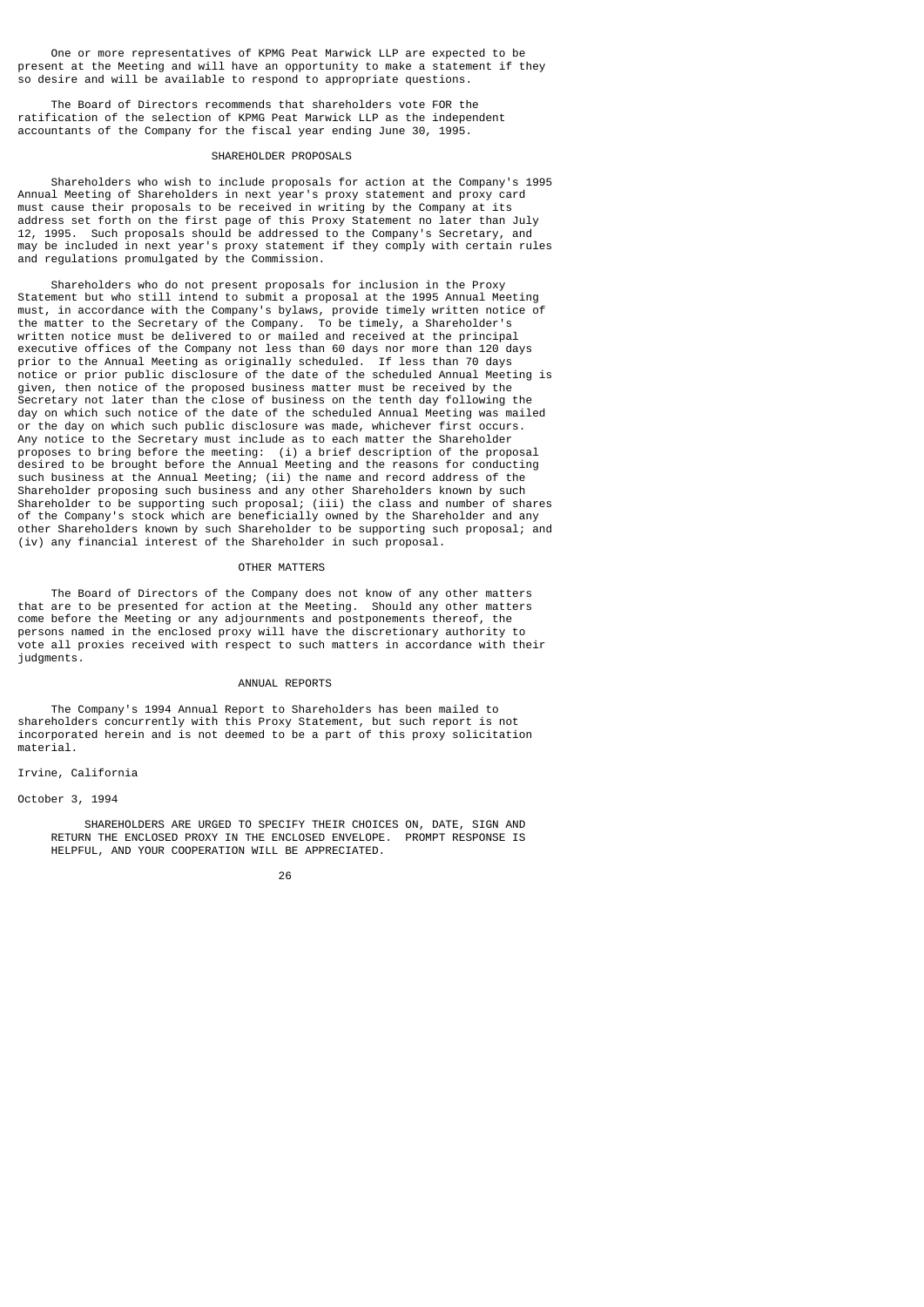One or more representatives of KPMG Peat Marwick LLP are expected to be present at the Meeting and will have an opportunity to make a statement if they so desire and will be available to respond to appropriate questions.

The Board of Directors recommends that shareholders vote FOR the ratification of the selection of KPMG Peat Marwick LLP as the independent accountants of the Company for the fiscal year ending June 30, 1995.

## SHAREHOLDER PROPOSALS

Shareholders who wish to include proposals for action at the Company's 1995 Annual Meeting of Shareholders in next year's proxy statement and proxy card must cause their proposals to be received in writing by the Company at its address set forth on the first page of this Proxy Statement no later than July 12, 1995. Such proposals should be addressed to the Company's Secretary, and may be included in next year's proxy statement if they comply with certain rules and regulations promulgated by the Commission.

Shareholders who do not present proposals for inclusion in the Proxy Statement but who still intend to submit a proposal at the 1995 Annual Meeting must, in accordance with the Company's bylaws, provide timely written notice of the matter to the Secretary of the Company. To be timely, a Shareholder's written notice must be delivered to or mailed and received at the principal executive offices of the Company not less than 60 days nor more than 120 days prior to the Annual Meeting as originally scheduled. If less than 70 days notice or prior public disclosure of the date of the scheduled Annual Meeting is given, then notice of the proposed business matter must be received by the Secretary not later than the close of business on the tenth day following the day on which such notice of the date of the scheduled Annual Meeting was mailed or the day on which such public disclosure was made, whichever first occurs. Any notice to the Secretary must include as to each matter the Shareholder proposes to bring before the meeting: (i) a brief description of the proposal desired to be brought before the Annual Meeting and the reasons for conducting such business at the Annual Meeting; (ii) the name and record address of the Shareholder proposing such business and any other Shareholders known by such Shareholder to be supporting such proposal; (iii) the class and number of shares of the Company's stock which are beneficially owned by the Shareholder and any other Shareholders known by such Shareholder to be supporting such proposal; and (iv) any financial interest of the Shareholder in such proposal.

## OTHER MATTERS

The Board of Directors of the Company does not know of any other matters that are to be presented for action at the Meeting. Should any other matters come before the Meeting or any adjournments and postponements thereof, the persons named in the enclosed proxy will have the discretionary authority to vote all proxies received with respect to such matters in accordance with their judgments.

## ANNUAL REPORTS

The Company's 1994 Annual Report to Shareholders has been mailed to shareholders concurrently with this Proxy Statement, but such report is not incorporated herein and is not deemed to be a part of this proxy solicitation material.

Irvine, California

October 3, 1994

SHAREHOLDERS ARE URGED TO SPECIFY THEIR CHOICES ON, DATE, SIGN AND RETURN THE ENCLOSED PROXY IN THE ENCLOSED ENVELOPE. PROMPT RESPONSE IS HELPFUL, AND YOUR COOPERATION WILL BE APPRECIATED.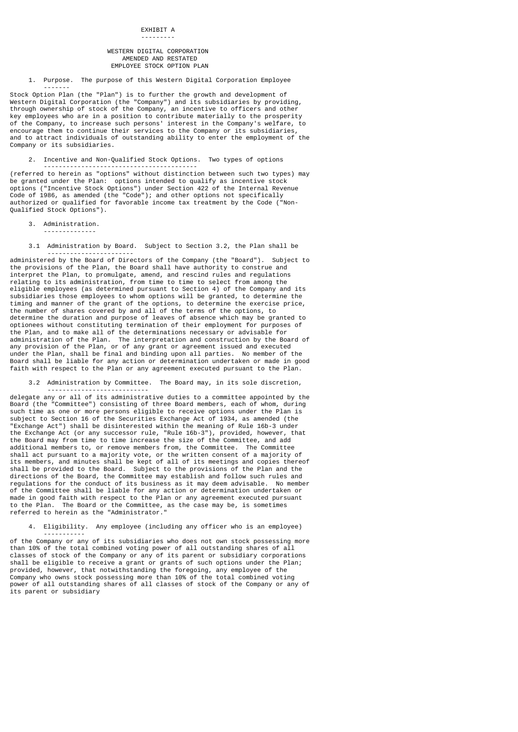EXHIBIT A

WESTERN DIGITAL CORPORATION
AMENDED AND RESTATED
EMPLOYEE STOCK OPTION PLAN

1. Purpose. The purpose of this Western Digital Corporation Employee Stock Option Plan (the "Plan") is to further the growth and development of Western Digital Corporation (the "Company") and its subsidiaries by providing, through ownership of stock of the Company, an incentive to officers and other key employees who are in a position to contribute materially to the prosperity of the Company, to increase such persons' interest in the Company's welfare, to encourage them to continue their services to the Company or its subsidiaries, and to attract individuals of outstanding ability to enter the employment of the Company or its subsidiaries.

2. Incentive and Non-Qualified Stock Options. Two types of options (referred to herein as "options" without distinction between such two types) may be granted under the Plan: options intended to qualify as incentive stock options ("Incentive Stock Options") under Section 422 of the Internal Revenue Code of 1986, as amended (the "Code"); and other options not specifically authorized or qualified for favorable income tax treatment by the Code ("Non-Qualified Stock Options").

3. Administration.

3.1 Administration by Board. Subject to Section 3.2, the Plan shall be administered by the Board of Directors of the Company (the "Board"). Subject to the provisions of the Plan, the Board shall have authority to construe and interpret the Plan, to promulgate, amend, and rescind rules and regulations relating to its administration, from time to time to select from among the eligible employees (as determined pursuant to Section 4) of the Company and its subsidiaries those employees to whom options will be granted, to determine the timing and manner of the grant of the options, to determine the exercise price, the number of shares covered by and all of the terms of the options, to determine the duration and purpose of leaves of absence which may be granted to optionees without constituting termination of their employment for purposes of the Plan, and to make all of the determinations necessary or advisable for administration of the Plan. The interpretation and construction by the Board of any provision of the Plan, or of any grant or agreement issued and executed under the Plan, shall be final and binding upon all parties. No member of the Board shall be liable for any action or determination undertaken or made in good faith with respect to the Plan or any agreement executed pursuant to the Plan.

3.2 Administration by Committee. The Board may, in its sole discretion, delegate any or all of its administrative duties to a committee appointed by the Board (the "Committee") consisting of three Board members, each of whom, during such time as one or more persons eligible to receive options under the Plan is subject to Section 16 of the Securities Exchange Act of 1934, as amended (the "Exchange Act") shall be disinterested within the meaning of Rule 16b-3 under the Exchange Act (or any successor rule, "Rule 16b-3"), provided, however, that the Board may from time to time increase the size of the Committee, and add additional members to, or remove members from, the Committee. The Committee shall act pursuant to a majority vote, or the written consent of a majority of its members, and minutes shall be kept of all of its meetings and copies thereof shall be provided to the Board. Subject to the provisions of the Plan and the directions of the Board, the Committee may establish and follow such rules and regulations for the conduct of its business as it may deem advisable. No member of the Committee shall be liable for any action or determination undertaken or made in good faith with respect to the Plan or any agreement executed pursuant to the Plan. The Board or the Committee, as the case may be, is sometimes referred to herein as the "Administrator."

4. Eligibility. Any employee (including any officer who is an employee) of the Company or any of its subsidiaries who does not own stock possessing more than 10% of the total combined voting power of all outstanding shares of all classes of stock of the Company or any of its parent or subsidiary corporations shall be eligible to receive a grant or grants of such options under the Plan; provided, however, that notwithstanding the foregoing, any employee of the Company who owns stock possessing more than 10% of the total combined voting power of all outstanding shares of all classes of stock of the Company or any of its parent or subsidiary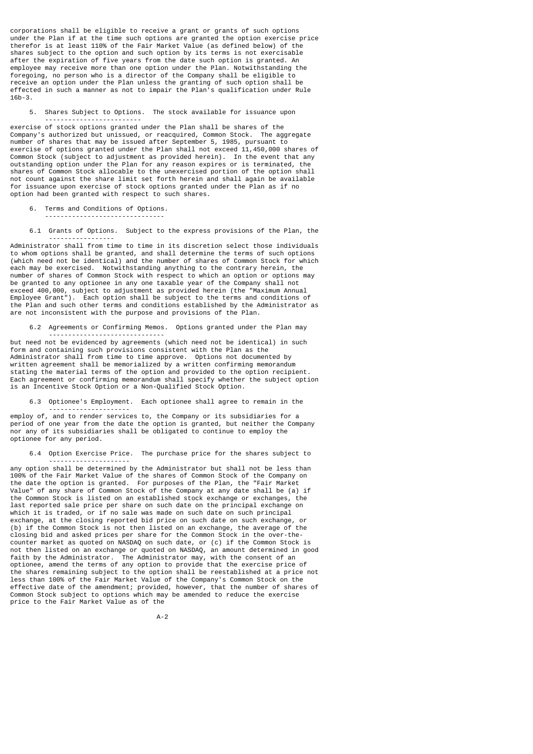corporations shall be eligible to receive a grant or grants of such options under the Plan if at the time such options are granted the option exercise price therefor is at least 110% of the Fair Market Value (as defined below) of the shares subject to the option and such option by its terms is not exercisable after the expiration of five years from the date such option is granted. An employee may receive more than one option under the Plan. Notwithstanding the foregoing, no person who is a director of the Company shall be eligible to receive an option under the Plan unless the granting of such option shall be effected in such a manner as not to impair the Plan's qualification under Rule 16b-3.

5. Shares Subject to Options. The stock available for issuance upon exercise of stock options granted under the Plan shall be shares of the Company's authorized but unissued, or reacquired, Common Stock. The aggregate number of shares that may be issued after September 5, 1985, pursuant to exercise of options granted under the Plan shall not exceed 11,450,000 shares of Common Stock (subject to adjustment as provided herein). In the event that any outstanding option under the Plan for any reason expires or is terminated, the shares of Common Stock allocable to the unexercised portion of the option shall not count against the share limit set forth herein and shall again be available for issuance upon exercise of stock options granted under the Plan as if no option had been granted with respect to such shares.

6. Terms and Conditions of Options.

6.1 Grants of Options. Subject to the express provisions of the Plan, the Administrator shall from time to time in its discretion select those individuals to whom options shall be granted, and shall determine the terms of such options (which need not be identical) and the number of shares of Common Stock for which each may be exercised. Notwithstanding anything to the contrary herein, the number of shares of Common Stock with respect to which an option or options may be granted to any optionee in any one taxable year of the Company shall not exceed 400,000, subject to adjustment as provided herein (the "Maximum Annual Employee Grant"). Each option shall be subject to the terms and conditions of the Plan and such other terms and conditions established by the Administrator as are not inconsistent with the purpose and provisions of the Plan.

6.2 Agreements or Confirming Memos. Options granted under the Plan may but need not be evidenced by agreements (which need not be identical) in such form and containing such provisions consistent with the Plan as the Administrator shall from time to time approve. Options not documented by written agreement shall be memorialized by a written confirming memorandum stating the material terms of the option and provided to the option recipient. Each agreement or confirming memorandum shall specify whether the subject option is an Incentive Stock Option or a Non-Qualified Stock Option.

6.3 Optionee's Employment. Each optionee shall agree to remain in the employ of, and to render services to, the Company or its subsidiaries for a period of one year from the date the option is granted, but neither the Company nor any of its subsidiaries shall be obligated to continue to employ the optionee for any period.

6.4 Option Exercise Price. The purchase price for the shares subject to any option shall be determined by the Administrator but shall not be less than 100% of the Fair Market Value of the shares of Common Stock of the Company on the date the option is granted. For purposes of the Plan, the "Fair Market Value" of any share of Common Stock of the Company at any date shall be (a) if the Common Stock is listed on an established stock exchange or exchanges, the last reported sale price per share on such date on the principal exchange on which it is traded, or if no sale was made on such date on such principal exchange, at the closing reported bid price on such date on such exchange, or (b) if the Common Stock is not then listed on an exchange, the average of the closing bid and asked prices per share for the Common Stock in the over-the-counter market as quoted on NASDAQ on such date, or (c) if the Common Stock is not then listed on an exchange or quoted on NASDAQ, an amount determined in good faith by the Administrator. The Administrator may, with the consent of an optionee, amend the terms of any option to provide that the exercise price of the shares remaining subject to the option shall be reestablished at a price not less than 100% of the Fair Market Value of the Company's Common Stock on the effective date of the amendment; provided, however, that the number of shares of Common Stock subject to options which may be amended to reduce the exercise price to the Fair Market Value as of the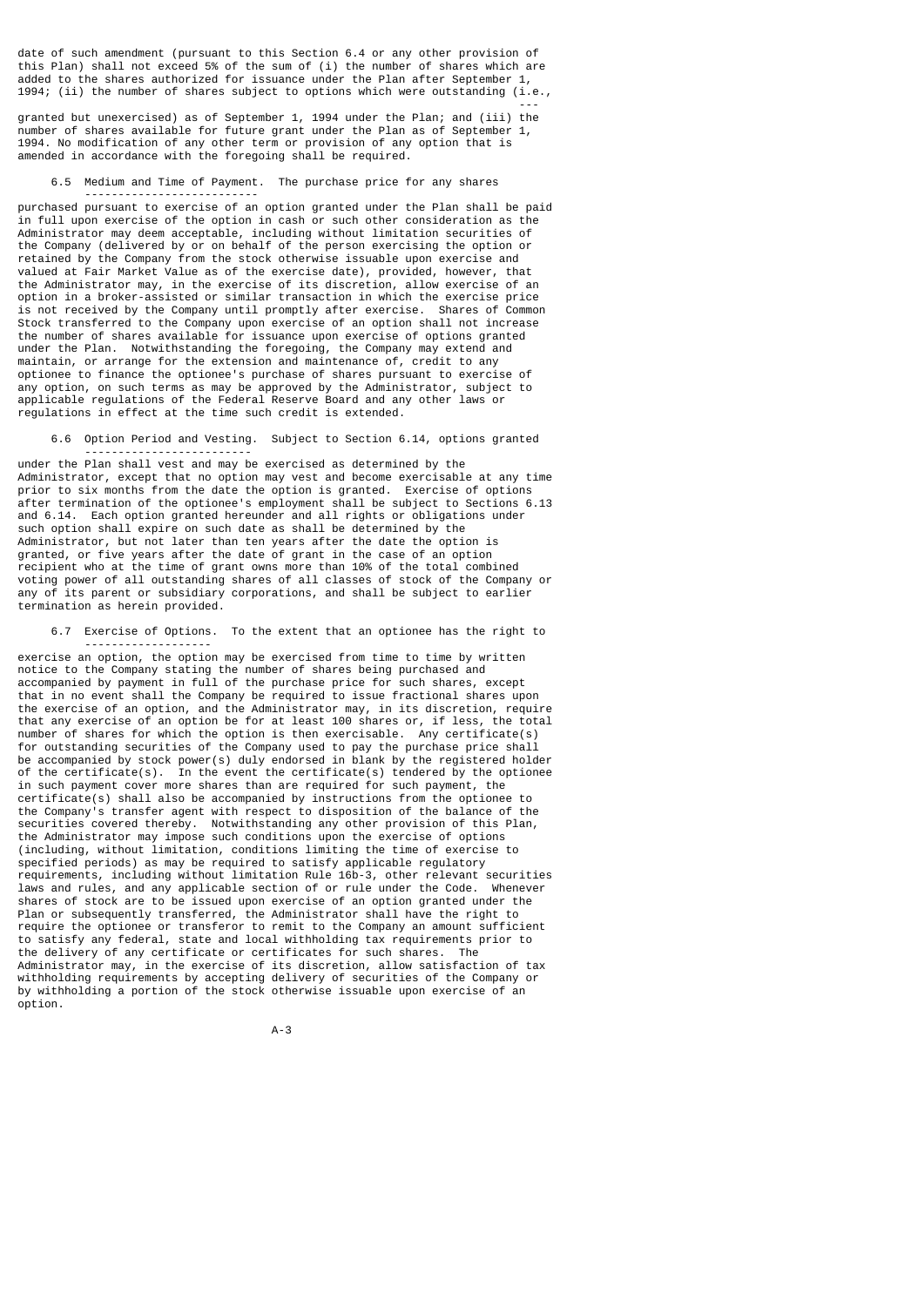date of such amendment (pursuant to this Section 6.4 or any other provision of this Plan) shall not exceed 5% of the sum of (i) the number of shares which are added to the shares authorized for issuance under the Plan after September 1, 1994; (ii) the number of shares subject to options which were outstanding (*i.e.*, granted but unexercised) as of September 1, 1994 under the Plan; and (iii) the number of shares available for future grant under the Plan as of September 1, 1994. No modification of any other term or provision of any option that is amended in accordance with the foregoing shall be required.

6.5 Medium and Time of Payment. The purchase price for any shares purchased pursuant to exercise of an option granted under the Plan shall be paid in full upon exercise of the option in cash or such other consideration as the Administrator may deem acceptable, including without limitation securities of the Company (delivered by or on behalf of the person exercising the option or retained by the Company from the stock otherwise issuable upon exercise and valued at Fair Market Value as of the exercise date), provided, however, that the Administrator may, in the exercise of its discretion, allow exercise of an option in a broker-assisted or similar transaction in which the exercise price is not received by the Company until promptly after exercise. Shares of Common Stock transferred to the Company upon exercise of an option shall not increase the number of shares available for issuance upon exercise of options granted under the Plan. Notwithstanding the foregoing, the Company may extend and maintain, or arrange for the extension and maintenance of, credit to any optionee to finance the optionee's purchase of shares pursuant to exercise of any option, on such terms as may be approved by the Administrator, subject to applicable regulations of the Federal Reserve Board and any other laws or regulations in effect at the time such credit is extended.

6.6 Option Period and Vesting. Subject to Section 6.14, options granted under the Plan shall vest and may be exercised as determined by the Administrator, except that no option may vest and become exercisable at any time prior to six months from the date the option is granted. Exercise of options after termination of the optionee's employment shall be subject to Sections 6.13 and 6.14. Each option granted hereunder and all rights or obligations under such option shall expire on such date as shall be determined by the Administrator, but not later than ten years after the date the option is granted, or five years after the date of grant in the case of an option recipient who at the time of grant owns more than 10% of the total combined voting power of all outstanding shares of all classes of stock of the Company or any of its parent or subsidiary corporations, and shall be subject to earlier termination as herein provided.

6.7 Exercise of Options. To the extent that an optionee has the right to exercise an option, the option may be exercised from time to time by written notice to the Company stating the number of shares being purchased and accompanied by payment in full of the purchase price for such shares, except that in no event shall the Company be required to issue fractional shares upon the exercise of an option, and the Administrator may, in its discretion, require that any exercise of an option be for at least 100 shares or, if less, the total number of shares for which the option is then exercisable. Any certificate(s) for outstanding securities of the Company used to pay the purchase price shall be accompanied by stock power(s) duly endorsed in blank by the registered holder of the certificate(s). In the event the certificate(s) tendered by the optionee in such payment cover more shares than are required for such payment, the certificate(s) shall also be accompanied by instructions from the optionee to the Company's transfer agent with respect to disposition of the balance of the securities covered thereby. Notwithstanding any other provision of this Plan, the Administrator may impose such conditions upon the exercise of options (including, without limitation, conditions limiting the time of exercise to specified periods) as may be required to satisfy applicable regulatory requirements, including without limitation Rule 16b-3, other relevant securities laws and rules, and any applicable section of or rule under the Code. Whenever shares of stock are to be issued upon exercise of an option granted under the Plan or subsequently transferred, the Administrator shall have the right to require the optionee or transferor to remit to the Company an amount sufficient to satisfy any federal, state and local withholding tax requirements prior to the delivery of any certificate or certificates for such shares. The Administrator may, in the exercise of its discretion, allow satisfaction of tax withholding requirements by accepting delivery of securities of the Company or by withholding a portion of the stock otherwise issuable upon exercise of an option.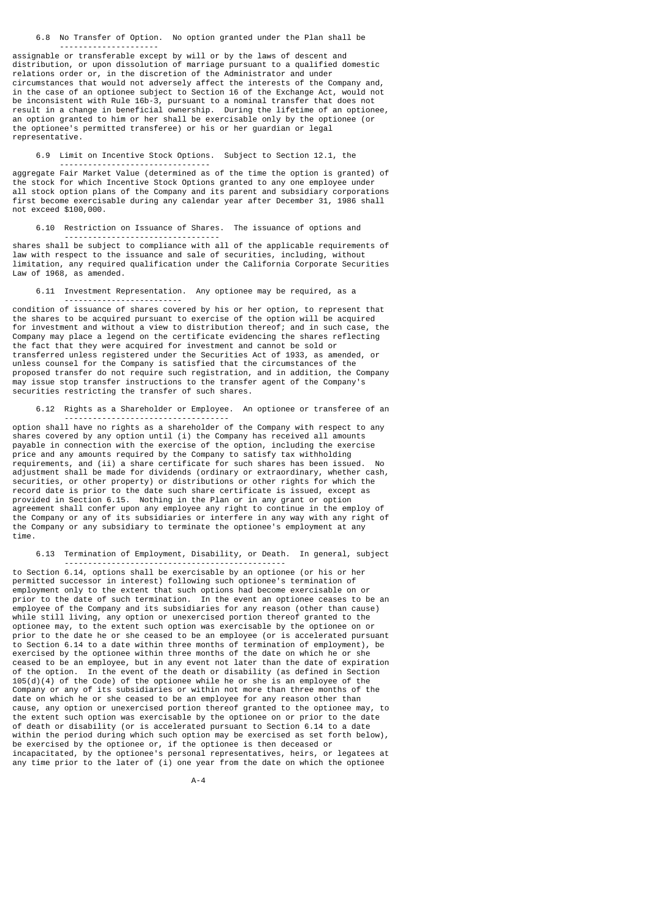6.8 No Transfer of Option. No option granted under the Plan shall be assignable or transferable except by will or by the laws of descent and distribution, or upon dissolution of marriage pursuant to a qualified domestic relations order or, in the discretion of the Administrator and under circumstances that would not adversely affect the interests of the Company and, in the case of an optionee subject to Section 16 of the Exchange Act, would not be inconsistent with Rule 16b-3, pursuant to a nominal transfer that does not result in a change in beneficial ownership. During the lifetime of an optionee, an option granted to him or her shall be exercisable only by the optionee (or the optionee's permitted transferee) or his or her guardian or legal representative.

6.9 Limit on Incentive Stock Options. Subject to Section 12.1, the aggregate Fair Market Value (determined as of the time the option is granted) of the stock for which Incentive Stock Options granted to any one employee under all stock option plans of the Company and its parent and subsidiary corporations first become exercisable during any calendar year after December 31, 1986 shall not exceed $100,000.

6.10 Restriction on Issuance of Shares. The issuance of options and shares shall be subject to compliance with all of the applicable requirements of law with respect to the issuance and sale of securities, including, without limitation, any required qualification under the California Corporate Securities Law of 1968, as amended.

6.11 Investment Representation. Any optionee may be required, as a condition of issuance of shares covered by his or her option, to represent that the shares to be acquired pursuant to exercise of the option will be acquired for investment and without a view to distribution thereof; and in such case, the Company may place a legend on the certificate evidencing the shares reflecting the fact that they were acquired for investment and cannot be sold or transferred unless registered under the Securities Act of 1933, as amended, or unless counsel for the Company is satisfied that the circumstances of the proposed transfer do not require such registration, and in addition, the Company may issue stop transfer instructions to the transfer agent of the Company's securities restricting the transfer of such shares.

6.12 Rights as a Shareholder or Employee. An optionee or transferee of an option shall have no rights as a shareholder of the Company with respect to any shares covered by any option until (i) the Company has received all amounts payable in connection with the exercise of the option, including the exercise price and any amounts required by the Company to satisfy tax withholding requirements, and (ii) a share certificate for such shares has been issued. No adjustment shall be made for dividends (ordinary or extraordinary, whether cash, securities, or other property) or distributions or other rights for which the record date is prior to the date such share certificate is issued, except as provided in Section 6.15. Nothing in the Plan or in any grant or option agreement shall confer upon any employee any right to continue in the employ of the Company or any of its subsidiaries or interfere in any way with any right of the Company or any subsidiary to terminate the optionee's employment at any time.

6.13 Termination of Employment, Disability, or Death. In general, subject to Section 6.14, options shall be exercisable by an optionee (or his or her permitted successor in interest) following such optionee's termination of employment only to the extent that such options had become exercisable on or prior to the date of such termination. In the event an optionee ceases to be an employee of the Company and its subsidiaries for any reason (other than cause) while still living, any option or unexercised portion thereof granted to the optionee may, to the extent such option was exercisable by the optionee on or prior to the date he or she ceased to be an employee (or is accelerated pursuant to Section 6.14 to a date within three months of termination of employment), be exercised by the optionee within three months of the date on which he or she ceased to be an employee, but in any event not later than the date of expiration of the option. In the event of the death or disability (as defined in Section 105(d)(4) of the Code) of the optionee while he or she is an employee of the Company or any of its subsidiaries or within not more than three months of the date on which he or she ceased to be an employee for any reason other than cause, any option or unexercised portion thereof granted to the optionee may, to the extent such option was exercisable by the optionee on or prior to the date of death or disability (or is accelerated pursuant to Section 6.14 to a date within the period during which such option may be exercised as set forth below), be exercised by the optionee or, if the optionee is then deceased or incapacitated, by the optionee's personal representatives, heirs, or legatees at any time prior to the later of (i) one year from the date on which the optionee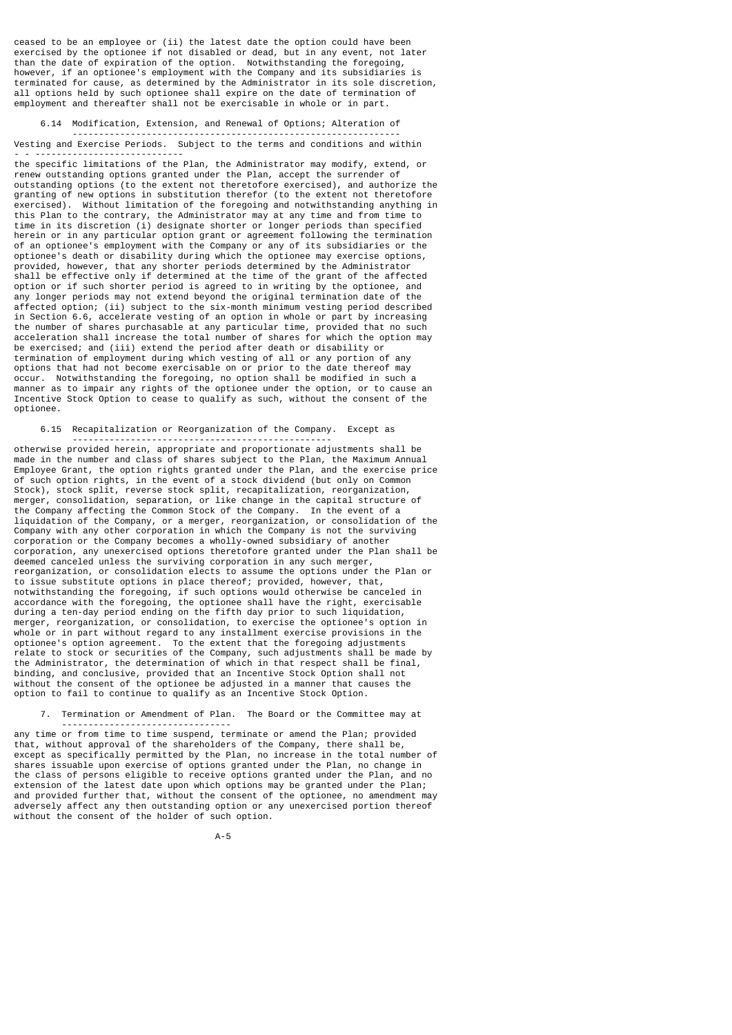ceased to be an employee or (ii) the latest date the option could have been exercised by the optionee if not disabled or dead, but in any event, not later than the date of expiration of the option. Notwithstanding the foregoing, however, if an optionee's employment with the Company and its subsidiaries is terminated for cause, as determined by the Administrator in its sole discretion, all options held by such optionee shall expire on the date of termination of employment and thereafter shall not be exercisable in whole or in part.

6.14 Modification, Extension, and Renewal of Options; Alteration of Vesting and Exercise Periods. Subject to the terms and conditions and within the specific limitations of the Plan, the Administrator may modify, extend, or renew outstanding options granted under the Plan, accept the surrender of outstanding options (to the extent not theretofore exercised), and authorize the granting of new options in substitution therefor (to the extent not theretofore exercised). Without limitation of the foregoing and notwithstanding anything in this Plan to the contrary, the Administrator may at any time and from time to time in its discretion (i) designate shorter or longer periods than specified herein or in any particular option grant or agreement following the termination of an optionee's employment with the Company or any of its subsidiaries or the optionee's death or disability during which the optionee may exercise options, provided, however, that any shorter periods determined by the Administrator shall be effective only if determined at the time of the grant of the affected option or if such shorter period is agreed to in writing by the optionee, and any longer periods may not extend beyond the original termination date of the affected option; (ii) subject to the six-month minimum vesting period described in Section 6.6, accelerate vesting of an option in whole or part by increasing the number of shares purchasable at any particular time, provided that no such acceleration shall increase the total number of shares for which the option may be exercised; and (iii) extend the period after death or disability or termination of employment during which vesting of all or any portion of any options that had not become exercisable on or prior to the date thereof may occur. Notwithstanding the foregoing, no option shall be modified in such a manner as to impair any rights of the optionee under the option, or to cause an Incentive Stock Option to cease to qualify as such, without the consent of the optionee.

6.15 Recapitalization or Reorganization of the Company. Except as otherwise provided herein, appropriate and proportionate adjustments shall be made in the number and class of shares subject to the Plan, the Maximum Annual Employee Grant, the option rights granted under the Plan, and the exercise price of such option rights, in the event of a stock dividend (but only on Common Stock), stock split, reverse stock split, recapitalization, reorganization, merger, consolidation, separation, or like change in the capital structure of the Company affecting the Common Stock of the Company. In the event of a liquidation of the Company, or a merger, reorganization, or consolidation of the Company with any other corporation in which the Company is not the surviving corporation or the Company becomes a wholly-owned subsidiary of another corporation, any unexercised options theretofore granted under the Plan shall be deemed canceled unless the surviving corporation in any such merger, reorganization, or consolidation elects to assume the options under the Plan or to issue substitute options in place thereof; provided, however, that, notwithstanding the foregoing, if such options would otherwise be canceled in accordance with the foregoing, the optionee shall have the right, exercisable during a ten-day period ending on the fifth day prior to such liquidation, merger, reorganization, or consolidation, to exercise the optionee's option in whole or in part without regard to any installment exercise provisions in the optionee's option agreement. To the extent that the foregoing adjustments relate to stock or securities of the Company, such adjustments shall be made by the Administrator, the determination of which in that respect shall be final, binding, and conclusive, provided that an Incentive Stock Option shall not without the consent of the optionee be adjusted in a manner that causes the option to fail to continue to qualify as an Incentive Stock Option.

7. Termination or Amendment of Plan. The Board or the Committee may at any time or from time to time suspend, terminate or amend the Plan; provided that, without approval of the shareholders of the Company, there shall be, except as specifically permitted by the Plan, no increase in the total number of shares issuable upon exercise of options granted under the Plan, no change in the class of persons eligible to receive options granted under the Plan, and no extension of the latest date upon which options may be granted under the Plan; and provided further that, without the consent of the optionee, no amendment may adversely affect any then outstanding option or any unexercised portion thereof without the consent of the holder of such option.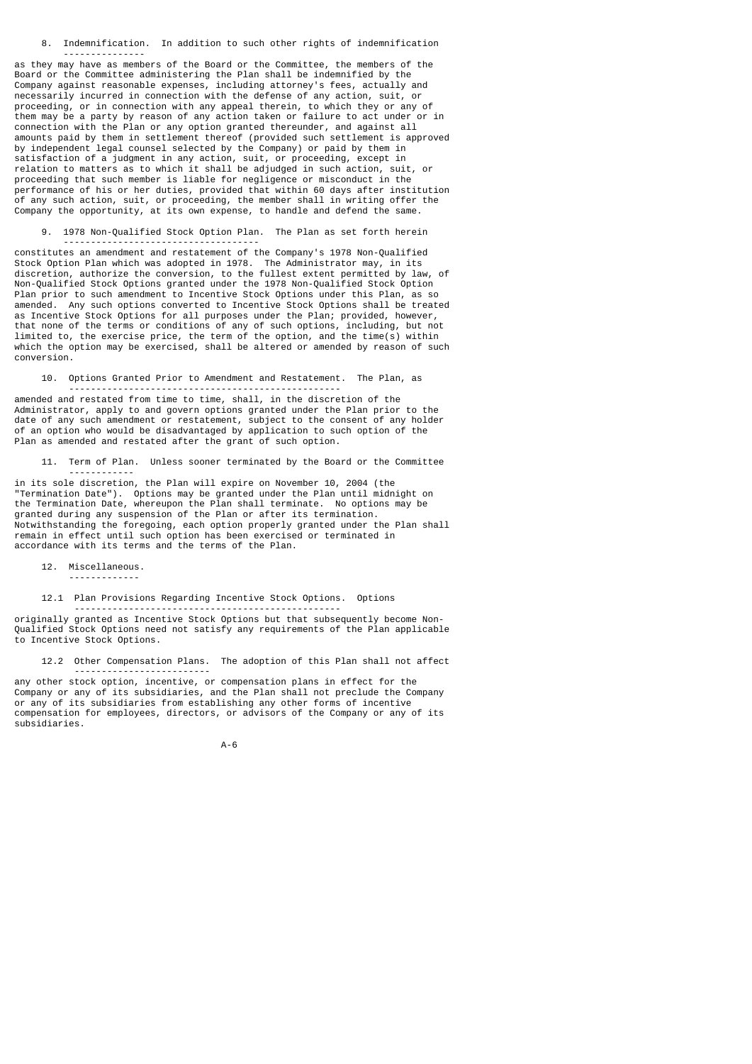8. Indemnification. In addition to such other rights of indemnification as they may have as members of the Board or the Committee, the members of the Board or the Committee administering the Plan shall be indemnified by the Company against reasonable expenses, including attorney's fees, actually and necessarily incurred in connection with the defense of any action, suit, or proceeding, or in connection with any appeal therein, to which they or any of them may be a party by reason of any action taken or failure to act under or in connection with the Plan or any option granted thereunder, and against all amounts paid by them in settlement thereof (provided such settlement is approved by independent legal counsel selected by the Company) or paid by them in satisfaction of a judgment in any action, suit, or proceeding, except in relation to matters as to which it shall be adjudged in such action, suit, or proceeding that such member is liable for negligence or misconduct in the performance of his or her duties, provided that within 60 days after institution of any such action, suit, or proceeding, the member shall in writing offer the Company the opportunity, at its own expense, to handle and defend the same.

9. 1978 Non-Qualified Stock Option Plan. The Plan as set forth herein constitutes an amendment and restatement of the Company's 1978 Non-Qualified Stock Option Plan which was adopted in 1978. The Administrator may, in its discretion, authorize the conversion, to the fullest extent permitted by law, of Non-Qualified Stock Options granted under the 1978 Non-Qualified Stock Option Plan prior to such amendment to Incentive Stock Options under this Plan, as so amended. Any such options converted to Incentive Stock Options shall be treated as Incentive Stock Options for all purposes under the Plan; provided, however, that none of the terms or conditions of any of such options, including, but not limited to, the exercise price, the term of the option, and the time(s) within which the option may be exercised, shall be altered or amended by reason of such conversion.

10. Options Granted Prior to Amendment and Restatement. The Plan, as amended and restated from time to time, shall, in the discretion of the Administrator, apply to and govern options granted under the Plan prior to the date of any such amendment or restatement, subject to the consent of any holder of an option who would be disadvantaged by application to such option of the Plan as amended and restated after the grant of such option.

11. Term of Plan. Unless sooner terminated by the Board or the Committee in its sole discretion, the Plan will expire on November 10, 2004 (the "Termination Date"). Options may be granted under the Plan until midnight on the Termination Date, whereupon the Plan shall terminate. No options may be granted during any suspension of the Plan or after its termination. Notwithstanding the foregoing, each option properly granted under the Plan shall remain in effect until such option has been exercised or terminated in accordance with its terms and the terms of the Plan.

12. Miscellaneous.

12.1 Plan Provisions Regarding Incentive Stock Options. Options originally granted as Incentive Stock Options but that subsequently become Non-Qualified Stock Options need not satisfy any requirements of the Plan applicable to Incentive Stock Options.

12.2 Other Compensation Plans. The adoption of this Plan shall not affect any other stock option, incentive, or compensation plans in effect for the Company or any of its subsidiaries, and the Plan shall not preclude the Company or any of its subsidiaries from establishing any other forms of incentive compensation for employees, directors, or advisors of the Company or any of its subsidiaries.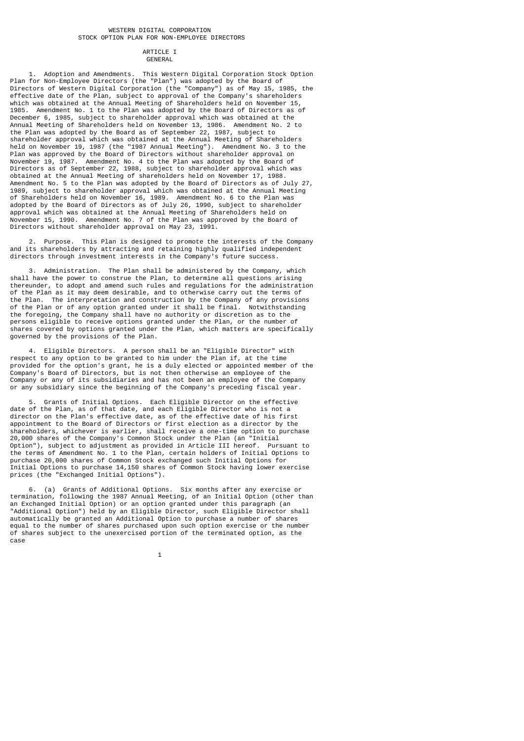# WESTERN DIGITAL CORPORATION
# STOCK OPTION PLAN FOR NON-EMPLOYEE DIRECTORS

## ARTICLE I
## GENERAL

1. Adoption and Amendments. This Western Digital Corporation Stock Option Plan for Non-Employee Directors (the "Plan") was adopted by the Board of Directors of Western Digital Corporation (the "Company") as of May 15, 1985, the effective date of the Plan, subject to approval of the Company's shareholders which was obtained at the Annual Meeting of Shareholders held on November 15, 1985. Amendment No. 1 to the Plan was adopted by the Board of Directors as of December 6, 1985, subject to shareholder approval which was obtained at the Annual Meeting of Shareholders held on November 13, 1986. Amendment No. 2 to the Plan was adopted by the Board as of September 22, 1987, subject to shareholder approval which was obtained at the Annual Meeting of Shareholders held on November 19, 1987 (the "1987 Annual Meeting"). Amendment No. 3 to the Plan was approved by the Board of Directors without shareholder approval on November 19, 1987. Amendment No. 4 to the Plan was adopted by the Board of Directors as of September 22, 1988, subject to shareholder approval which was obtained at the Annual Meeting of shareholders held on November 17, 1988. Amendment No. 5 to the Plan was adopted by the Board of Directors as of July 27, 1989, subject to shareholder approval which was obtained at the Annual Meeting of Shareholders held on November 16, 1989. Amendment No. 6 to the Plan was adopted by the Board of Directors as of July 26, 1990, subject to shareholder approval which was obtained at the Annual Meeting of Shareholders held on November 15, 1990. Amendment No. 7 of the Plan was approved by the Board of Directors without shareholder approval on May 23, 1991.

2. Purpose. This Plan is designed to promote the interests of the Company and its shareholders by attracting and retaining highly qualified independent directors through investment interests in the Company's future success.

3. Administration. The Plan shall be administered by the Company, which shall have the power to construe the Plan, to determine all questions arising thereunder, to adopt and amend such rules and regulations for the administration of the Plan as it may deem desirable, and to otherwise carry out the terms of the Plan. The interpretation and construction by the Company of any provisions of the Plan or of any option granted under it shall be final. Notwithstanding the foregoing, the Company shall have no authority or discretion as to the persons eligible to receive options granted under the Plan, or the number of shares covered by options granted under the Plan, which matters are specifically governed by the provisions of the Plan.

4. Eligible Directors. A person shall be an "Eligible Director" with respect to any option to be granted to him under the Plan if, at the time provided for the option's grant, he is a duly elected or appointed member of the Company's Board of Directors, but is not then otherwise an employee of the Company or any of its subsidiaries and has not been an employee of the Company or any subsidiary since the beginning of the Company's preceding fiscal year.

5. Grants of Initial Options. Each Eligible Director on the effective date of the Plan, as of that date, and each Eligible Director who is not a director on the Plan's effective date, as of the effective date of his first appointment to the Board of Directors or first election as a director by the shareholders, whichever is earlier, shall receive a one-time option to purchase 20,000 shares of the Company's Common Stock under the Plan (an "Initial Option"), subject to adjustment as provided in Article III hereof. Pursuant to the terms of Amendment No. 1 to the Plan, certain holders of Initial Options to purchase 20,000 shares of Common Stock exchanged such Initial Options for Initial Options to purchase 14,150 shares of Common Stock having lower exercise prices (the "Exchanged Initial Options").

6. (a) Grants of Additional Options. Six months after any exercise or termination, following the 1987 Annual Meeting, of an Initial Option (other than an Exchanged Initial Option) or an option granted under this paragraph (an "Additional Option") held by an Eligible Director, such Eligible Director shall automatically be granted an Additional Option to purchase a number of shares equal to the number of shares purchased upon such option exercise or the number of shares subject to the unexercised portion of the terminated option, as the case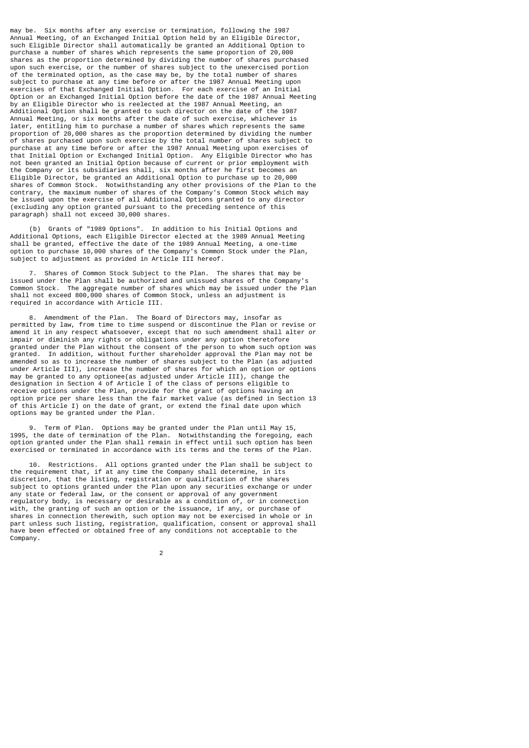may be. Six months after any exercise or termination, following the 1987 Annual Meeting, of an Exchanged Initial Option held by an Eligible Director, such Eligible Director shall automatically be granted an Additional Option to purchase a number of shares which represents the same proportion of 20,000 shares as the proportion determined by dividing the number of shares purchased upon such exercise, or the number of shares subject to the unexercised portion of the terminated option, as the case may be, by the total number of shares subject to purchase at any time before or after the 1987 Annual Meeting upon exercises of that Exchanged Initial Option. For each exercise of an Initial Option or an Exchanged Initial Option before the date of the 1987 Annual Meeting by an Eligible Director who is reelected at the 1987 Annual Meeting, an Additional Option shall be granted to such director on the date of the 1987 Annual Meeting, or six months after the date of such exercise, whichever is later, entitling him to purchase a number of shares which represents the same proportion of 20,000 shares as the proportion determined by dividing the number of shares purchased upon such exercise by the total number of shares subject to purchase at any time before or after the 1987 Annual Meeting upon exercises of that Initial Option or Exchanged Initial Option. Any Eligible Director who has not been granted an Initial Option because of current or prior employment with the Company or its subsidiaries shall, six months after he first becomes an Eligible Director, be granted an Additional Option to purchase up to 20,000 shares of Common Stock. Notwithstanding any other provisions of the Plan to the contrary, the maximum number of shares of the Company's Common Stock which may be issued upon the exercise of all Additional Options granted to any director (excluding any option granted pursuant to the preceding sentence of this paragraph) shall not exceed 30,000 shares.

(b) Grants of "1989 Options". In addition to his Initial Options and Additional Options, each Eligible Director elected at the 1989 Annual Meeting shall be granted, effective the date of the 1989 Annual Meeting, a one-time option to purchase 10,000 shares of the Company's Common Stock under the Plan, subject to adjustment as provided in Article III hereof.

7. Shares of Common Stock Subject to the Plan. The shares that may be issued under the Plan shall be authorized and unissued shares of the Company's Common Stock. The aggregate number of shares which may be issued under the Plan shall not exceed 800,000 shares of Common Stock, unless an adjustment is required in accordance with Article III.

8. Amendment of the Plan. The Board of Directors may, insofar as permitted by law, from time to time suspend or discontinue the Plan or revise or amend it in any respect whatsoever, except that no such amendment shall alter or impair or diminish any rights or obligations under any option theretofore granted under the Plan without the consent of the person to whom such option was granted. In addition, without further shareholder approval the Plan may not be amended so as to increase the number of shares subject to the Plan (as adjusted under Article III), increase the number of shares for which an option or options may be granted to any optionee(as adjusted under Article III), change the designation in Section 4 of Article I of the class of persons eligible to receive options under the Plan, provide for the grant of options having an option price per share less than the fair market value (as defined in Section 13 of this Article I) on the date of grant, or extend the final date upon which options may be granted under the Plan.

9. Term of Plan. Options may be granted under the Plan until May 15, 1995, the date of termination of the Plan. Notwithstanding the foregoing, each option granted under the Plan shall remain in effect until such option has been exercised or terminated in accordance with its terms and the terms of the Plan.

10. Restrictions. All options granted under the Plan shall be subject to the requirement that, if at any time the Company shall determine, in its discretion, that the listing, registration or qualification of the shares subject to options granted under the Plan upon any securities exchange or under any state or federal law, or the consent or approval of any government regulatory body, is necessary or desirable as a condition of, or in connection with, the granting of such an option or the issuance, if any, or purchase of shares in connection therewith, such option may not be exercised in whole or in part unless such listing, registration, qualification, consent or approval shall have been effected or obtained free of any conditions not acceptable to the Company.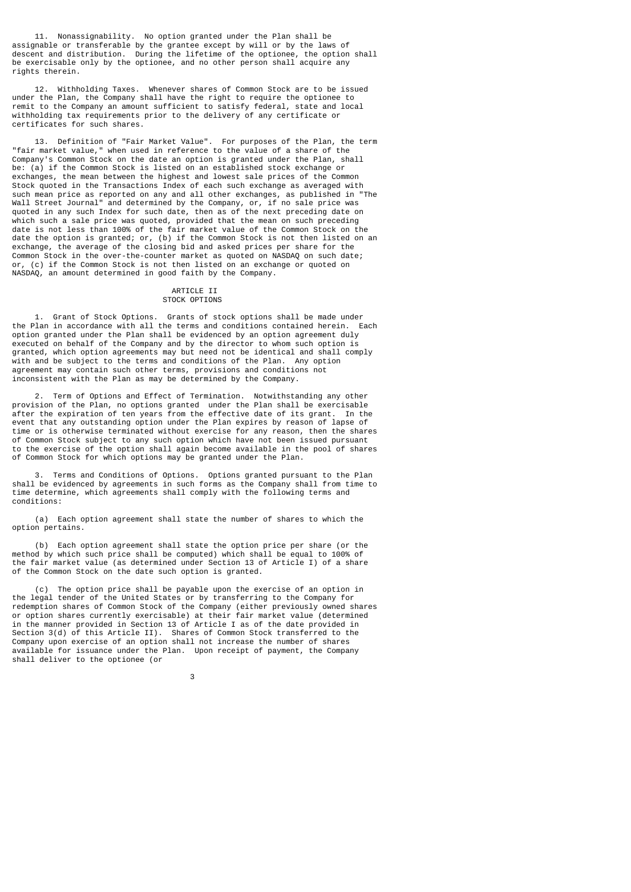11. Nonassignability. No option granted under the Plan shall be assignable or transferable by the grantee except by will or by the laws of descent and distribution. During the lifetime of the optionee, the option shall be exercisable only by the optionee, and no other person shall acquire any rights therein.

12. Withholding Taxes. Whenever shares of Common Stock are to be issued under the Plan, the Company shall have the right to require the optionee to remit to the Company an amount sufficient to satisfy federal, state and local withholding tax requirements prior to the delivery of any certificate or certificates for such shares.

13. Definition of "Fair Market Value". For purposes of the Plan, the term "fair market value," when used in reference to the value of a share of the Company's Common Stock on the date an option is granted under the Plan, shall be: (a) if the Common Stock is listed on an established stock exchange or exchanges, the mean between the highest and lowest sale prices of the Common Stock quoted in the Transactions Index of each such exchange as averaged with such mean price as reported on any and all other exchanges, as published in "The Wall Street Journal" and determined by the Company, or, if no sale price was quoted in any such Index for such date, then as of the next preceding date on which such a sale price was quoted, provided that the mean on such preceding date is not less than 100% of the fair market value of the Common Stock on the date the option is granted; or, (b) if the Common Stock is not then listed on an exchange, the average of the closing bid and asked prices per share for the Common Stock in the over-the-counter market as quoted on NASDAQ on such date; or, (c) if the Common Stock is not then listed on an exchange or quoted on NASDAQ, an amount determined in good faith by the Company.

## ARTICLE II
## STOCK OPTIONS

1. Grant of Stock Options. Grants of stock options shall be made under the Plan in accordance with all the terms and conditions contained herein. Each option granted under the Plan shall be evidenced by an option agreement duly executed on behalf of the Company and by the director to whom such option is granted, which option agreements may but need not be identical and shall comply with and be subject to the terms and conditions of the Plan. Any option agreement may contain such other terms, provisions and conditions not inconsistent with the Plan as may be determined by the Company.

2. Term of Options and Effect of Termination. Notwithstanding any other provision of the Plan, no options granted under the Plan shall be exercisable after the expiration of ten years from the effective date of its grant. In the event that any outstanding option under the Plan expires by reason of lapse of time or is otherwise terminated without exercise for any reason, then the shares of Common Stock subject to any such option which have not been issued pursuant to the exercise of the option shall again become available in the pool of shares of Common Stock for which options may be granted under the Plan.

3. Terms and Conditions of Options. Options granted pursuant to the Plan shall be evidenced by agreements in such forms as the Company shall from time to time determine, which agreements shall comply with the following terms and conditions:

(a) Each option agreement shall state the number of shares to which the option pertains.

(b) Each option agreement shall state the option price per share (or the method by which such price shall be computed) which shall be equal to 100% of the fair market value (as determined under Section 13 of Article I) of a share of the Common Stock on the date such option is granted.

(c) The option price shall be payable upon the exercise of an option in the legal tender of the United States or by transferring to the Company for redemption shares of Common Stock of the Company (either previously owned shares or option shares currently exercisable) at their fair market value (determined in the manner provided in Section 13 of Article I as of the date provided in Section 3(d) of this Article II). Shares of Common Stock transferred to the Company upon exercise of an option shall not increase the number of shares available for issuance under the Plan. Upon receipt of payment, the Company shall deliver to the optionee (or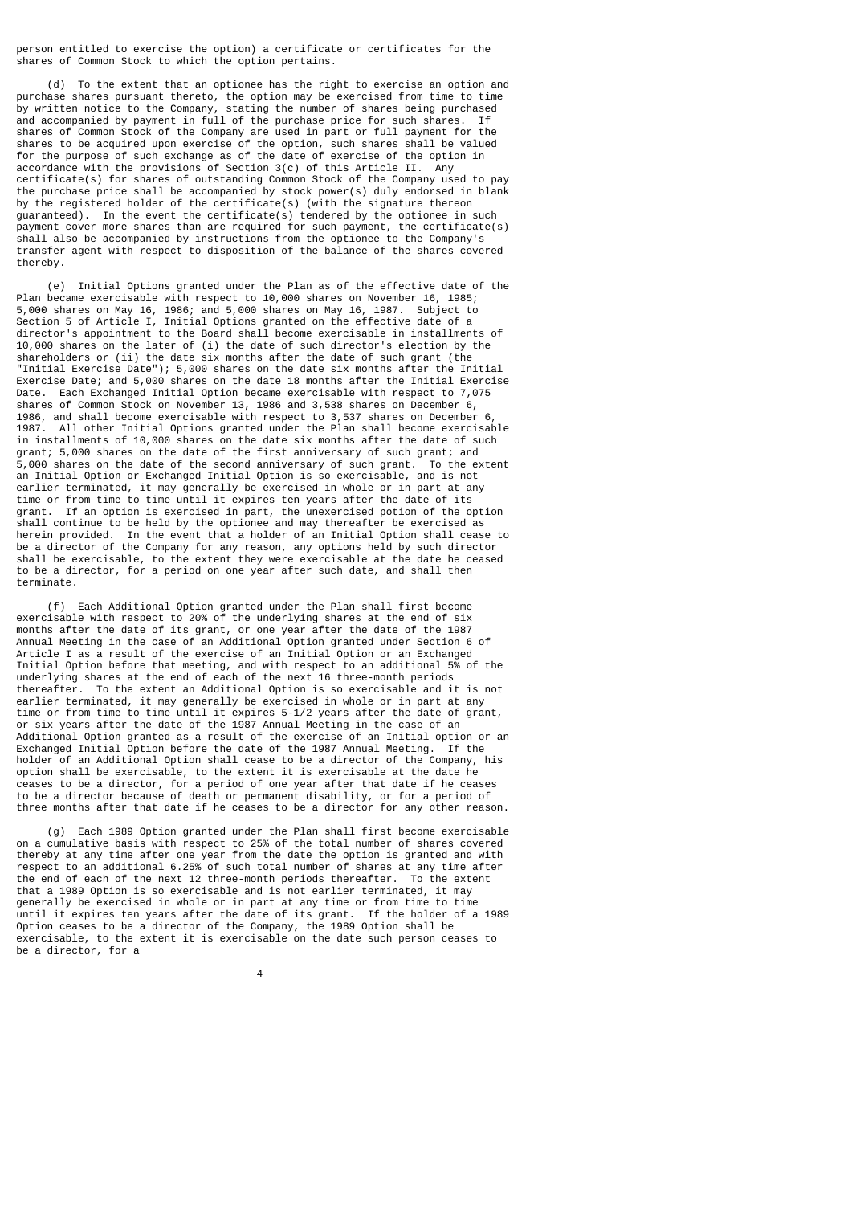person entitled to exercise the option) a certificate or certificates for the shares of Common Stock to which the option pertains.

(d) To the extent that an optionee has the right to exercise an option and purchase shares pursuant thereto, the option may be exercised from time to time by written notice to the Company, stating the number of shares being purchased and accompanied by payment in full of the purchase price for such shares. If shares of Common Stock of the Company are used in part or full payment for the shares to be acquired upon exercise of the option, such shares shall be valued for the purpose of such exchange as of the date of exercise of the option in accordance with the provisions of Section 3(c) of this Article II. Any certificate(s) for shares of outstanding Common Stock of the Company used to pay the purchase price shall be accompanied by stock power(s) duly endorsed in blank by the registered holder of the certificate(s) (with the signature thereon guaranteed). In the event the certificate(s) tendered by the optionee in such payment cover more shares than are required for such payment, the certificate(s) shall also be accompanied by instructions from the optionee to the Company's transfer agent with respect to disposition of the balance of the shares covered thereby.

(e) Initial Options granted under the Plan as of the effective date of the Plan became exercisable with respect to 10,000 shares on November 16, 1985; 5,000 shares on May 16, 1986; and 5,000 shares on May 16, 1987. Subject to Section 5 of Article I, Initial Options granted on the effective date of a director's appointment to the Board shall become exercisable in installments of 10,000 shares on the later of (i) the date of such director's election by the shareholders or (ii) the date six months after the date of such grant (the "Initial Exercise Date"); 5,000 shares on the date six months after the Initial Exercise Date; and 5,000 shares on the date 18 months after the Initial Exercise Date. Each Exchanged Initial Option became exercisable with respect to 7,075 shares of Common Stock on November 13, 1986 and 3,538 shares on December 6, 1986, and shall become exercisable with respect to 3,537 shares on December 6, 1987. All other Initial Options granted under the Plan shall become exercisable in installments of 10,000 shares on the date six months after the date of such grant; 5,000 shares on the date of the first anniversary of such grant; and 5,000 shares on the date of the second anniversary of such grant. To the extent an Initial Option or Exchanged Initial Option is so exercisable, and is not earlier terminated, it may generally be exercised in whole or in part at any time or from time to time until it expires ten years after the date of its grant. If an option is exercised in part, the unexercised potion of the option shall continue to be held by the optionee and may thereafter be exercised as herein provided. In the event that a holder of an Initial Option shall cease to be a director of the Company for any reason, any options held by such director shall be exercisable, to the extent they were exercisable at the date he ceased to be a director, for a period on one year after such date, and shall then terminate.

(f) Each Additional Option granted under the Plan shall first become exercisable with respect to 20% of the underlying shares at the end of six months after the date of its grant, or one year after the date of the 1987 Annual Meeting in the case of an Additional Option granted under Section 6 of Article I as a result of the exercise of an Initial Option or an Exchanged Initial Option before that meeting, and with respect to an additional 5% of the underlying shares at the end of each of the next 16 three-month periods thereafter. To the extent an Additional Option is so exercisable and it is not earlier terminated, it may generally be exercised in whole or in part at any time or from time to time until it expires 5-1/2 years after the date of grant, or six years after the date of the 1987 Annual Meeting in the case of an Additional Option granted as a result of the exercise of an Initial option or an Exchanged Initial Option before the date of the 1987 Annual Meeting. If the holder of an Additional Option shall cease to be a director of the Company, his option shall be exercisable, to the extent it is exercisable at the date he ceases to be a director, for a period of one year after that date if he ceases to be a director because of death or permanent disability, or for a period of three months after that date if he ceases to be a director for any other reason.

(g) Each 1989 Option granted under the Plan shall first become exercisable on a cumulative basis with respect to 25% of the total number of shares covered thereby at any time after one year from the date the option is granted and with respect to an additional 6.25% of such total number of shares at any time after the end of each of the next 12 three-month periods thereafter. To the extent that a 1989 Option is so exercisable and is not earlier terminated, it may generally be exercised in whole or in part at any time or from time to time until it expires ten years after the date of its grant. If the holder of a 1989 Option ceases to be a director of the Company, the 1989 Option shall be exercisable, to the extent it is exercisable on the date such person ceases to be a director, for a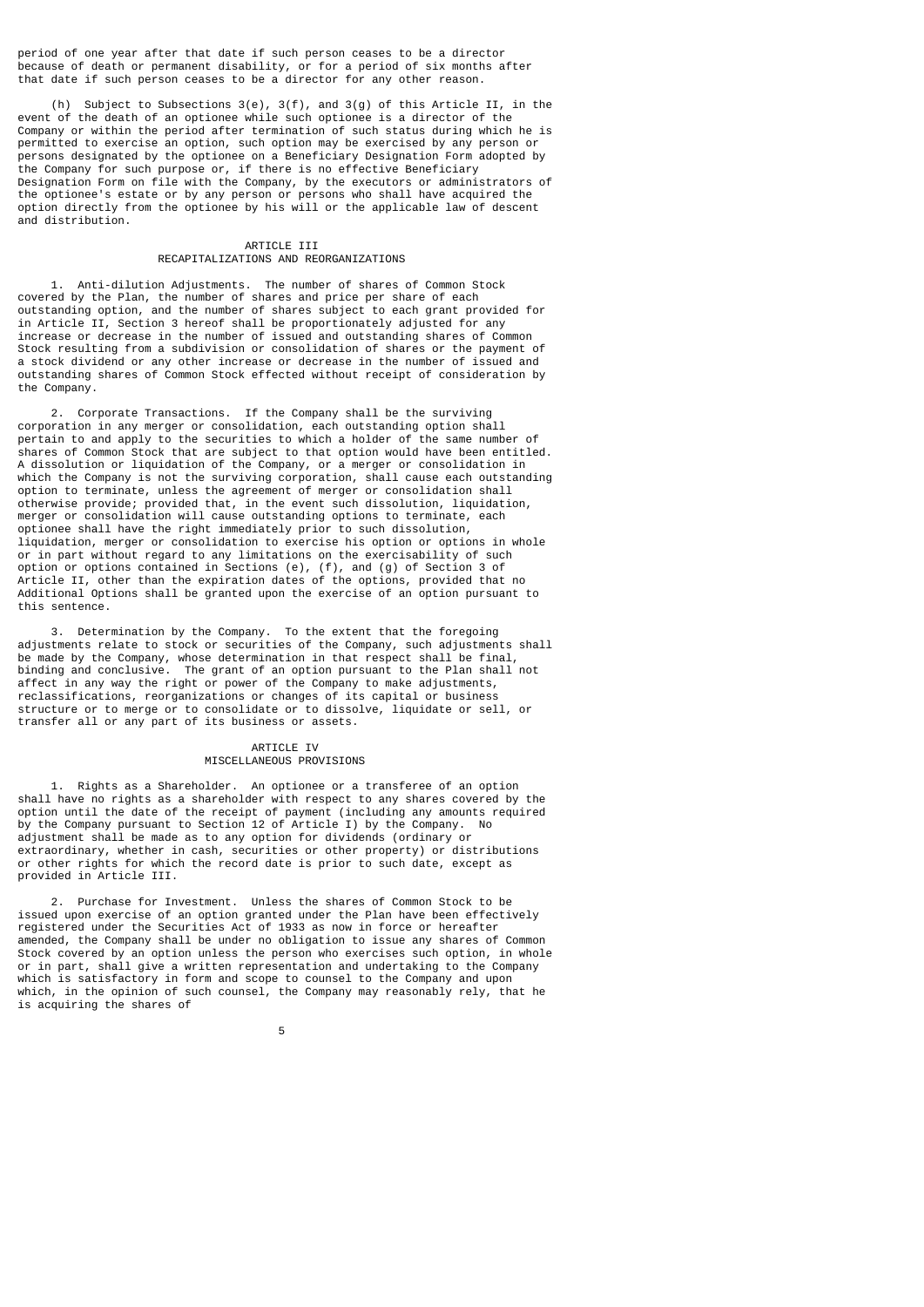period of one year after that date if such person ceases to be a director because of death or permanent disability, or for a period of six months after that date if such person ceases to be a director for any other reason.

(h) Subject to Subsections 3(e), 3(f), and 3(g) of this Article II, in the event of the death of an optionee while such optionee is a director of the Company or within the period after termination of such status during which he is permitted to exercise an option, such option may be exercised by any person or persons designated by the optionee on a Beneficiary Designation Form adopted by the Company for such purpose or, if there is no effective Beneficiary Designation Form on file with the Company, by the executors or administrators of the optionee's estate or by any person or persons who shall have acquired the option directly from the optionee by his will or the applicable law of descent and distribution.

## ARTICLE III
## RECAPITALIZATIONS AND REORGANIZATIONS

1. Anti-dilution Adjustments. The number of shares of Common Stock covered by the Plan, the number of shares and price per share of each outstanding option, and the number of shares subject to each grant provided for in Article II, Section 3 hereof shall be proportionately adjusted for any increase or decrease in the number of issued and outstanding shares of Common Stock resulting from a subdivision or consolidation of shares or the payment of a stock dividend or any other increase or decrease in the number of issued and outstanding shares of Common Stock effected without receipt of consideration by the Company.

2. Corporate Transactions. If the Company shall be the surviving corporation in any merger or consolidation, each outstanding option shall pertain to and apply to the securities to which a holder of the same number of shares of Common Stock that are subject to that option would have been entitled. A dissolution or liquidation of the Company, or a merger or consolidation in which the Company is not the surviving corporation, shall cause each outstanding option to terminate, unless the agreement of merger or consolidation shall otherwise provide; provided that, in the event such dissolution, liquidation, merger or consolidation will cause outstanding options to terminate, each optionee shall have the right immediately prior to such dissolution, liquidation, merger or consolidation to exercise his option or options in whole or in part without regard to any limitations on the exercisability of such option or options contained in Sections (e), (f), and (g) of Section 3 of Article II, other than the expiration dates of the options, provided that no Additional Options shall be granted upon the exercise of an option pursuant to this sentence.

3. Determination by the Company. To the extent that the foregoing adjustments relate to stock or securities of the Company, such adjustments shall be made by the Company, whose determination in that respect shall be final, binding and conclusive. The grant of an option pursuant to the Plan shall not affect in any way the right or power of the Company to make adjustments, reclassifications, reorganizations or changes of its capital or business structure or to merge or to consolidate or to dissolve, liquidate or sell, or transfer all or any part of its business or assets.

## ARTICLE IV
## MISCELLANEOUS PROVISIONS

1. Rights as a Shareholder. An optionee or a transferee of an option shall have no rights as a shareholder with respect to any shares covered by the option until the date of the receipt of payment (including any amounts required by the Company pursuant to Section 12 of Article I) by the Company. No adjustment shall be made as to any option for dividends (ordinary or extraordinary, whether in cash, securities or other property) or distributions or other rights for which the record date is prior to such date, except as provided in Article III.

2. Purchase for Investment. Unless the shares of Common Stock to be issued upon exercise of an option granted under the Plan have been effectively registered under the Securities Act of 1933 as now in force or hereafter amended, the Company shall be under no obligation to issue any shares of Common Stock covered by an option unless the person who exercises such option, in whole or in part, shall give a written representation and undertaking to the Company which is satisfactory in form and scope to counsel to the Company and upon which, in the opinion of such counsel, the Company may reasonably rely, that he is acquiring the shares of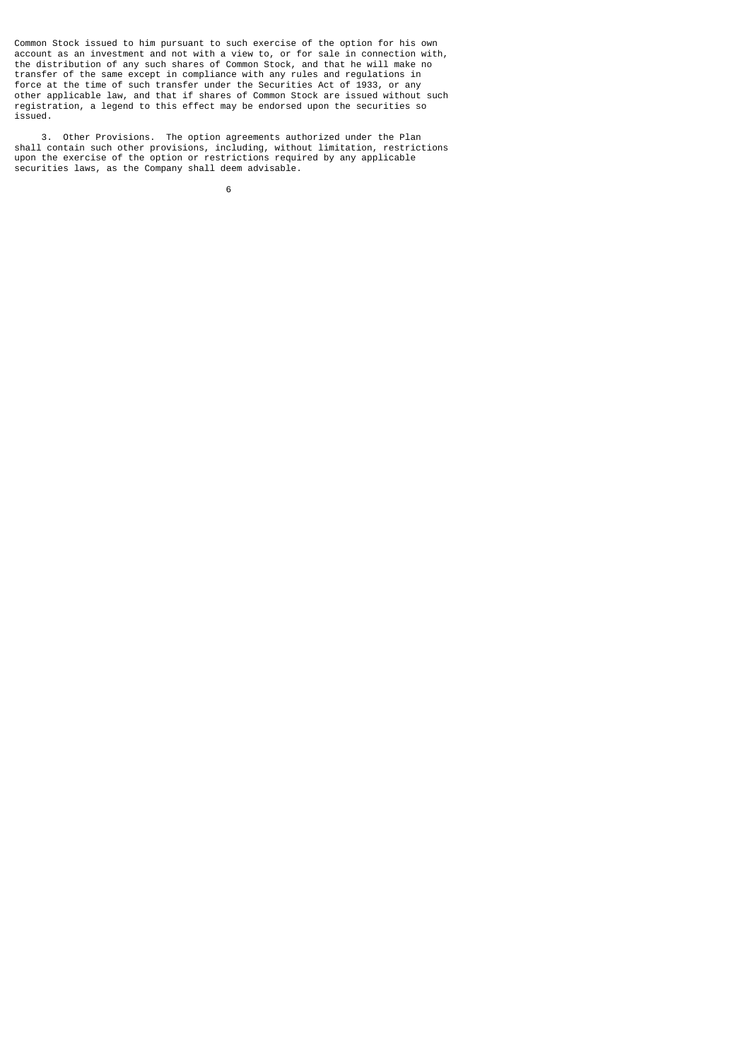Common Stock issued to him pursuant to such exercise of the option for his own account as an investment and not with a view to, or for sale in connection with, the distribution of any such shares of Common Stock, and that he will make no transfer of the same except in compliance with any rules and regulations in force at the time of such transfer under the Securities Act of 1933, or any other applicable law, and that if shares of Common Stock are issued without such registration, a legend to this effect may be endorsed upon the securities so issued.

3. Other Provisions. The option agreements authorized under the Plan shall contain such other provisions, including, without limitation, restrictions upon the exercise of the option or restrictions required by any applicable securities laws, as the Company shall deem advisable.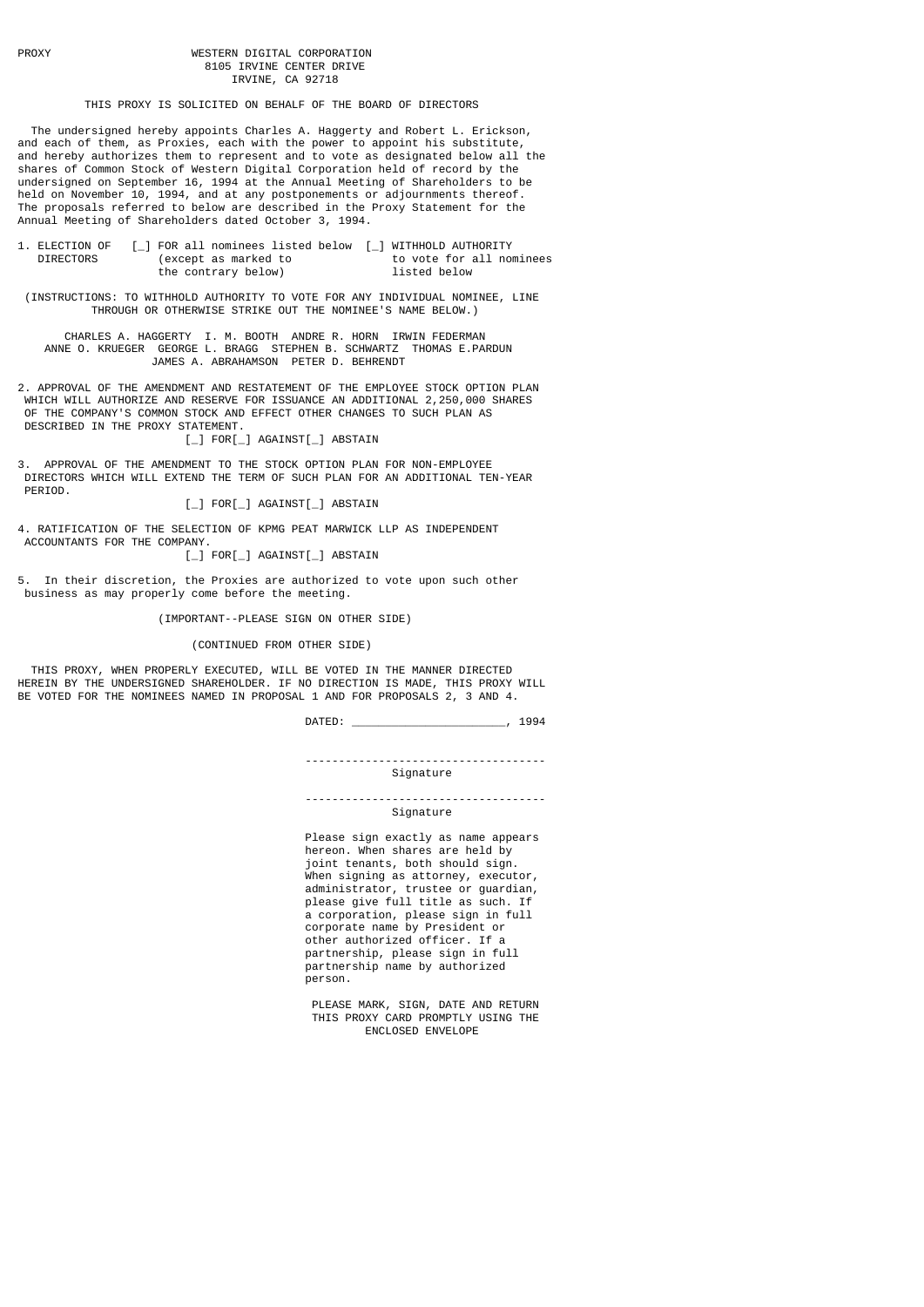PROXY

**WESTERN DIGITAL CORPORATION**
8105 IRVINE CENTER DRIVE
IRVINE, CA 92718

THIS PROXY IS SOLICITED ON BEHALF OF THE BOARD OF DIRECTORS

The undersigned hereby appoints Charles A. Haggerty and Robert L. Erickson, and each of them, as Proxies, each with the power to appoint his substitute, and hereby authorizes them to represent and to vote as designated below all the shares of Common Stock of Western Digital Corporation held of record by the undersigned on September 16, 1994 at the Annual Meeting of Shareholders to be held on November 10, 1994, and at any postponements or adjournments thereof. The proposals referred to below are described in the Proxy Statement for the Annual Meeting of Shareholders dated October 3, 1994.

1. ELECTION OF DIRECTORS [_] FOR all nominees listed below (except as marked to the contrary below) [_] WITHHOLD AUTHORITY to vote for all nominees listed below

(INSTRUCTIONS: TO WITHHOLD AUTHORITY TO VOTE FOR ANY INDIVIDUAL NOMINEE, LINE THROUGH OR OTHERWISE STRIKE OUT THE NOMINEE'S NAME BELOW.)

CHARLES A. HAGGERTY I. M. BOOTH ANDRE R. HORN IRWIN FEDERMAN
ANNE O. KRUEGER GEORGE L. BRAGG STEPHEN B. SCHWARTZ THOMAS E.PARDUN
JAMES A. ABRAHAMSON PETER D. BEHRENDT

2. APPROVAL OF THE AMENDMENT AND RESTATEMENT OF THE EMPLOYEE STOCK OPTION PLAN WHICH WILL AUTHORIZE AND RESERVE FOR ISSUANCE AN ADDITIONAL 2,250,000 SHARES OF THE COMPANY'S COMMON STOCK AND EFFECT OTHER CHANGES TO SUCH PLAN AS DESCRIBED IN THE PROXY STATEMENT.

   [_] FOR [_] AGAINST [_] ABSTAIN

3. APPROVAL OF THE AMENDMENT TO THE STOCK OPTION PLAN FOR NON-EMPLOYEE DIRECTORS WHICH WILL EXTEND THE TERM OF SUCH PLAN FOR AN ADDITIONAL TEN-YEAR PERIOD.

   [_] FOR [_] AGAINST [_] ABSTAIN

4. RATIFICATION OF THE SELECTION OF KPMG PEAT MARWICK LLP AS INDEPENDENT ACCOUNTANTS FOR THE COMPANY.

   [_] FOR [_] AGAINST [_] ABSTAIN

5. In their discretion, the Proxies are authorized to vote upon such other business as may properly come before the meeting.

(IMPORTANT--PLEASE SIGN ON OTHER SIDE)

(CONTINUED FROM OTHER SIDE)

THIS PROXY, WHEN PROPERLY EXECUTED, WILL BE VOTED IN THE MANNER DIRECTED HEREIN BY THE UNDERSIGNED SHAREHOLDER. IF NO DIRECTION IS MADE, THIS PROXY WILL BE VOTED FOR THE NOMINEES NAMED IN PROPOSAL 1 AND FOR PROPOSALS 2, 3 AND 4.

DATED: ______________________, 1994

-----------------------------------
Signature

-----------------------------------
Signature

Please sign exactly as name appears hereon. When shares are held by joint tenants, both should sign. When signing as attorney, executor, administrator, trustee or guardian, please give full title as such. If a corporation, please sign in full corporate name by President or other authorized officer. If a partnership, please sign in full partnership name by authorized person.

PLEASE MARK, SIGN, DATE AND RETURN THIS PROXY CARD PROMPTLY USING THE ENCLOSED ENVELOPE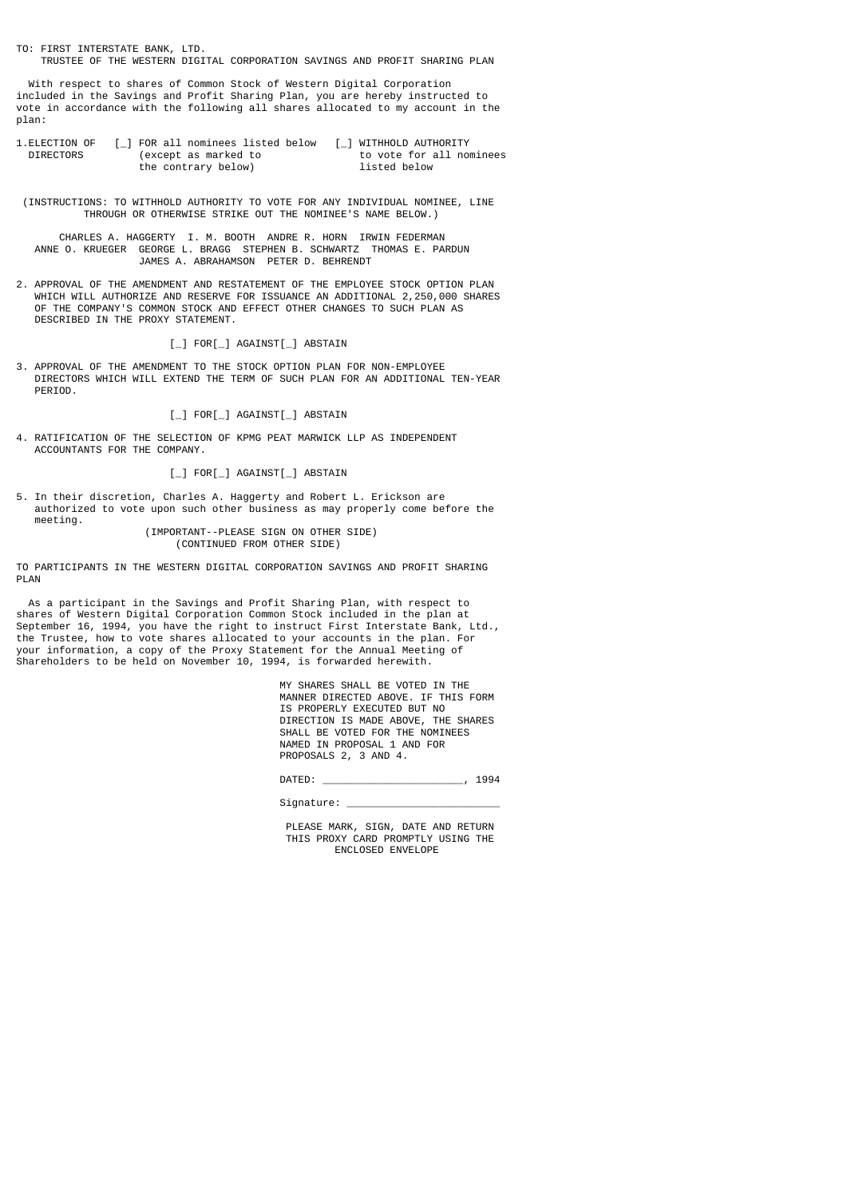TO: FIRST INTERSTATE BANK, LTD.
TRUSTEE OF THE WESTERN DIGITAL CORPORATION SAVINGS AND PROFIT SHARING PLAN

With respect to shares of Common Stock of Western Digital Corporation included in the Savings and Profit Sharing Plan, you are hereby instructed to vote in accordance with the following all shares allocated to my account in the plan:

1. ELECTION OF DIRECTORS [_] FOR all nominees listed below (except as marked to the contrary below) [_] WITHHOLD AUTHORITY to vote for all nominees listed below

(INSTRUCTIONS: TO WITHHOLD AUTHORITY TO VOTE FOR ANY INDIVIDUAL NOMINEE, LINE THROUGH OR OTHERWISE STRIKE OUT THE NOMINEE'S NAME BELOW.)

CHARLES A. HAGGERTY I. M. BOOTH ANDRE R. HORN IRWIN FEDERMAN
ANNE O. KRUEGER GEORGE L. BRAGG STEPHEN B. SCHWARTZ THOMAS E. PARDUN
JAMES A. ABRAHAMSON PETER D. BEHRENDT

2. APPROVAL OF THE AMENDMENT AND RESTATEMENT OF THE EMPLOYEE STOCK OPTION PLAN WHICH WILL AUTHORIZE AND RESERVE FOR ISSUANCE AN ADDITIONAL 2,250,000 SHARES OF THE COMPANY'S COMMON STOCK AND EFFECT OTHER CHANGES TO SUCH PLAN AS DESCRIBED IN THE PROXY STATEMENT.

[_] FOR [_] AGAINST [_] ABSTAIN

3. APPROVAL OF THE AMENDMENT TO THE STOCK OPTION PLAN FOR NON-EMPLOYEE DIRECTORS WHICH WILL EXTEND THE TERM OF SUCH PLAN FOR AN ADDITIONAL TEN-YEAR PERIOD.

[_] FOR [_] AGAINST [_] ABSTAIN

4. RATIFICATION OF THE SELECTION OF KPMG PEAT MARWICK LLP AS INDEPENDENT ACCOUNTANTS FOR THE COMPANY.

[_] FOR [_] AGAINST [_] ABSTAIN

5. In their discretion, Charles A. Haggerty and Robert L. Erickson are authorized to vote upon such other business as may properly come before the meeting.

(IMPORTANT--PLEASE SIGN ON OTHER SIDE)

(CONTINUED FROM OTHER SIDE)

TO PARTICIPANTS IN THE WESTERN DIGITAL CORPORATION SAVINGS AND PROFIT SHARING PLAN

As a participant in the Savings and Profit Sharing Plan, with respect to shares of Western Digital Corporation Common Stock included in the plan at September 16, 1994, you have the right to instruct First Interstate Bank, Ltd., the Trustee, how to vote shares allocated to your accounts in the plan. For your information, a copy of the Proxy Statement for the Annual Meeting of Shareholders to be held on November 10, 1994, is forwarded herewith.

MY SHARES SHALL BE VOTED IN THE MANNER DIRECTED ABOVE. IF THIS FORM IS PROPERLY EXECUTED BUT NO DIRECTION IS MADE ABOVE, THE SHARES SHALL BE VOTED FOR THE NOMINEES NAMED IN PROPOSAL 1 AND FOR PROPOSALS 2, 3 AND 4.

DATED: _______________________, 1994

Signature: _________________________

PLEASE MARK, SIGN, DATE AND RETURN THIS PROXY CARD PROMPTLY USING THE ENCLOSED ENVELOPE